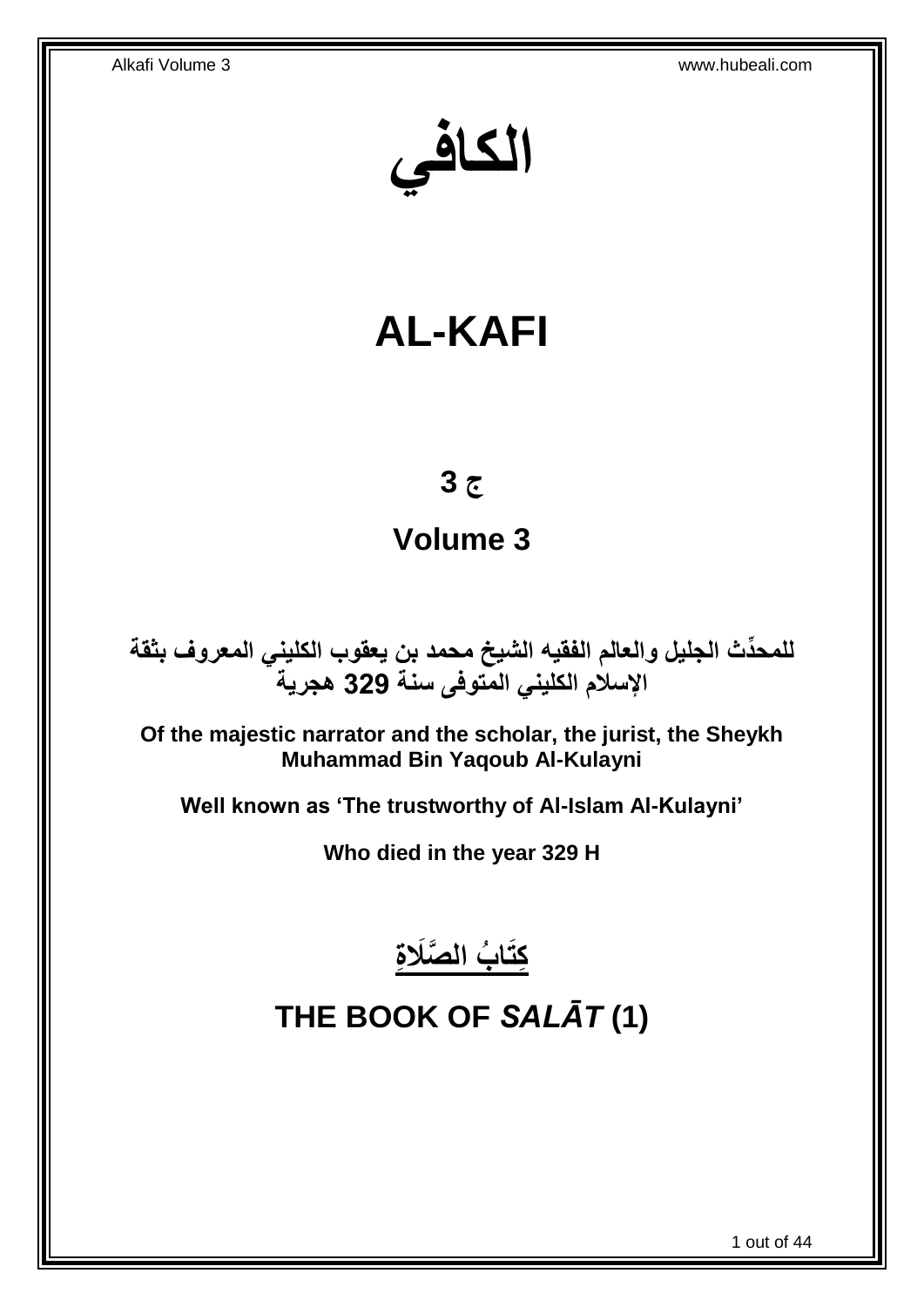# الكافي

# AL-KAFI

## ج 3

## Volume 3

**للمحدِّث الجليل والعالم الفقيه الشيخ محمد بن يعقوب الكليني المعروف بثقة الإسلام الكليني المتوفى سنة 329 هجرية**

**Of the majestic narrator and the scholar, the jurist, the Sheykh Muhammad Bin Yaqoub Al-Kulayni**

**Well known as 'The trustworthy of Al-Islam Al-Kulayni'**

**Who died in the year 329 H**

# كِتَابُ الصَّلَاةِ

# THE BOOK OF *SALĀT* (1)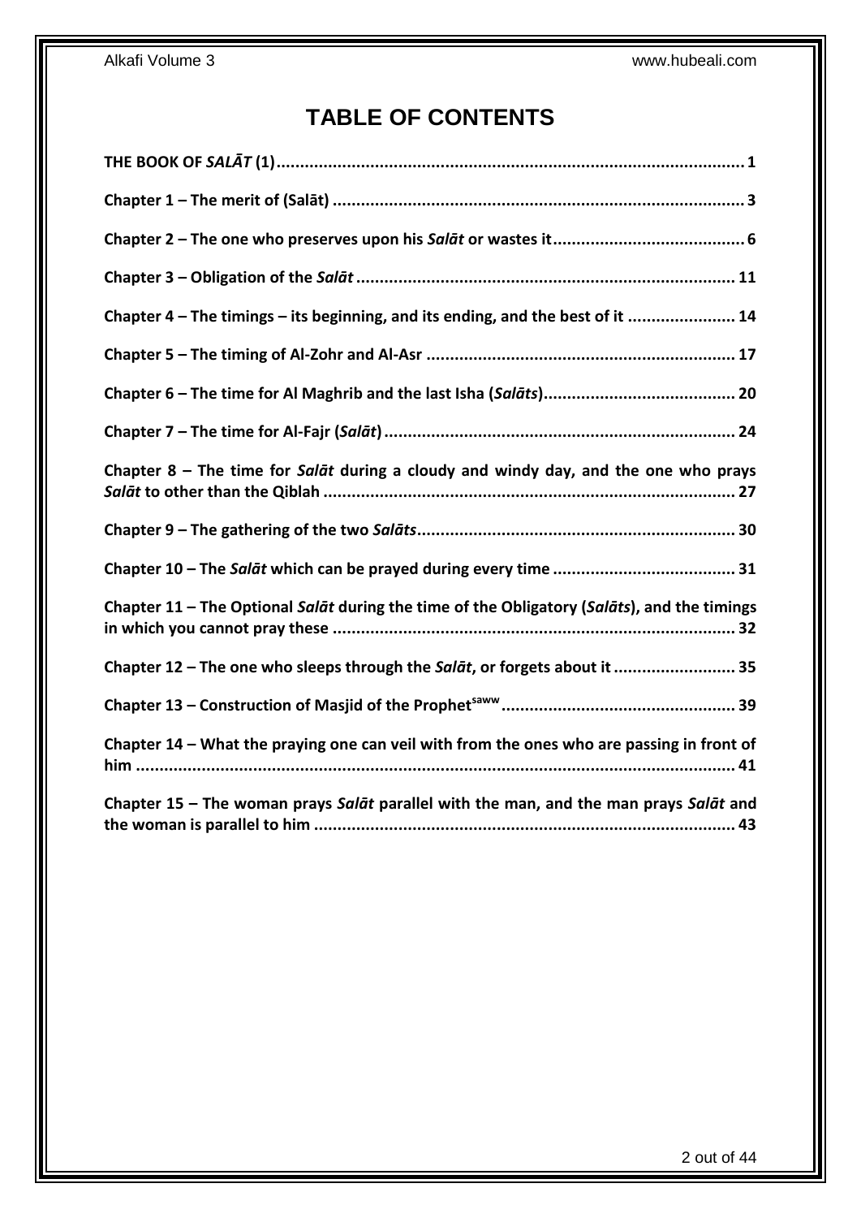# TABLE OF CONTENTS

**THE BOOK OF *SALĀT* (1)** .......... 1

**Chapter 1 – The merit of (Salāt)** .......... 3

**Chapter 2 – The one who preserves upon his *Salāt* or wastes it** .......... 6

**Chapter 3 – Obligation of the *Salāt*** .......... 11

**Chapter 4 – The timings – its beginning, and its ending, and the best of it** .......... 14

**Chapter 5 – The timing of Al-Zohr and Al-Asr** .......... 17

**Chapter 6 – The time for Al Maghrib and the last Isha (*Salāts*)** .......... 20

**Chapter 7 – The time for Al-Fajr (*Salāt*)** .......... 24

**Chapter 8 – The time for *Salāt* during a cloudy and windy day, and the one who prays *Salāt* to other than the Qiblah** .......... 27

**Chapter 9 – The gathering of the two *Salāts*** .......... 30

**Chapter 10 – The *Salāt* which can be prayed during every time** .......... 31

**Chapter 11 – The Optional *Salāt* during the time of the Obligatory (*Salāts*), and the timings in which you cannot pray these** .......... 32

**Chapter 12 – The one who sleeps through the *Salāt*, or forgets about it** .......... 35

**Chapter 13 – Construction of Masjid of the Prophet[saww]** .......... 39

**Chapter 14 – What the praying one can veil with from the ones who are passing in front of him** .......... 41

**Chapter 15 – The woman prays *Salāt* parallel with the man, and the man prays *Salāt* and the woman is parallel to him** .......... 43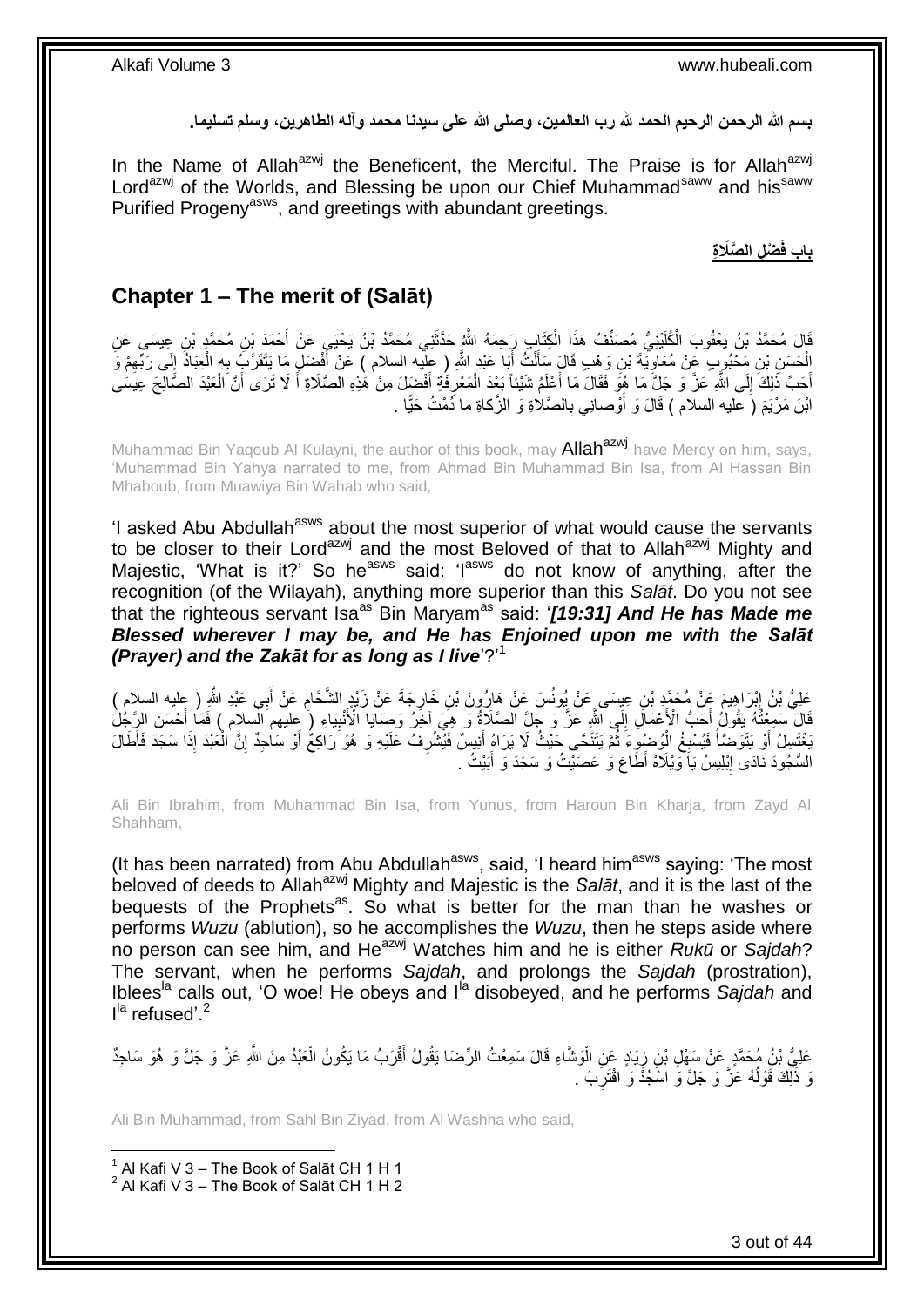بسم الله الرحمن الرحيم الحمد لله رب العالمين، وصلى الله على سيدنا محمد وآله الطاهرين، وسلم تسليما.

In the Name of Allah[azwj] the Beneficent, the Merciful. The Praise is for Allah[azwj] Lord[azwj] of the Worlds, and Blessing be upon our Chief Muhammad[saww] and his[saww] Purified Progeny[asws], and greetings with abundant greetings.

## بَابُ فَضْلِ الصَّلَاةِ

## Chapter 1 – The merit of (Salāt)

قَالَ مُحَمَّدُ بْنُ يَعْقُوبَ الْكُلَيْنِيُّ مُصَنِّفُ هَذَا الْكِتَابِ رَحِمَهُ اللَّهُ حَدَّثَنِي مُحَمَّدُ بْنُ يَحْيَى عَنْ أَحْمَدَ بْنِ مُحَمَّدِ بْنِ عِيسَى عَنِ الْحَسَنِ بْنِ مَحْبُوبٍ عَنْ مُعَاوِيَةَ بْنِ وَهْبٍ قَالَ سَأَلْتُ أَبَا عَبْدِ اللَّهِ ( عليه السلام ) عَنْ أَفْضَلِ مَا يَتَقَرَّبُ بِهِ الْعِبَادُ إِلَى رَبِّهِمْ وَ أَحَبِّ ذَلِكَ إِلَى اللَّهِ عَزَّ وَ جَلَّ مَا هُوَ فَقَالَ مَا أَعْلَمُ شَيْئاً بَعْدَ الْمَعْرِفَةِ أَفْضَلَ مِنْ هَذِهِ الصَّلَاةِ أَ لَا تَرَى أَنَّ الْعَبْدَ الصَّالِحَ عِيسَى ابْنَ مَرْيَمَ ( عليه السلام ) قَالَ وَ أَوْصانِي بِالصَّلاةِ وَ الزَّكاةِ ما دُمْتُ حَيًّا .

Muhammad Bin Yaqoub Al Kulayni, the author of this book, may Allah[azwj] have Mercy on him, says, 'Muhammad Bin Yahya narrated to me, from Ahmad Bin Muhammad Bin Isa, from Al Hassan Bin Mhaboub, from Muawiya Bin Wahab who said,

'I asked Abu Abdullah[asws] about the most superior of what would cause the servants to be closer to their Lord[azwj] and the most Beloved of that to Allah[azwj] Mighty and Majestic, 'What is it?' So he[asws] said: 'I[asws] do not know of anything, after the recognition (of the Wilayah), anything more superior than this *Salāt*. Do you not see that the righteous servant Isa[as] Bin Maryam[as] said: '*[19:31] And He has Made me Blessed wherever I may be, and He has Enjoined upon me with the Salāt (Prayer) and the Zakāt for as long as I live*'?'[1]

عَلِيُّ بْنُ إِبْرَاهِيمَ عَنْ مُحَمَّدِ بْنِ عِيسَى عَنْ يُونُسَ عَنْ هَارُونَ بْنِ خَارِجَةَ عَنْ زَيْدٍ الشَّحَّامِ عَنْ أَبِي عَبْدِ اللَّهِ ( عليه السلام ) قَالَ سَمِعْتُهُ يَقُولُ أَحَبُّ الْأَعْمَالِ إِلَى اللَّهِ عَزَّ وَ جَلَّ الصَّلَاةُ وَ هِيَ آخِرُ وَصَايَا الْأَنْبِيَاءِ ( عليهم السلام ) فَمَا أَحْسَنَ الرَّجُلَ يَغْتَسِلُ أَوْ يَتَوَضَّأُ فَيُسْبِغُ الْوُضُوءَ ثُمَّ يَتَنَحَّى حَيْثُ لَا يَرَاهُ أَنِيسٌ فَيُشْرِفُ عَلَيْهِ وَ هُوَ رَاكِعٌ أَوْ سَاجِدٌ إِنَّ الْعَبْدَ إِذَا سَجَدَ فَأَطَالَ السُّجُودَ نَادَى إِبْلِيسُ يَا وَيْلَاهْ أَطَاعَ وَ عَصَيْتُ وَ سَجَدَ وَ أَبَيْتُ .

Ali Bin Ibrahim, from Muhammad Bin Isa, from Yunus, from Haroun Bin Kharja, from Zayd Al Shahham,

(It has been narrated) from Abu Abdullah[asws], said, 'I heard him[asws] saying: 'The most beloved of deeds to Allah[azwj] Mighty and Majestic is the *Salāt*, and it is the last of the bequests of the Prophets[as]. So what is better for the man than he washes or performs *Wuzu* (ablution), so he accomplishes the *Wuzu*, then he steps aside where no person can see him, and He[azwj] Watches him and he is either *Rukū* or *Sajdah*? The servant, when he performs *Sajdah*, and prolongs the *Sajdah* (prostration), Iblees[la] calls out, 'O woe! He obeys and I[la] disobeyed, and he performs *Sajdah* and I[la] refused'.[2]

عَلِيُّ بْنُ مُحَمَّدٍ عَنْ سَهْلِ بْنِ زِيَادٍ عَنِ الْوَشَّاءِ قَالَ سَمِعْتُ الرِّضَا يَقُولُ أَقْرَبُ مَا يَكُونُ الْعَبْدُ مِنَ اللَّهِ عَزَّ وَ جَلَّ وَ هُوَ سَاجِدٌ وَ ذَلِكَ قَوْلُهُ عَزَّ وَ جَلَّ وَ اسْجُدْ وَ اقْتَرِبْ .

Ali Bin Muhammad, from Sahl Bin Ziyad, from Al Washha who said,

[1] Al Kafi V 3 – The Book of Salāt CH 1 H 1
[2] Al Kafi V 3 – The Book of Salāt CH 1 H 2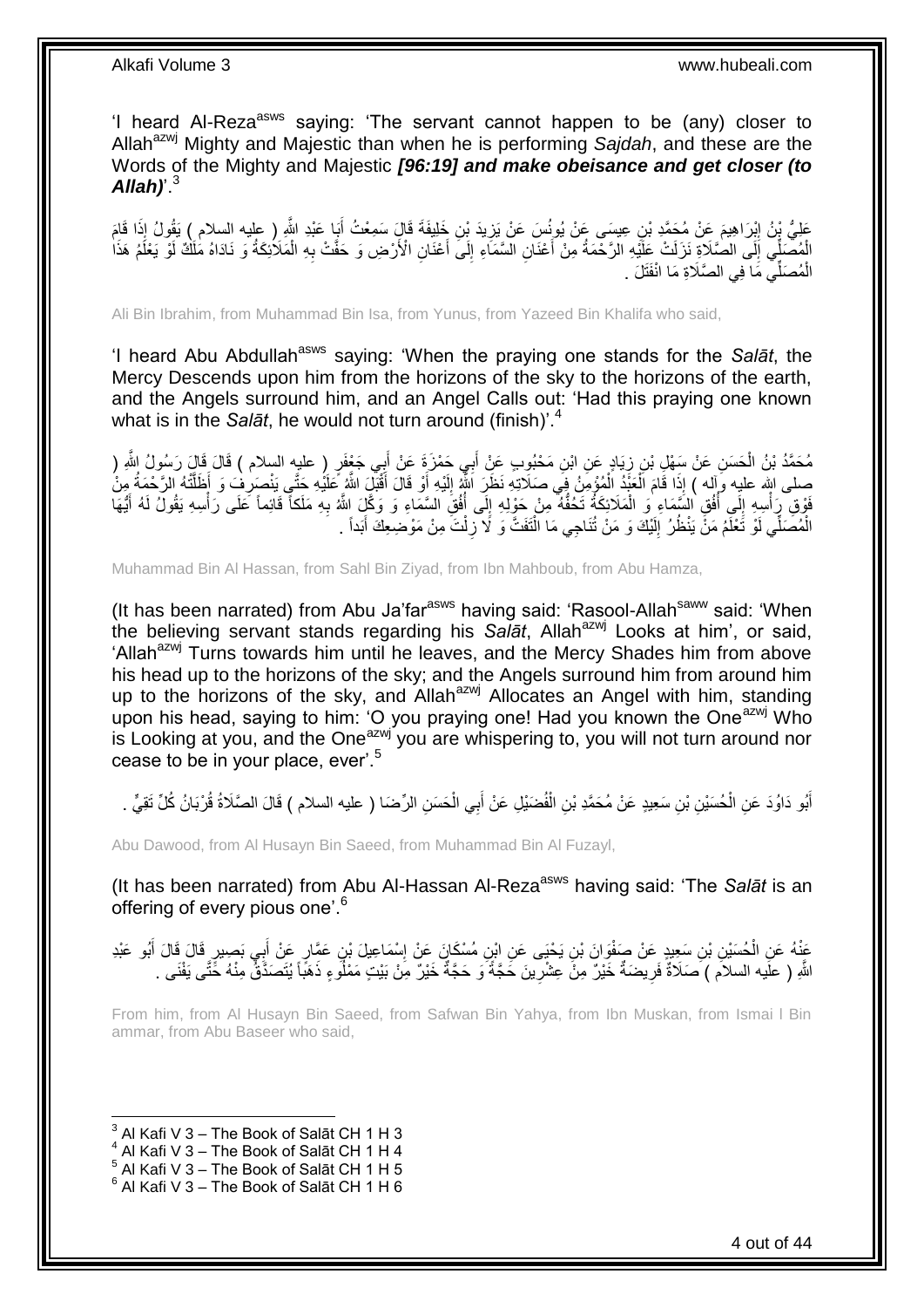'I heard Al-Reza[asws] saying: 'The servant cannot happen to be (any) closer to Allah[azwj] Mighty and Majestic than when he is performing *Sajdah*, and these are the Words of the Mighty and Majestic ***[96:19] and make obeisance and get closer (to Allah)***'.[3]

عَلِيُّ بْنُ إِبْرَاهِيمَ عَنْ مُحَمَّدِ بْنِ عِيسَى عَنْ يُونُسَ عَنْ يَزِيدَ بْنِ خَلِيفَةَ قَالَ سَمِعْتُ أَبَا عَبْدِ اللَّهِ ( عليه السلام ) يَقُولُ إِذَا قَامَ الْمُصَلِّي إِلَى الصَّلَاةِ نَزَلَتْ عَلَيْهِ الرَّحْمَةُ مِنْ أَعْنَانِ السَّمَاءِ إِلَى أَعْنَانِ الْأَرْضِ وَ حَفَّتْ بِهِ الْمَلَائِكَةُ وَ نَادَاهُ مَلَكٌ لَوْ يَعْلَمُ هَذَا الْمُصَلِّي مَا فِي الصَّلَاةِ مَا انْفَتَلَ .

Ali Bin Ibrahim, from Muhammad Bin Isa, from Yunus, from Yazeed Bin Khalifa who said,

'I heard Abu Abdullah[asws] saying: 'When the praying one stands for the *Salāt*, the Mercy Descends upon him from the horizons of the sky to the horizons of the earth, and the Angels surround him, and an Angel Calls out: 'Had this praying one known what is in the *Salāt*, he would not turn around (finish)'.[4]

مُحَمَّدُ بْنُ الْحَسَنِ عَنْ سَهْلِ بْنِ زِيَادٍ عَنِ ابْنِ مَحْبُوبٍ عَنْ أَبِي حَمْزَةَ عَنْ أَبِي جَعْفَرٍ ( عليه السلام ) قَالَ قَالَ رَسُولُ اللَّهِ ( صلى الله عليه وآله ) إِذَا قَامَ الْعَبْدُ الْمُؤْمِنُ فِي صَلَاتِهِ نَظَرَ اللَّهُ إِلَيْهِ أَوْ قَالَ أَقْبَلَ اللَّهُ عَلَيْهِ حَتَّى يَنْصَرِفَ وَ أَظَلَّتْهُ الرَّحْمَةُ مِنْ فَوْقِ رَأْسِهِ إِلَى أُفُقِ السَّمَاءِ وَ الْمَلَائِكَةُ تَحُفُّهُ مِنْ حَوْلِهِ إِلَى أُفُقِ السَّمَاءِ وَ وَكَّلَ اللَّهُ بِهِ مَلَكاً قَائِماً عَلَى رَأْسِهِ يَقُولُ لَهُ أَيُّهَا الْمُصَلِّي لَوْ تَعْلَمُ مَنْ يَنْظُرُ إِلَيْكَ وَ مَنْ تُنَاجِي مَا الْتَفَتَّ وَ لَا زِلْتَ مِنْ مَوْضِعِكَ أَبَداً .

Muhammad Bin Al Hassan, from Sahl Bin Ziyad, from Ibn Mahboub, from Abu Hamza,

(It has been narrated) from Abu Ja'far[asws] having said: 'Rasool-Allah[saww] said: 'When the believing servant stands regarding his *Salāt*, Allah[azwj] Looks at him', or said, 'Allah[azwj] Turns towards him until he leaves, and the Mercy Shades him from above his head up to the horizons of the sky; and the Angels surround him from around him up to the horizons of the sky, and Allah[azwj] Allocates an Angel with him, standing upon his head, saying to him: 'O you praying one! Had you known the One[azwj] Who is Looking at you, and the One[azwj] you are whispering to, you will not turn around nor cease to be in your place, ever'.[5]

أَبُو دَاوُدَ عَنِ الْحُسَيْنِ بْنِ سَعِيدٍ عَنْ مُحَمَّدِ بْنِ الْفُضَيْلِ عَنْ أَبِي الْحَسَنِ الرِّضَا ( عليه السلام ) قَالَ الصَّلَاةُ قُرْبَانُ كُلِّ تَقِيٍّ .

Abu Dawood, from Al Husayn Bin Saeed, from Muhammad Bin Al Fuzayl,

(It has been narrated) from Abu Al-Hassan Al-Reza[asws] having said: 'The *Salāt* is an offering of every pious one'.[6]

عَنْهُ عَنِ الْحُسَيْنِ بْنِ سَعِيدٍ عَنْ صَفْوَانَ بْنِ يَحْيَى عَنِ ابْنِ مُسْكَانَ عَنْ إِسْمَاعِيلَ بْنِ عَمَّارٍ عَنْ أَبِي بَصِيرٍ قَالَ قَالَ أَبُو عَبْدِ اللَّهِ ( عليه السلام ) صَلَاةٌ فَرِيضَةٌ خَيْرٌ مِنْ عِشْرِينَ حَجَّةً وَ حَجَّةٌ خَيْرٌ مِنْ بَيْتٍ مَمْلُوءٍ ذَهَباً يُتَصَدَّقُ مِنْهُ حَتَّى يَفْنَى .

From him, from Al Husayn Bin Saeed, from Safwan Bin Yahya, from Ibn Muskan, from Ismai l Bin ammar, from Abu Baseer who said,

[3] Al Kafi V 3 – The Book of Salāt CH 1 H 3
[4] Al Kafi V 3 – The Book of Salāt CH 1 H 4
[5] Al Kafi V 3 – The Book of Salāt CH 1 H 5
[6] Al Kafi V 3 – The Book of Salāt CH 1 H 6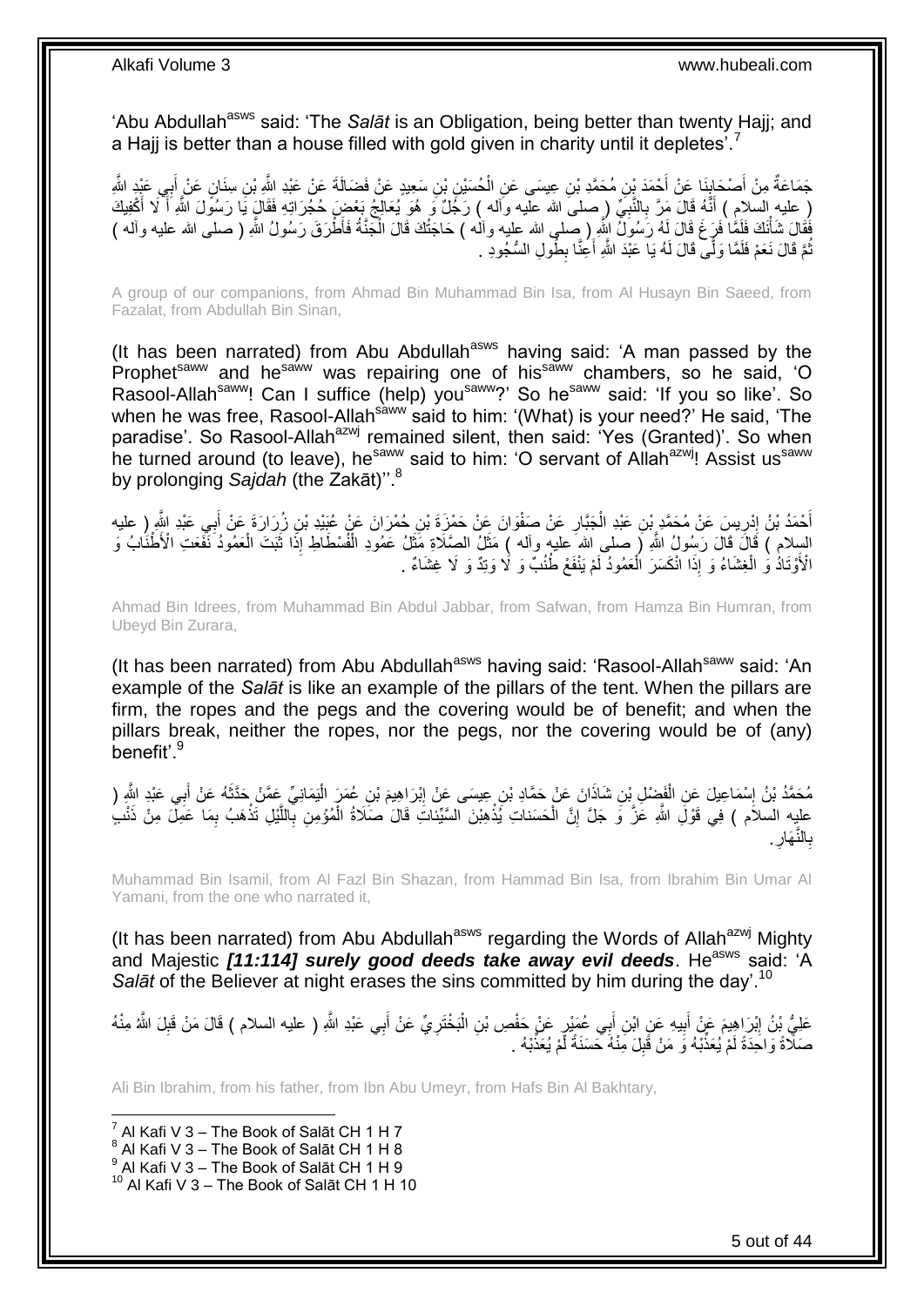'Abu Abdullah[asws] said: 'The *Salāt* is an Obligation, being better than twenty Hajj; and a Hajj is better than a house filled with gold given in charity until it depletes'.[7]

جَمَاعَةٌ مِنْ أَصْحَابِنَا عَنْ أَحْمَدَ بْنِ مُحَمَّدِ بْنِ عِيسَى عَنِ الْحُسَيْنِ بْنِ سَعِيدٍ عَنْ فَضَالَةَ عَنْ عَبْدِ اللَّهِ بْنِ سِنَانٍ عَنْ أَبِي عَبْدِ اللَّهِ ( عليه السلام ) أَنَّهُ قَالَ مَرَّ بِالنَّبِيِّ ( صلى الله عليه وآله ) رَجُلٌ وَ هُوَ يُعَالِجُ بَعْضَ حُجُرَاتِهِ فَقَالَ يَا رَسُولَ اللَّهِ أَ لَا أَكْفِيكَ فَقَالَ شَأْنَكَ فَلَمَّا فَرَغَ قَالَ لَهُ رَسُولُ اللَّهِ ( صلى الله عليه وآله ) حَاجَتُكَ قَالَ الْجَنَّةُ فَأَطْرَقَ رَسُولُ اللَّهِ ( صلى الله عليه وآله ) ثُمَّ قَالَ نَعَمْ فَلَمَّا وَلَّى قَالَ لَهُ يَا عَبْدَ اللَّهِ أَعِنَّا بِطُولِ السُّجُودِ .

A group of our companions, from Ahmad Bin Muhammad Bin Isa, from Al Husayn Bin Saeed, from Fazalat, from Abdullah Bin Sinan,

(It has been narrated) from Abu Abdullah[asws] having said: 'A man passed by the Prophet[saww] and he[saww] was repairing one of his[saww] chambers, so he said, 'O Rasool-Allah[saww]! Can I suffice (help) you[saww]?' So he[saww] said: 'If you so like'. So when he was free, Rasool-Allah[saww] said to him: '(What) is your need?' He said, 'The paradise'. So Rasool-Allah[azwj] remained silent, then said: 'Yes (Granted)'. So when he turned around (to leave), he[saww] said to him: 'O servant of Allah[azwj]! Assist us[saww] by prolonging *Sajdah* (the Zakāt)''.[8]

أَحْمَدُ بْنُ إِدْرِيسَ عَنْ مُحَمَّدِ بْنِ عَبْدِ الْجَبَّارِ عَنْ صَفْوَانَ عَنْ حَمْزَةَ بْنِ حُمْرَانَ عَنْ عُبَيْدِ بْنِ زُرَارَةَ عَنْ أَبِي عَبْدِ اللَّهِ ( عليه السلام ) قَالَ قَالَ رَسُولُ اللَّهِ ( صلى الله عليه وآله ) مَثَلُ الصَّلَاةِ مَثَلُ عَمُودِ الْفُسْطَاطِ إِذَا ثَبَتَ الْعَمُودُ نَفَعَتِ الْأَطْنَابُ وَ الْأَوْتَادُ وَ الْغِشَاءُ وَ إِذَا انْكَسَرَ الْعَمُودُ لَمْ يَنْفَعْ طُنُبٌ وَ لَا وَتِدٌ وَ لَا غِشَاءٌ .

Ahmad Bin Idrees, from Muhammad Bin Abdul Jabbar, from Safwan, from Hamza Bin Humran, from Ubeyd Bin Zurara,

(It has been narrated) from Abu Abdullah[asws] having said: 'Rasool-Allah[saww] said: 'An example of the *Salāt* is like an example of the pillars of the tent. When the pillars are firm, the ropes and the pegs and the covering would be of benefit; and when the pillars break, neither the ropes, nor the pegs, nor the covering would be of (any) benefit'.[9]

مُحَمَّدُ بْنُ إِسْمَاعِيلَ عَنِ الْفَضْلِ بْنِ شَاذَانَ عَنْ حَمَّادِ بْنِ عِيسَى عَنْ إِبْرَاهِيمَ بْنِ عُمَرَ الْيَمَانِيِّ عَمَّنْ حَدَّثَهُ عَنْ أَبِي عَبْدِ اللَّهِ ( عليه السلام ) فِي قَوْلِ اللَّهِ عَزَّ وَ جَلَّ إِنَّ الْحَسَناتِ يُذْهِبْنَ السَّيِّئاتِ قَالَ صَلَاةُ الْمُؤْمِنِ بِاللَّيْلِ تَذْهَبُ بِمَا عَمِلَ مِنْ ذَنْبٍ بِالنَّهَارِ .

Muhammad Bin Isamil, from Al Fazl Bin Shazan, from Hammad Bin Isa, from Ibrahim Bin Umar Al Yamani, from the one who narrated it,

(It has been narrated) from Abu Abdullah[asws] regarding the Words of Allah[azwj] Mighty and Majestic ***[11:114] surely good deeds take away evil deeds***. He[asws] said: 'A *Salāt* of the Believer at night erases the sins committed by him during the day'.[10]

عَلِيُّ بْنُ إِبْرَاهِيمَ عَنْ أَبِيهِ عَنِ ابْنِ أَبِي عُمَيْرٍ عَنْ حَفْصِ بْنِ الْبَخْتَرِيِّ عَنْ أَبِي عَبْدِ اللَّهِ ( عليه السلام ) قَالَ مَنْ قَبِلَ اللَّهُ مِنْهُ صَلَاةً وَاحِدَةً لَمْ يُعَذِّبْهُ وَ مَنْ قَبِلَ مِنْهُ حَسَنَةً لَمْ يُعَذِّبْهُ .

Ali Bin Ibrahim, from his father, from Ibn Abu Umeyr, from Hafs Bin Al Bakhtary,

[7] Al Kafi V 3 – The Book of Salāt CH 1 H 7
[8] Al Kafi V 3 – The Book of Salāt CH 1 H 8
[9] Al Kafi V 3 – The Book of Salāt CH 1 H 9
[10] Al Kafi V 3 – The Book of Salāt CH 1 H 10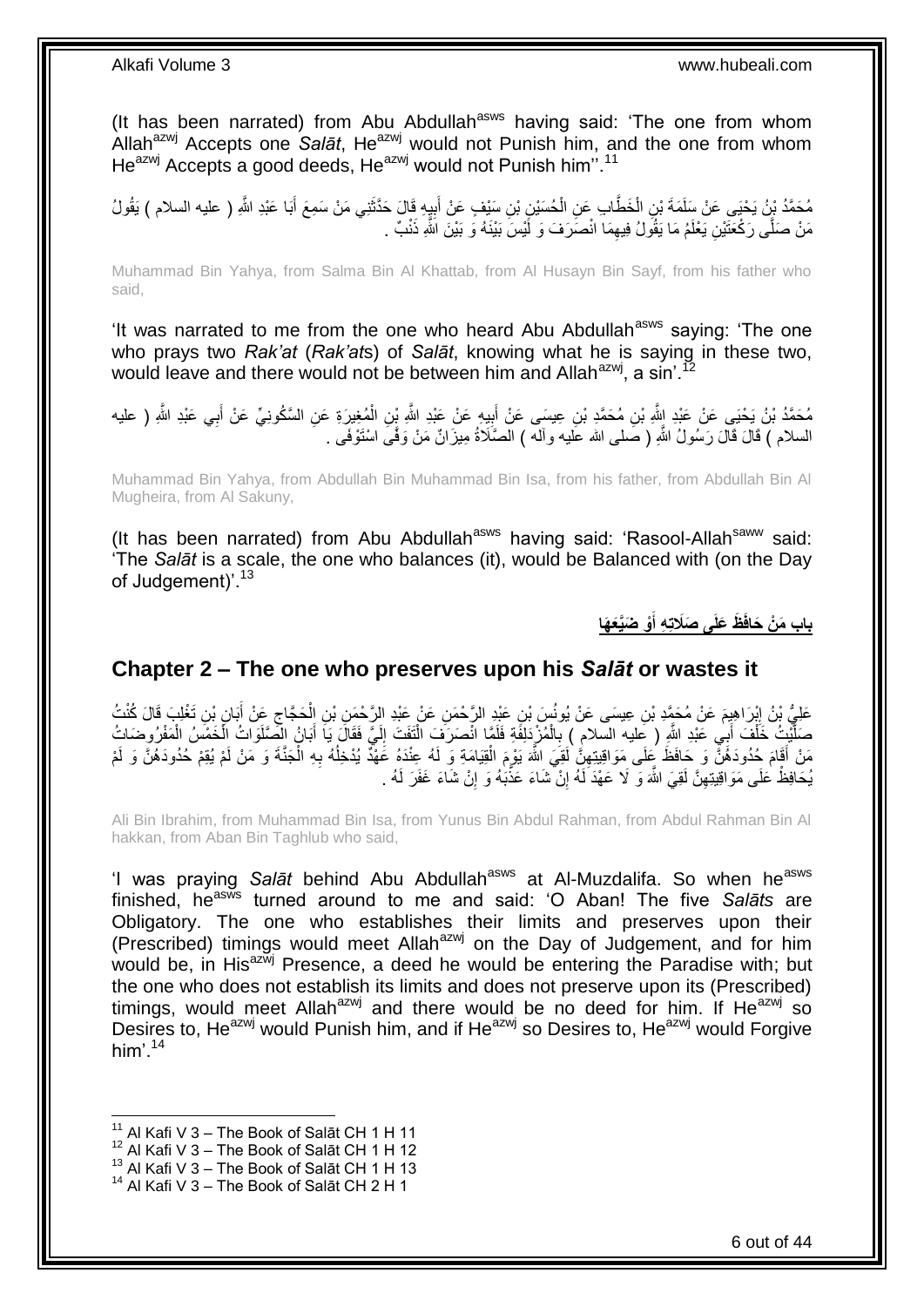(It has been narrated) from Abu Abdullah[asws] having said: 'The one from whom Allah[azwj] Accepts one *Salāt*, He[azwj] would not Punish him, and the one from whom He[azwj] Accepts a good deeds, He[azwj] would not Punish him''.[11]

مُحَمَّدُ بْنُ يَحْيَى عَنْ سَلَمَةَ بْنِ الْخَطَّابِ عَنِ الْحُسَيْنِ بْنِ سَيْفٍ عَنْ أَبِيهِ قَالَ حَدَّثَنِي مَنْ سَمِعَ أَبَا عَبْدِ اللَّهِ ( عليه السلام ) يَقُولُ مَنْ صَلَّى رَكْعَتَيْنِ يَعْلَمُ مَا يَقُولُ فِيهِمَا انْصَرَفَ وَ لَيْسَ بَيْنَهُ وَ بَيْنَ اللَّهِ ذَنْبٌ .

Muhammad Bin Yahya, from Salma Bin Al Khattab, from Al Husayn Bin Sayf, from his father who said,

'It was narrated to me from the one who heard Abu Abdullah[asws] saying: 'The one who prays two *Rak'at* (*Rak'at*s) of *Salāt*, knowing what he is saying in these two, would leave and there would not be between him and Allah[azwj], a sin'.[12]

مُحَمَّدُ بْنُ يَحْيَى عَنْ عَبْدِ اللَّهِ بْنِ مُحَمَّدِ بْنِ عِيسَى عَنْ أَبِيهِ عَنْ عَبْدِ اللَّهِ بْنِ الْمُغِيرَةِ عَنِ السَّكُونِيِّ عَنْ أَبِي عَبْدِ اللَّهِ ( عليه السلام ) قَالَ قَالَ رَسُولُ اللَّهِ ( صلى الله عليه وآله ) الصَّلَاةُ مِيزَانٌ مَنْ وَفَّى اسْتَوْفَى .

Muhammad Bin Yahya, from Abdullah Bin Muhammad Bin Isa, from his father, from Abdullah Bin Al Mugheira, from Al Sakuny,

(It has been narrated) from Abu Abdullah[asws] having said: 'Rasool-Allah[saww] said: 'The *Salāt* is a scale, the one who balances (it), would be Balanced with (on the Day of Judgement)'.[13]

**باب مَنْ حَافَظَ عَلَى صَلَاتِهِ أَوْ ضَيَّعَهَا**

## Chapter 2 – The one who preserves upon his *Salāt* or wastes it

عَلِيُّ بْنُ إِبْرَاهِيمَ عَنْ مُحَمَّدِ بْنِ عِيسَى عَنْ يُونُسَ بْنِ عَبْدِ الرَّحْمَنِ عَنْ عَبْدِ الرَّحْمَنِ بْنِ الْحَجَّاجِ عَنْ أَبَانِ بْنِ تَغْلِبَ قَالَ كُنْتُ صَلَّيْتُ خَلْفَ أَبِي عَبْدِ اللَّهِ ( عليه السلام ) بِالْمُزْدَلِفَةِ فَلَمَّا انْصَرَفَ الْتَفَتَ إِلَيَّ فَقَالَ يَا أَبَانُ الصَّلَوَاتُ الْخَمْسُ الْمَفْرُوضَاتُ مَنْ أَقَامَ حُدُودَهُنَّ وَ حَافَظَ عَلَى مَوَاقِيتِهِنَّ لَقِيَ اللَّهَ يَوْمَ الْقِيَامَةِ وَ لَهُ عِنْدَهُ عَهْدٌ يُدْخِلُهُ بِهِ الْجَنَّةَ وَ مَنْ لَمْ يُقِمْ حُدُودَهُنَّ وَ لَمْ يُحَافِظْ عَلَى مَوَاقِيتِهِنَّ لَقِيَ اللَّهَ وَ لَا عَهْدَ لَهُ إِنْ شَاءَ عَذَّبَهُ وَ إِنْ شَاءَ غَفَرَ لَهُ .

Ali Bin Ibrahim, from Muhammad Bin Isa, from Yunus Bin Abdul Rahman, from Abdul Rahman Bin Al hakkan, from Aban Bin Taghlub who said,

'I was praying *Salāt* behind Abu Abdullah[asws] at Al-Muzdalifa. So when he[asws] finished, he[asws] turned around to me and said: 'O Aban! The five *Salāts* are Obligatory. The one who establishes their limits and preserves upon their (Prescribed) timings would meet Allah[azwj] on the Day of Judgement, and for him would be, in His[azwj] Presence, a deed he would be entering the Paradise with; but the one who does not establish its limits and does not preserve upon its (Prescribed) timings, would meet Allah[azwj] and there would be no deed for him. If He[azwj] so Desires to, He[azwj] would Punish him, and if He[azwj] so Desires to, He[azwj] would Forgive him'.[14]

[11] Al Kafi V 3 – The Book of Salāt CH 1 H 11
[12] Al Kafi V 3 – The Book of Salāt CH 1 H 12
[13] Al Kafi V 3 – The Book of Salāt CH 1 H 13
[14] Al Kafi V 3 – The Book of Salāt CH 2 H 1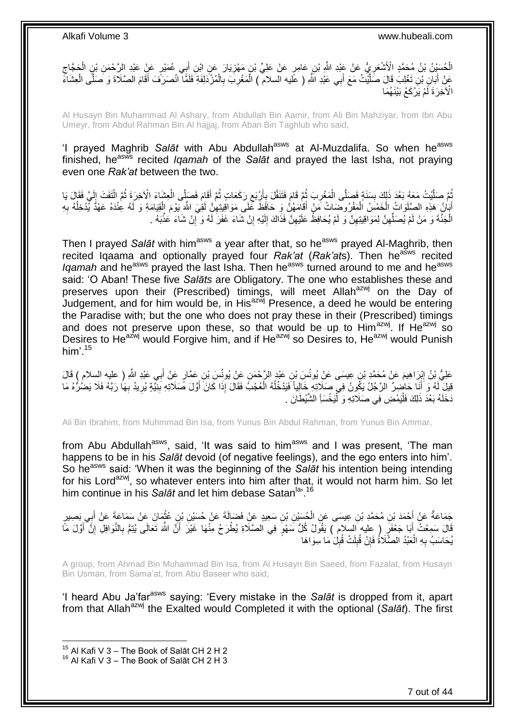الْحُسَيْنُ بْنُ مُحَمَّدٍ الْأَشْعَرِيُّ عَنْ عَبْدِ اللَّهِ بْنِ عَامِرٍ عَنْ عَلِيِّ بْنِ مَهْزِيَارَ عَنِ ابْنِ أَبِي عُمَيْرٍ عَنْ عَبْدِ الرَّحْمَنِ بْنِ الْحَجَّاجِ عَنْ أَبَانِ بْنِ تَغْلِبَ قَالَ صَلَّيْتُ مَعَ أَبِي عَبْدِ اللَّهِ ( عليه السلام ) الْمَغْرِبَ بِالْمُزْدَلِفَةِ فَلَمَّا انْصَرَفَ أَقَامَ الصَّلَاةَ وَ صَلَّى الْعِشَاءَ الْآخِرَةَ لَمْ يَرْكَعْ بَيْنَهُمَا

Al Husayn Bin Muhammad Al Ashary, from Abdullah Bin Aamir, from Ali Bin Mahziyar, from Ibn Abu Umeyr, from Abdul Rahman Bin Al hajjaj, from Aban Bin Taghlub who said,

'I prayed Maghrib *Salāt* with Abu Abdullah[asws] at Al-Muzdalifa. So when he[asws] finished, he[asws] recited *Iqamah* of the *Salāt* and prayed the last Isha, not praying even one *Rak'at* between the two.

ثُمَّ صَلَّيْتُ مَعَهُ بَعْدَ ذَلِكَ بِسَنَةٍ فَصَلَّى الْمَغْرِبَ ثُمَّ قَامَ فَتَنَفَّلَ بِأَرْبَعِ رَكَعَاتٍ ثُمَّ أَقَامَ فَصَلَّى الْعِشَاءَ الْآخِرَةَ ثُمَّ الْتَفَتَ إِلَيَّ فَقَالَ يَا أَبَانُ هَذِهِ الصَّلَوَاتُ الْخَمْسُ الْمَفْرُوضَاتُ مَنْ أَقَامَهُنَّ وَ حَافَظَ عَلَى مَوَاقِيتِهِنَّ لَقِيَ اللَّهَ يَوْمَ الْقِيَامَةِ وَ لَهُ عِنْدَهُ عَهْدٌ يُدْخِلُهُ بِهِ الْجَنَّةَ وَ مَنْ لَمْ يُصَلِّهِنَّ لِمَوَاقِيتِهِنَّ وَ لَمْ يُحَافِظْ عَلَيْهِنَّ فَذَاكَ إِلَيْهِ إِنْ شَاءَ غَفَرَ لَهُ وَ إِنْ شَاءَ عَذَّبَهُ .

Then I prayed *Salāt* with him[asws] a year after that, so he[asws] prayed Al-Maghrib, then recited Iqaama and optionally prayed four *Rak'at* (*Rak'at*s). Then he[asws] recited *Iqamah* and he[asws] prayed the last Isha. Then he[asws] turned around to me and he[asws] said: 'O Aban! These five *Salāts* are Obligatory. The one who establishes these and preserves upon their (Prescribed) timings, will meet Allah[azwj] on the Day of Judgement, and for him would be, in His[azwj] Presence, a deed he would be entering the Paradise with; but the one who does not pray these in their (Prescribed) timings and does not preserve upon these, so that would be up to Him[azwj]. If He[azwj] so Desires to He[azwj] would Forgive him, and if He[azwj] so Desires to, He[azwj] would Punish him'.[15]

عَلِيُّ بْنُ إِبْرَاهِيمَ عَنْ مُحَمَّدِ بْنِ عِيسَى عَنْ يُونُسَ بْنِ عَبْدِ الرَّحْمَنِ عَنْ يُونُسَ بْنِ عَمَّارٍ عَنْ أَبِي عَبْدِ اللَّهِ ( عليه السلام ) قَالَ قِيلَ لَهُ وَ أَنَا حَاضِرٌ الرَّجُلُ يَكُونُ فِي صَلَاتِهِ خَالِياً فَيَدْخُلُهُ الْعُجْبُ فَقَالَ إِذَا كَانَ أَوَّلَ صَلَاتِهِ بِنِيَّةٍ يُرِيدُ بِهَا رَبَّهُ فَلَا يَضُرُّهُ مَا دَخَلَهُ بَعْدَ ذَلِكَ فَلْيَمْضِ فِي صَلَاتِهِ وَ لْيَخْسَأِ الشَّيْطَانَ .

Ali Bin Ibrahim, from Muhmmad Bin Isa, from Yunus Bin Abdul Rahman, from Yunus Bin Ammar,

from Abu Abdullah[asws], said, 'It was said to him[asws] and I was present, 'The man happens to be in his *Salāt* devoid (of negative feelings), and the ego enters into him'. So he[asws] said: 'When it was the beginning of the *Salāt* his intention being intending for his Lord[azwj], so whatever enters into him after that, it would not harm him. So let him continue in his *Salāt* and let him debase Satan[la]'.[16]

جَمَاعَةٌ عَنْ أَحْمَدَ بْنِ مُحَمَّدِ بْنِ عِيسَى عَنِ الْحُسَيْنِ بْنِ سَعِيدٍ عَنْ فَضَالَةَ عَنْ حُسَيْنِ بْنِ عُثْمَانَ عَنْ سَمَاعَةَ عَنْ أَبِي بَصِيرٍ قَالَ سَمِعْتُ أَبَا جَعْفَرٍ ( عليه السلام ) يَقُولُ كُلُّ سَهْوٍ فِي الصَّلَاةِ يُطْرَحُ مِنْهَا غَيْرَ أَنَّ اللَّهَ تَعَالَى يُتِمُّ بِالنَّوَافِلِ إِنَّ أَوَّلَ مَا يُحَاسَبُ بِهِ الْعَبْدُ الصَّلَاةُ فَإِنْ قُبِلَتْ قُبِلَ مَا سِوَاهَا

A group, from Ahmad Bin Muhammad Bin Isa, from Al Husayn Bin Saeed, from Fazalat, from Husayn Bin Usman, from Sama'at, from Abu Baseer who said,

'I heard Abu Ja'far[asws] saying: 'Every mistake in the *Salāt* is dropped from it, apart from that Allah[azwj] the Exalted would Completed it with the optional (*Salāt*). The first

[15] Al Kafi V 3 – The Book of Salāt CH 2 H 2
[16] Al Kafi V 3 – The Book of Salāt CH 2 H 3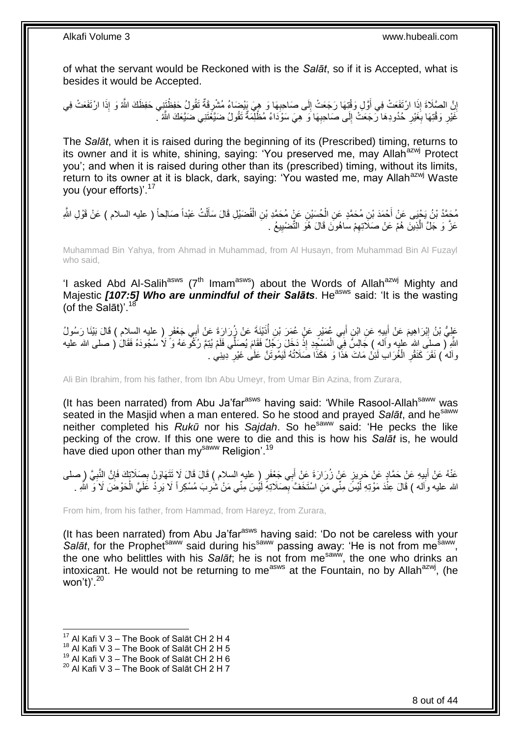of what the servant would be Reckoned with is the *Salāt*, so if it is Accepted, what is besides it would be Accepted.

إِنَّ الصَّلَاةَ إِذَا ارْتَفَعَتْ فِي أَوَّلِ وَقْتِهَا رَجَعَتْ إِلَى صَاحِبِهَا وَ هِيَ بَيْضَاءُ مُشْرِقَةٌ تَقُولُ حَفِظْتَنِي حَفِظَكَ اللَّهُ وَ إِذَا ارْتَفَعَتْ فِي غَيْرِ وَقْتِهَا بِغَيْرِ حُدُودِهَا رَجَعَتْ إِلَى صَاحِبِهَا وَ هِيَ سَوْدَاءُ مُظْلِمَةٌ تَقُولُ ضَيَّعْتَنِي ضَيَّعَكَ اللَّهُ .

The *Salāt*, when it is raised during the beginning of its (Prescribed) timing, returns to its owner and it is white, shining, saying: 'You preserved me, may Allah[azwj] Protect you'; and when it is raised during other than its (prescribed) timing, without its limits, return to its owner at it is black, dark, saying: 'You wasted me, may Allah[azwj] Waste you (your efforts)'.[17]

مُحَمَّدُ بْنُ يَحْيَى عَنْ أَحْمَدَ بْنِ مُحَمَّدٍ عَنِ الْحُسَيْنِ عَنْ مُحَمَّدِ بْنِ الْفُضَيْلِ قَالَ سَأَلْتُ عَبْداً صَالِحاً ( عليه السلام ) عَنْ قَوْلِ اللَّهِ عَزَّ وَ جَلَّ الَّذِينَ هُمْ عَنْ صَلاتِهِمْ ساهُونَ قَالَ هُوَ التَّضْيِيعُ .

Muhammad Bin Yahya, from Ahmad in Muhammad, from Al Husayn, from Muhammad Bin Al Fuzayl who said,

'I asked Abd Al-Salih[asws] (7[th] Imam[asws]) about the Words of Allah[azwj] Mighty and Majestic ***[107:5] Who are unmindful of their Salāts***. He[asws] said: 'It is the wasting (of the Salāt)'.[18]

عَلِيُّ بْنُ إِبْرَاهِيمَ عَنْ أَبِيهِ عَنِ ابْنِ أَبِي عُمَيْرٍ عَنْ عُمَرَ بْنِ أُذَيْنَةَ عَنْ زُرَارَةَ عَنْ أَبِي جَعْفَرٍ ( عليه السلام ) قَالَ بَيْنَا رَسُولُ اللَّهِ ( صلى الله عليه وآله ) جَالِسٌ فِي الْمَسْجِدِ إِذْ دَخَلَ رَجُلٌ فَقَامَ يُصَلِّي فَلَمْ يُتِمَّ رُكُوعَهُ وَ لَا سُجُودَهُ فَقَالَ ( صلى الله عليه وآله ) نَقَرَ كَنَقْرِ الْغُرَابِ لَئِنْ مَاتَ هَذَا وَ هَكَذَا صَلَاتُهُ لَيَمُوتَنَّ عَلَى غَيْرِ دِينِي .

Ali Bin Ibrahim, from his father, from Ibn Abu Umeyr, from Umar Bin Azina, from Zurara,

(It has been narrated) from Abu Ja'far[asws] having said: 'While Rasool-Allah[saww] was seated in the Masjid when a man entered. So he stood and prayed *Salāt*, and he[saww] neither completed his *Rukū* nor his *Sajdah*. So he[saww] said: 'He pecks the like pecking of the crow. If this one were to die and this is how his *Salāt* is, he would have died upon other than my[saww] Religion'.[19]

عَنْهُ عَنْ أَبِيهِ عَنْ حَمَّادٍ عَنْ حَرِيزٍ عَنْ زُرَارَةَ عَنْ أَبِي جَعْفَرٍ ( عليه السلام ) قَالَ قَالَ لَا تَتَهَاوَنْ بِصَلَاتِكَ فَإِنَّ النَّبِيَّ ( صلى الله عليه وآله ) قَالَ عِنْدَ مَوْتِهِ لَيْسَ مِنِّي مَنِ اسْتَخَفَّ بِصَلَاتِهِ لَيْسَ مِنِّي مَنْ شَرِبَ مُسْكِراً لَا يَرِدُ عَلَيَّ الْحَوْضَ لَا وَ اللَّهِ .

From him, from his father, from Hammad, from Hareyz, from Zurara,

(It has been narrated) from Abu Ja'far[asws] having said: 'Do not be careless with your *Salāt*, for the Prophet[saww] said during his[saww] passing away: 'He is not from me[saww], the one who belittles with his *Salāt*; he is not from me[saww], the one who drinks an intoxicant. He would not be returning to me[asws] at the Fountain, no by Allah[azwj], (he won't)'.[20]

[17] Al Kafi V 3 – The Book of Salāt CH 2 H 4
[18] Al Kafi V 3 – The Book of Salāt CH 2 H 5
[19] Al Kafi V 3 – The Book of Salāt CH 2 H 6
[20] Al Kafi V 3 – The Book of Salāt CH 2 H 7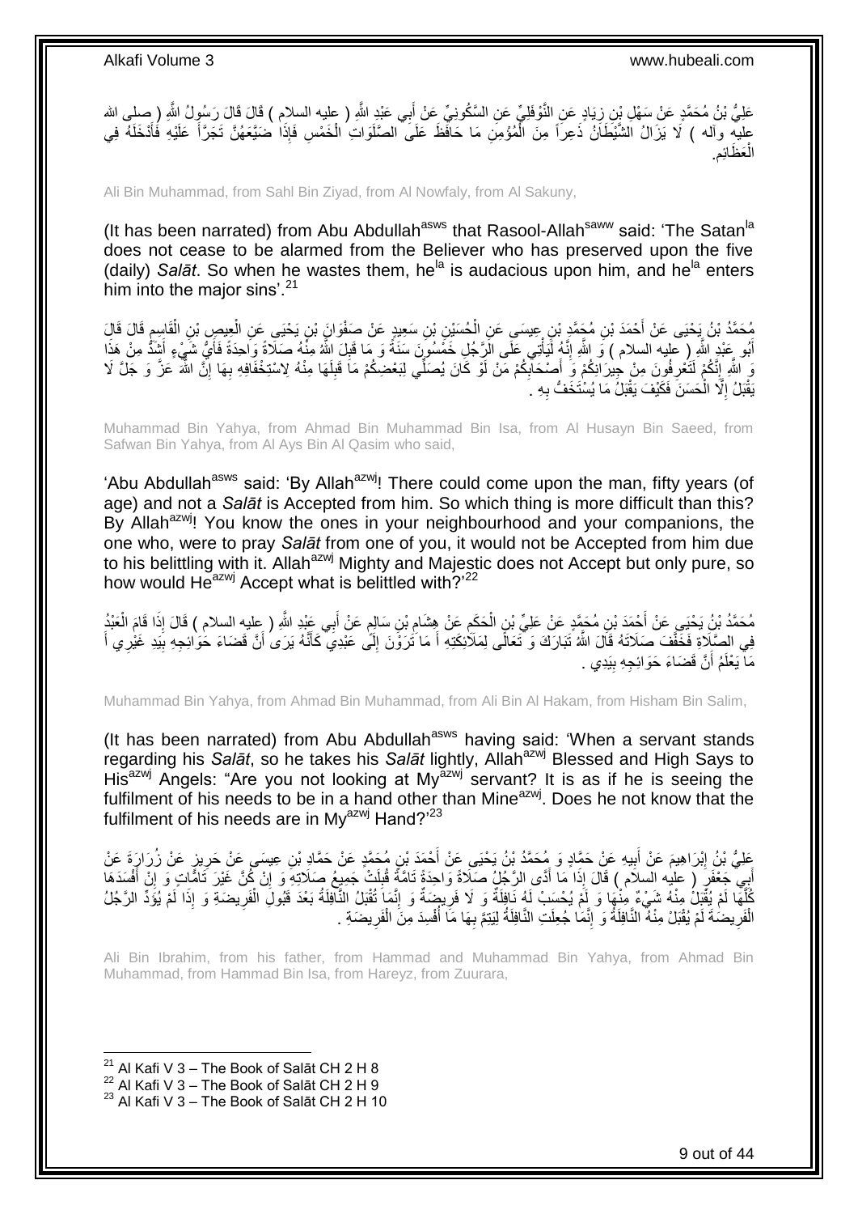عَلِيُّ بْنُ مُحَمَّدٍ عَنْ سَهْلِ بْنِ زِيَادٍ عَنِ النَّوْفَلِيِّ عَنِ السَّكُونِيِّ عَنْ أَبِي عَبْدِ اللَّهِ ( عليه السلام ) قَالَ قَالَ رَسُولُ اللَّهِ ( صلى الله عليه وآله ) لَا يَزَالُ الشَّيْطَانُ ذَعِراً مِنَ الْمُؤْمِنِ مَا حَافَظَ عَلَى الصَّلَوَاتِ الْخَمْسِ فَإِذَا ضَيَّعَهُنَّ تَجَرَّأَ عَلَيْهِ فَأَدْخَلَهُ فِي الْعَظَائِمِ.

Ali Bin Muhammad, from Sahl Bin Ziyad, from Al Nowfaly, from Al Sakuny,

(It has been narrated) from Abu Abdullah[asws] that Rasool-Allah[saww] said: 'The Satan[la] does not cease to be alarmed from the Believer who has preserved upon the five (daily) *Salāt*. So when he wastes them, he[la] is audacious upon him, and he[la] enters him into the major sins'.[21]

مُحَمَّدُ بْنُ يَحْيَى عَنْ أَحْمَدَ بْنِ مُحَمَّدِ بْنِ عِيسَى عَنِ الْحُسَيْنِ بْنِ سَعِيدٍ عَنْ صَفْوَانَ بْنِ يَحْيَى عَنِ الْعِيصِ بْنِ الْقَاسِمِ قَالَ قَالَ أَبُو عَبْدِ اللَّهِ ( عليه السلام ) وَ اللَّهِ إِنَّهُ لَيَأْتِي عَلَى الرَّجُلِ خَمْسُونَ سَنَةً وَ مَا قَبِلَ اللَّهُ مِنْهُ صَلَاةً وَاحِدَةً فَأَيُّ شَيْءٍ أَشَدُّ مِنْ هَذَا وَ اللَّهِ إِنَّكُمْ لَتَعْرِفُونَ مِنْ جِيرَانِكُمْ وَ أَصْحَابِكُمْ مَنْ لَوْ كَانَ يُصَلِّي لِبَعْضِكُمْ مَا قَبِلَهَا مِنْهُ لِاسْتِخْفَافِهِ بِهَا إِنَّ اللَّهَ عَزَّ وَ جَلَّ لَا يَقْبَلُ إِلَّا الْحَسَنَ فَكَيْفَ يَقْبَلُ مَا يُسْتَخَفُّ بِهِ .

Muhammad Bin Yahya, from Ahmad Bin Muhammad Bin Isa, from Al Husayn Bin Saeed, from Safwan Bin Yahya, from Al Ays Bin Al Qasim who said,

'Abu Abdullah[asws] said: 'By Allah[azwj]! There could come upon the man, fifty years (of age) and not a *Salāt* is Accepted from him. So which thing is more difficult than this? By Allah[azwj]! You know the ones in your neighbourhood and your companions, the one who, were to pray *Salāt* from one of you, it would not be Accepted from him due to his belittling with it. Allah[azwj] Mighty and Majestic does not Accept but only pure, so how would He[azwj] Accept what is belittled with?'[22]

مُحَمَّدُ بْنُ يَحْيَى عَنْ أَحْمَدَ بْنِ مُحَمَّدٍ عَنْ عَلِيِّ بْنِ الْحَكَمِ عَنْ هِشَامِ بْنِ سَالِمٍ عَنْ أَبِي عَبْدِ اللَّهِ ( عليه السلام ) قَالَ إِذَا قَامَ الْعَبْدُ فِي الصَّلَاةِ فَخَفَّفَ صَلَاتَهُ قَالَ اللَّهُ تَبَارَكَ وَ تَعَالَى لِمَلَائِكَتِهِ أَ مَا تَرَوْنَ إِلَى عَبْدِي كَأَنَّهُ يَرَى أَنَّ قَضَاءَ حَوَائِجِهِ بِيَدِ غَيْرِي أَ مَا يَعْلَمُ أَنَّ قَضَاءَ حَوَائِجِهِ بِيَدِي .

Muhammad Bin Yahya, from Ahmad Bin Muhammad, from Ali Bin Al Hakam, from Hisham Bin Salim,

(It has been narrated) from Abu Abdullah[asws] having said: 'When a servant stands regarding his *Salāt*, so he takes his *Salāt* lightly, Allah[azwj] Blessed and High Says to His[azwj] Angels: "Are you not looking at My[azwj] servant? It is as if he is seeing the fulfilment of his needs to be in a hand other than Mine[azwj]. Does he not know that the fulfilment of his needs are in My[azwj] Hand?'[23]

عَلِيُّ بْنُ إِبْرَاهِيمَ عَنْ أَبِيهِ عَنْ حَمَّادٍ وَ مُحَمَّدُ بْنُ يَحْيَى عَنْ أَحْمَدَ بْنِ مُحَمَّدٍ عَنْ حَمَّادِ بْنِ عِيسَى عَنْ حَرِيزٍ عَنْ زُرَارَةَ عَنْ أَبِي جَعْفَرٍ ( عليه السلام ) قَالَ إِذَا مَا أَدَّى الرَّجُلُ صَلَاةً وَاحِدَةً تَامَّةً قُبِلَتْ جَمِيعُ صَلَاتِهِ وَ إِنْ كُنَّ غَيْرَ تَامَّاتٍ وَ إِنْ أَفْسَدَهَا كُلَّهَا لَمْ يُقْبَلْ مِنْهُ شَيْءٌ مِنْهَا وَ لَمْ يُحْسَبْ لَهُ نَافِلَةٌ وَ لَا فَرِيضَةٌ وَ إِنَّمَا تُقْبَلُ النَّافِلَةُ بَعْدَ قَبُولِ الْفَرِيضَةِ وَ إِذَا لَمْ يُؤَدِّ الرَّجُلُ الْفَرِيضَةَ لَمْ يُقْبَلْ مِنْهُ النَّافِلَةُ وَ إِنَّمَا جُعِلَتِ النَّافِلَةُ لِيَتِمَّ بِهَا مَا أُفْسِدَ مِنَ الْفَرِيضَةِ .

Ali Ibrahim, from his father, from Hammad and Muhammad Bin Yahya, from Ahmad Bin Muhammad, from Hammad Bin Isa, from Hareyz, from Zuurara,

[21] Al Kafi V 3 – The Book of Salāt CH 2 H 8
[22] Al Kafi V 3 – The Book of Salāt CH 2 H 9
[23] Al Kafi V 3 – The Book of Salāt CH 2 H 10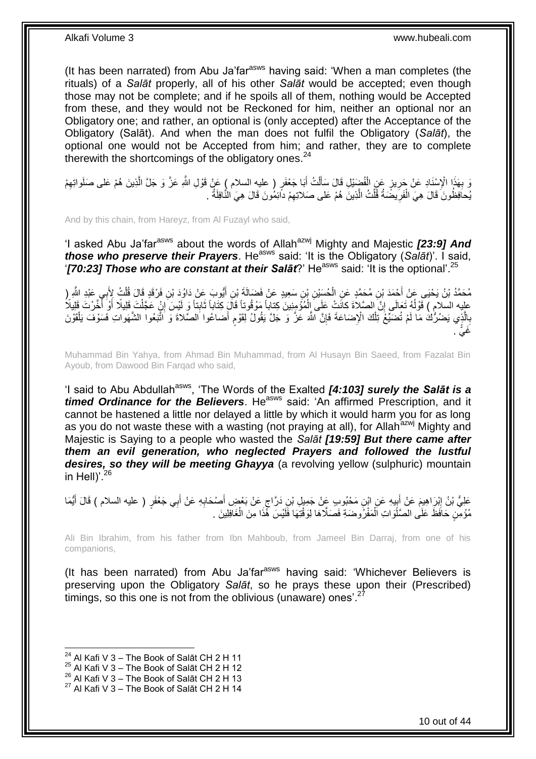(It has been narrated) from Abu Ja'far[asws] having said: 'When a man completes (the rituals) of a *Salāt* properly, all of his other *Salāt* would be accepted; even though those may not be complete; and if he spoils all of them, nothing would be Accepted from these, and they would not be Reckoned for him, neither an optional nor an Obligatory one; and rather, an optional is (only accepted) after the Acceptance of the Obligatory (Salāt). And when the man does not fulfil the Obligatory (*Salāt*), the optional one would not be Accepted from him; and rather, they are to complete therewith the shortcomings of the obligatory ones.[24]

وَ بِهَذَا الْإِسْنَادِ عَنْ حَرِيزٍ عَنِ الْفُضَيْلِ قَالَ سَأَلْتُ أَبَا جَعْفَرٍ ( عليه السلام ) عَنْ قَوْلِ اللَّهِ عَزَّ وَ جَلَّ الَّذِينَ هُمْ عَلى صَلَواتِهِمْ يُحافِظُونَ قَالَ هِيَ الْفَرِيضَةُ قُلْتُ الَّذِينَ هُمْ عَلى صَلاتِهِمْ دائِمُونَ قَالَ هِيَ النَّافِلَةُ .

And by this chain, from Hareyz, from Al Fuzayl who said,

'I asked Abu Ja'far[asws] about the words of Allah[azwj] Mighty and Majestic ***[23:9] And those who preserve their Prayers***. He[asws] said: 'It is the Obligatory (*Salāt*)'. I said, '***[70:23] Those who are constant at their Salāt***?' He[asws] said: 'It is the optional'.[25]

مُحَمَّدُ بْنُ يَحْيَى عَنْ أَحْمَدَ بْنِ مُحَمَّدٍ عَنِ الْحُسَيْنِ بْنِ سَعِيدٍ عَنْ فَضَالَةَ بْنِ أَيُّوبَ عَنْ دَاوُدَ بْنِ فَرْقَدٍ قَالَ قُلْتُ لِأَبِي عَبْدِ اللَّهِ ( عليه السلام ) قَوْلُهُ تَعَالَى إِنَّ الصَّلاةَ كانَتْ عَلَى الْمُؤْمِنِينَ كِتاباً مَوْقُوتاً قَالَ كِتَاباً ثَابِتاً وَ لَيْسَ إِنْ عَجَّلْتَ قَلِيلًا أَوْ أَخَّرْتَ قَلِيلًا بِالَّذِي يَضُرُّكَ مَا لَمْ تُضَيِّعْ تِلْكَ الْإِضَاعَةَ فَإِنَّ اللَّهَ عَزَّ وَ جَلَّ يَقُولُ لِقَوْمٍ أَضاعُوا الصَّلاةَ وَ اتَّبَعُوا الشَّهَواتِ فَسَوْفَ يَلْقَوْنَ غَيًّا .

Muhammad Bin Yahya, from Ahmad Bin Muhammad, from Al Husayn Bin Saeed, from Fazalat Bin Ayoub, from Dawood Bin Farqad who said,

'I said to Abu Abdullah[asws], 'The Words of the Exalted ***[4:103] surely the Salāt is a timed Ordinance for the Believers***. He[asws] said: 'An affirmed Prescription, and it cannot be hastened a little nor delayed a little by which it would harm you for as long as you do not waste these with a wasting (not praying at all), for Allah[azwj] Mighty and Majestic is Saying to a people who wasted the *Salāt* ***[19:59] But there came after them an evil generation, who neglected Prayers and followed the lustful desires, so they will be meeting Ghayya*** (a revolving yellow (sulphuric) mountain in Hell)'.[26]

عَلِيُّ بْنُ إِبْرَاهِيمَ عَنْ أَبِيهِ عَنِ ابْنِ مَحْبُوبٍ عَنْ جَمِيلِ بْنِ دَرَّاجٍ عَنْ بَعْضِ أَصْحَابِهِ عَنْ أَبِي جَعْفَرٍ ( عليه السلام ) قَالَ أَيُّمَا مُؤْمِنٍ حَافَظَ عَلَى الصَّلَوَاتِ الْمَفْرُوضَةِ فَصَلَّاهَا لِوَقْتِهَا فَلَيْسَ هَذَا مِنَ الْغَافِلِينَ .

Ali Bin Ibrahim, from his father from Ibn Mahboub, from Jameel Bin Darraj, from one of his companions,

(It has been narrated) from Abu Ja'far[asws] having said: 'Whichever Believers is preserving upon the Obligatory *Salāt*, so he prays these upon their (Prescribed) timings, so this one is not from the oblivious (unaware) ones'.[27]

[24] Al Kafi V 3 – The Book of Salāt CH 2 H 11
[25] Al Kafi V 3 – The Book of Salāt CH 2 H 12
[26] Al Kafi V 3 – The Book of Salāt CH 2 H 13
[27] Al Kafi V 3 – The Book of Salāt CH 2 H 14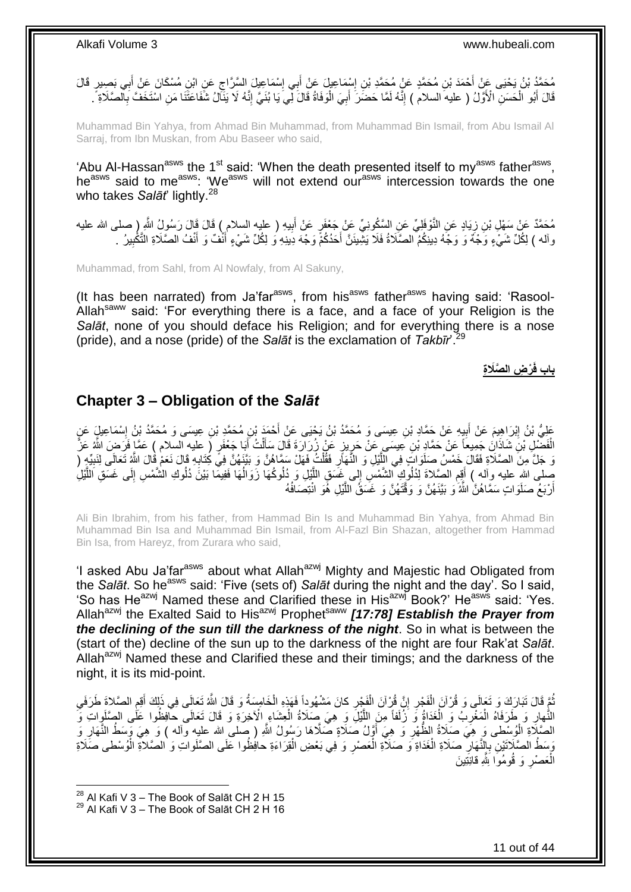مُحَمَّدُ بْنُ يَحْيَى عَنْ أَحْمَدَ بْنِ مُحَمَّدٍ عَنْ مُحَمَّدِ بْنِ إِسْمَاعِيلَ عَنْ أَبِي إِسْمَاعِيلَ السَّرَّاجِ عَنِ ابْنِ مُسْكَانَ عَنْ أَبِي بَصِيرٍ قَالَ قَالَ أَبُو الْحَسَنِ الْأَوَّلُ ( عليه السلام ) إِنَّهُ لَمَّا حَضَرَ أَبِيَ الْوَفَاةُ قَالَ لِي يَا بُنَيَّ إِنَّهُ لَا يَنَالُ شَفَاعَتَنَا مَنِ اسْتَخَفَّ بِالصَّلَاةِ .

Muhammad Bin Yahya, from Ahmad Bin Muhammad, from Muhammad Bin Ismail, from Abu Ismail Al Sarraj, from Ibn Muskan, from Abu Baseer who said,

'Abu Al-Hassan[asws] the 1[st] said: 'When the death presented itself to my[asws] father[asws], he[asws] said to me[asws]: 'We[asws] will not extend our[asws] intercession towards the one who takes *Salāt*' lightly.[28]

مُحَمَّدٌ عَنْ سَهْلِ بْنِ زِيَادٍ عَنِ النَّوْفَلِيِّ عَنِ السَّكُونِيِّ عَنْ جَعْفَرٍ عَنْ أَبِيهِ ( عليه السلام ) قَالَ قَالَ رَسُولُ اللَّهِ ( صلى الله عليه وآله ) لِكُلِّ شَيْءٍ وَجْهٌ وَ وَجْهُ دِينِكُمُ الصَّلَاةُ فَلَا يَشِينَنَّ أَحَدُكُمْ وَجْهَ دِينِهِ وَ لِكُلِّ شَيْءٍ أَنْفٌ وَ أَنْفُ الصَّلَاةِ التَّكْبِيرُ .

Muhammad, from Sahl, from Al Nowfaly, from Al Sakuny,

(It has been narrated) from Ja'far[asws], from his[asws] father[asws] having said: 'Rasool-Allah[saww] said: 'For everything there is a face, and a face of your Religion is the *Salāt*, none of you should deface his Religion; and for everything there is a nose (pride), and a nose (pride) of the *Salāt* is the exclamation of *Takbīr*'.[29]

## باب فَرْضِ الصَّلَاةِ

## Chapter 3 – Obligation of the *Salāt*

عَلِيُّ بْنُ إِبْرَاهِيمَ عَنْ أَبِيهِ عَنْ حَمَّادِ بْنِ عِيسَى وَ مُحَمَّدُ بْنُ يَحْيَى عَنْ أَحْمَدَ بْنِ مُحَمَّدِ بْنِ عِيسَى وَ مُحَمَّدُ بْنُ إِسْمَاعِيلَ عَنِ الْفَضْلِ بْنِ شَاذَانَ جَمِيعاً عَنْ حَمَّادِ بْنِ عِيسَى عَنْ حَرِيزٍ عَنْ زُرَارَةَ قَالَ سَأَلْتُ أَبَا جَعْفَرٍ ( عليه السلام ) عَمَّا فَرَضَ اللَّهُ عَزَّ وَ جَلَّ مِنَ الصَّلَاةِ فَقَالَ خَمْسُ صَلَوَاتٍ فِي اللَّيْلِ وَ النَّهَارِ فَقُلْتُ فَهَلْ سَمَّاهُنَّ وَ بَيَّنَهُنَّ فِي كِتَابِهِ قَالَ نَعَمْ قَالَ اللَّهُ تَعَالَى لِنَبِيِّهِ ( صلى الله عليه وآله ) أَقِمِ الصَّلاةَ لِدُلُوكِ الشَّمْسِ إِلى غَسَقِ اللَّيْلِ وَ دُلُوكُهَا زَوَالُهَا فَفِيمَا بَيْنَ دُلُوكِ الشَّمْسِ إِلَى غَسَقِ اللَّيْلِ أَرْبَعُ صَلَوَاتٍ سَمَّاهُنَّ اللَّهُ وَ بَيَّنَهُنَّ وَ وَقَّتَهُنَّ وَ غَسَقُ اللَّيْلِ هُوَ انْتِصَافُهُ

Ali Bin Ibrahim, from his father, from Hammad Bin Is and Muhammad Bin Yahya, from Ahmad Bin Muhammad Bin Isa and Muhammad Bin Ismail, from Al-Fazl Bin Shazan, altogether from Hammad Bin Isa, from Hareyz, from Zurara who said,

'I asked Abu Ja'far[asws] about what Allah[azwj] Mighty and Majestic had Obligated from the *Salāt*. So he[asws] said: 'Five (sets of) *Salāt* during the night and the day'. So I said, 'So has He[azwj] Named these and Clarified these in His[azwj] Book?' He[asws] said: 'Yes. Allah[azwj] the Exalted Said to His[azwj] Prophet[saww] ***[17:78] Establish the Prayer from the declining of the sun till the darkness of the night***. So in what is between the (start of the) decline of the sun up to the darkness of the night are four Rak'at *Salāt*. Allah[azwj] Named these and Clarified these and their timings; and the darkness of the night, it is its mid-point.

ثُمَّ قَالَ تَبَارَكَ وَ تَعَالَى وَ قُرْآنَ الْفَجْرِ إِنَّ قُرْآنَ الْفَجْرِ كانَ مَشْهُوداً فَهَذِهِ الْخَامِسَةُ وَ قَالَ اللَّهُ تَعَالَى فِي ذَلِكَ أَقِمِ الصَّلاةَ طَرَفَيِ النَّهارِ وَ طَرَفَاهُ الْمَغْرِبُ وَ الْغَدَاةُ وَ زُلَفاً مِنَ اللَّيْلِ وَ هِيَ صَلَاةُ الْعِشَاءِ الْآخِرَةِ وَ قَالَ تَعَالَى حافِظُوا عَلَى الصَّلَواتِ وَ الصَّلاةِ الْوُسْطى وَ هِيَ صَلَاةُ الظُّهْرِ وَ هِيَ أَوَّلُ صَلَاةٍ صَلَّاهَا رَسُولُ اللَّهِ ( صلى الله عليه وآله ) وَ هِيَ وَسَطُ النَّهَارِ وَ وَسَطُ الصَّلَاتَيْنِ بِالنَّهَارِ صَلَاةِ الْغَدَاةِ وَ صَلَاةِ الْعَصْرِ وَ فِي بَعْضِ الْقِرَاءَةِ حافِظُوا عَلَى الصَّلَواتِ وَ الصَّلاةِ الْوُسْطى صَلَاةِ الْعَصْرِ وَ قُومُوا لِلَّهِ قانِتِينَ

[28] Al Kafi V 3 – The Book of Salāt CH 2 H 15
[29] Al Kafi V 3 – The Book of Salāt CH 2 H 16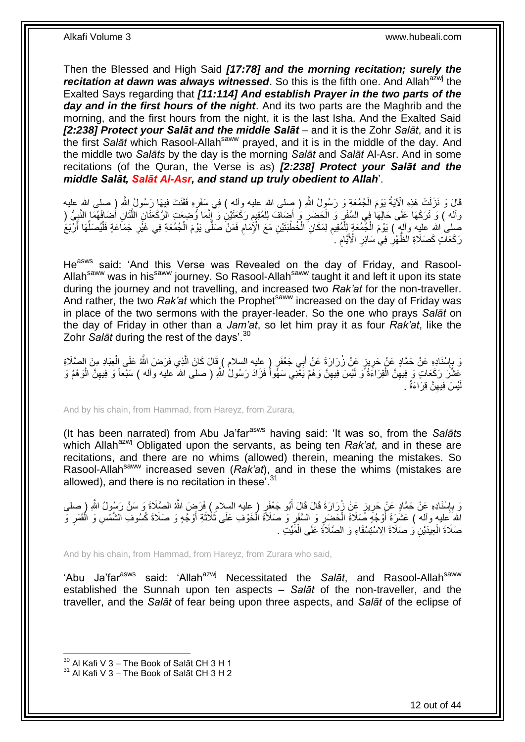Then the Blessed and High Said ***[17:78] and the morning recitation; surely the recitation at dawn was always witnessed***. So this is the fifth one. And Allah[azwj] the Exalted Says regarding that ***[11:114] And establish Prayer in the two parts of the day and in the first hours of the night***. And its two parts are the Maghrib and the morning, and the first hours from the night, it is the last Isha. And the Exalted Said ***[2:238] Protect your Salāt and the middle Salāt*** – and it is the Zohr *Salāt*, and it is the first *Salāt* which Rasool-Allah[saww] prayed, and it is in the middle of the day. And the middle two *Salāts* by the day is the morning *Salāt* and *Salāt* Al-Asr. And in some recitations (of the Quran, the Verse is as) ***[2:238] Protect your Salāt and the middle Salāt, Salāt Al-Asr, and stand up truly obedient to Allah***'.

قَالَ وَ نَزَلَتْ هَذِهِ الْآيَةُ يَوْمَ الْجُمُعَةِ وَ رَسُولُ اللَّهِ ( صلى الله عليه وآله ) فِي سَفَرِهِ فَقَنَتَ فِيهَا رَسُولُ اللَّهِ ( صلى الله عليه وآله ) وَ تَرَكَهَا عَلَى حَالِهَا فِي السَّفَرِ وَ الْحَضَرِ وَ أَضَافَ لِلْمُقِيمِ رَكْعَتَيْنِ وَ إِنَّمَا وُضِعَتِ الرَّكْعَتَانِ اللَّتَانِ أَضَافَهُمَا النَّبِيُّ ( صلى الله عليه وآله ) يَوْمَ الْجُمُعَةِ لِلْمُقِيمِ لِمَكَانِ الْخُطْبَتَيْنِ مَعَ الْإِمَامِ فَمَنْ صَلَّى يَوْمَ الْجُمُعَةِ فِي غَيْرِ جَمَاعَةٍ فَلْيُصَلِّهَا أَرْبَعَ رَكَعَاتٍ كَصَلَاةِ الظُّهْرِ فِي سَائِرِ الْأَيَّامِ .

He[asws] said: 'And this Verse was Revealed on the day of Friday, and Rasool-Allah[saww] was in his[saww] journey. So Rasool-Allah[saww] taught it and left it upon its state during the journey and not travelling, and increased two *Rak'at* for the non-traveller. And rather, the two *Rak'at* which the Prophet[saww] increased on the day of Friday was in place of the two sermons with the prayer-leader. So the one who prays *Salāt* on the day of Friday in other than a *Jam'at*, so let him pray it as four *Rak'at*, like the Zohr *Salāt* during the rest of the days'.[30]

وَ بِإِسْنَادِهِ عَنْ حَمَّادٍ عَنْ حَرِيزٍ عَنْ زُرَارَةَ عَنْ أَبِي جَعْفَرٍ ( عليه السلام ) قَالَ كَانَ الَّذِي فَرَضَ اللَّهُ عَلَى الْعِبَادِ مِنَ الصَّلَاةِ عَشْرَ رَكَعَاتٍ وَ فِيهِنَّ الْقِرَاءَةُ وَ لَيْسَ فِيهِنَّ وَهْمٌ يَعْنِي سَهْواً فَزَادَ رَسُولُ اللَّهِ ( صلى الله عليه وآله ) سَبْعاً وَ فِيهِنَّ الْوَهْمُ وَ لَيْسَ فِيهِنَّ قِرَاءَةٌ .

And by his chain, from Hammad, from Hareyz, from Zurara,

(It has been narrated) from Abu Ja'far[asws] having said: 'It was so, from the *Salāts* which Allah[azwj] Obligated upon the servants, as being ten *Rak'at*, and in these are recitations, and there are no whims (allowed) therein, meaning the mistakes. So Rasool-Allah[saww] increased seven (*Rak'at*), and in these the whims (mistakes are allowed), and there is no recitation in these'.[31]

وَ بِإِسْنَادِهِ عَنْ حَمَّادٍ عَنْ حَرِيزٍ عَنْ زُرَارَةَ قَالَ قَالَ أَبُو جَعْفَرٍ ( عليه السلام ) فَرَضَ اللَّهُ الصَّلَاةَ وَ سَنَّ رَسُولُ اللَّهِ ( صلى الله عليه وآله ) عَشَرَةَ أَوْجُهٍ صَلَاةَ الْحَضَرِ وَ السَّفَرِ وَ صَلَاةَ الْخَوْفِ عَلَى ثَلَاثَةِ أَوْجُهٍ وَ صَلَاةَ كُسُوفِ الشَّمْسِ وَ الْقَمَرِ وَ صَلَاةَ الْعِيدَيْنِ وَ صَلَاةَ الِاسْتِسْقَاءِ وَ الصَّلَاةَ عَلَى الْمَيِّتِ .

And by his chain, from Hammad, from Hareyz, from Zurara who said,

'Abu Ja'far[asws] said: 'Allah[azwj] Necessitated the *Salāt*, and Rasool-Allah[saww] established the Sunnah upon ten aspects – *Salāt* of the non-traveller, and the traveller, and the *Salāt* of fear being upon three aspects, and *Salāt* of the eclipse of

[30] Al Kafi V 3 – The Book of Salāt CH 3 H 1
[31] Al Kafi V 3 – The Book of Salāt CH 3 H 2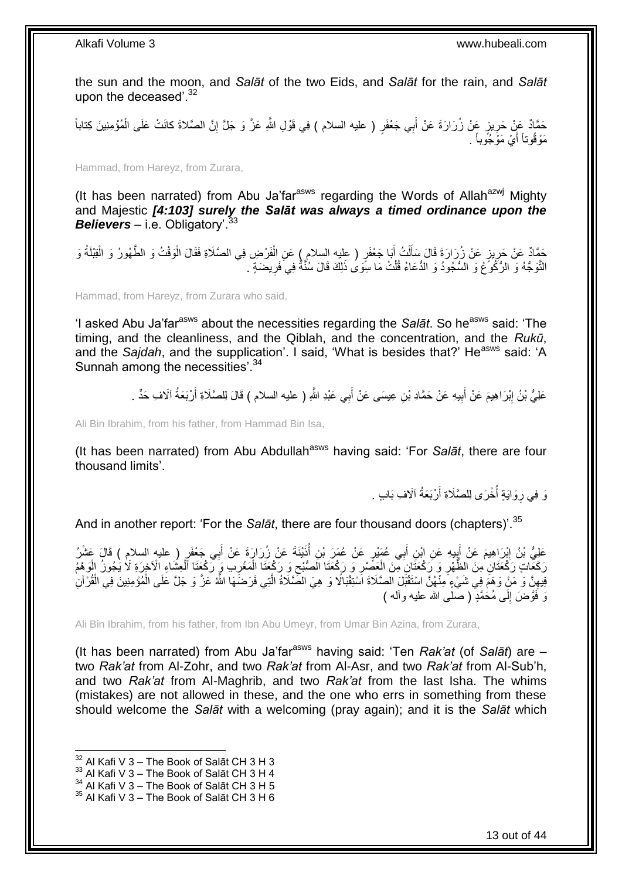the sun and the moon, and *Salāt* of the two Eids, and *Salāt* for the rain, and *Salāt* upon the deceased'.[32]

حَمَّادٌ عَنْ حَرِيزٍ عَنْ زُرَارَةَ عَنْ أَبِي جَعْفَرٍ ( عليه السلام ) فِي قَوْلِ اللَّهِ عَزَّ وَ جَلَّ إِنَّ الصَّلاةَ كانَتْ عَلَى الْمُؤْمِنِينَ كِتاباً مَوْقُوتاً أَيْ مَوْجُوباً .

Hammad, from Hareyz, from Zurara,

(It has been narrated) from Abu Ja'far[asws] regarding the Words of Allah[azwj] Mighty and Majestic ***[4:103] surely the Salāt was always a timed ordinance upon the Believers*** – i.e. Obligatory'.[33]

حَمَّادٌ عَنْ حَرِيزٍ عَنْ زُرَارَةَ قَالَ سَأَلْتُ أَبَا جَعْفَرٍ ( عليه السلام ) عَنِ الْفَرْضِ فِي الصَّلَاةِ فَقَالَ الْوَقْتُ وَ الطَّهُورُ وَ الْقِبْلَةُ وَ التَّوَجُّهُ وَ الرُّكُوعُ وَ السُّجُودُ وَ الدُّعَاءُ قُلْتُ مَا سِوَى ذَلِكَ قَالَ سُنَّةٌ فِي فَرِيضَةٍ .

Hammad, from Hareyz, from Zurara who said,

'I asked Abu Ja'far[asws] about the necessities regarding the *Salāt*. So he[asws] said: 'The timing, and the cleanliness, and the Qiblah, and the concentration, and the *Rukū*, and the *Sajdah*, and the supplication'. I said, 'What is besides that?' He[asws] said: 'A Sunnah among the necessities'.[34]

عَلِيُّ بْنُ إِبْرَاهِيمَ عَنْ أَبِيهِ عَنْ حَمَّادِ بْنِ عِيسَى عَنْ أَبِي عَبْدِ اللَّهِ ( عليه السلام ) قَالَ لِلصَّلَاةِ أَرْبَعَةُ آلَافِ حَدٍّ .

Ali Bin Ibrahim, from his father, from Hammad Bin Isa,

(It has been narrated) from Abu Abdullah[asws] having said: 'For *Salāt*, there are four thousand limits'.

وَ فِي رِوَايَةٍ أُخْرَى لِلصَّلَاةِ أَرْبَعَةُ آلَافِ بَابٍ .

And in another report: 'For the *Salāt*, there are four thousand doors (chapters)'.[35]

عَلِيُّ بْنُ إِبْرَاهِيمَ عَنْ أَبِيهِ عَنِ ابْنِ أَبِي عُمَيْرٍ عَنْ عُمَرَ بْنِ أُذَيْنَةَ عَنْ زُرَارَةَ عَنْ أَبِي جَعْفَرٍ ( عليه السلام ) قَالَ عَشْرُ رَكَعَاتٍ رَكْعَتَانِ مِنَ الظُّهْرِ وَ رَكْعَتَانِ مِنَ الْعَصْرِ وَ رَكْعَتَا الصُّبْحِ وَ رَكْعَتَا الْمَغْرِبِ وَ رَكْعَتَا الْعِشَاءِ الْآخِرَةِ لَا يَجُوزُ الْوَهْمُ فِيهِنَّ وَ مَنْ وَهَمَ فِي شَيْءٍ مِنْهُنَّ اسْتَقْبَلَ الصَّلَاةَ اسْتِقْبَالًا وَ هِيَ الصَّلَاةُ الَّتِي فَرَضَهَا اللَّهُ عَزَّ وَ جَلَّ عَلَى الْمُؤْمِنِينَ فِي الْقُرْآنِ وَ فَوَّضَ إِلَى مُحَمَّدٍ ( صلى الله عليه وآله )

Ali Bin Ibrahim, from his father, from Ibn Abu Umeyr, from Umar Bin Azina, from Zurara,

(It has been narrated) from Abu Ja'far[asws] having said: 'Ten *Rak'at* (of *Salāt*) are – two *Rak'at* from Al-Zohr, and two *Rak'at* from Al-Asr, and two *Rak'at* from Al-Sub'h, and two *Rak'at* from Al-Maghrib, and two *Rak'at* from the last Isha. The whims (mistakes) are not allowed in these, and the one who errs in something from these should welcome the *Salāt* with a welcoming (pray again); and it is the *Salāt* which

[32] Al Kafi V 3 – The Book of Salāt CH 3 H 3
[33] Al Kafi V 3 – The Book of Salāt CH 3 H 4
[34] Al Kafi V 3 – The Book of Salāt CH 3 H 5
[35] Al Kafi V 3 – The Book of Salāt CH 3 H 6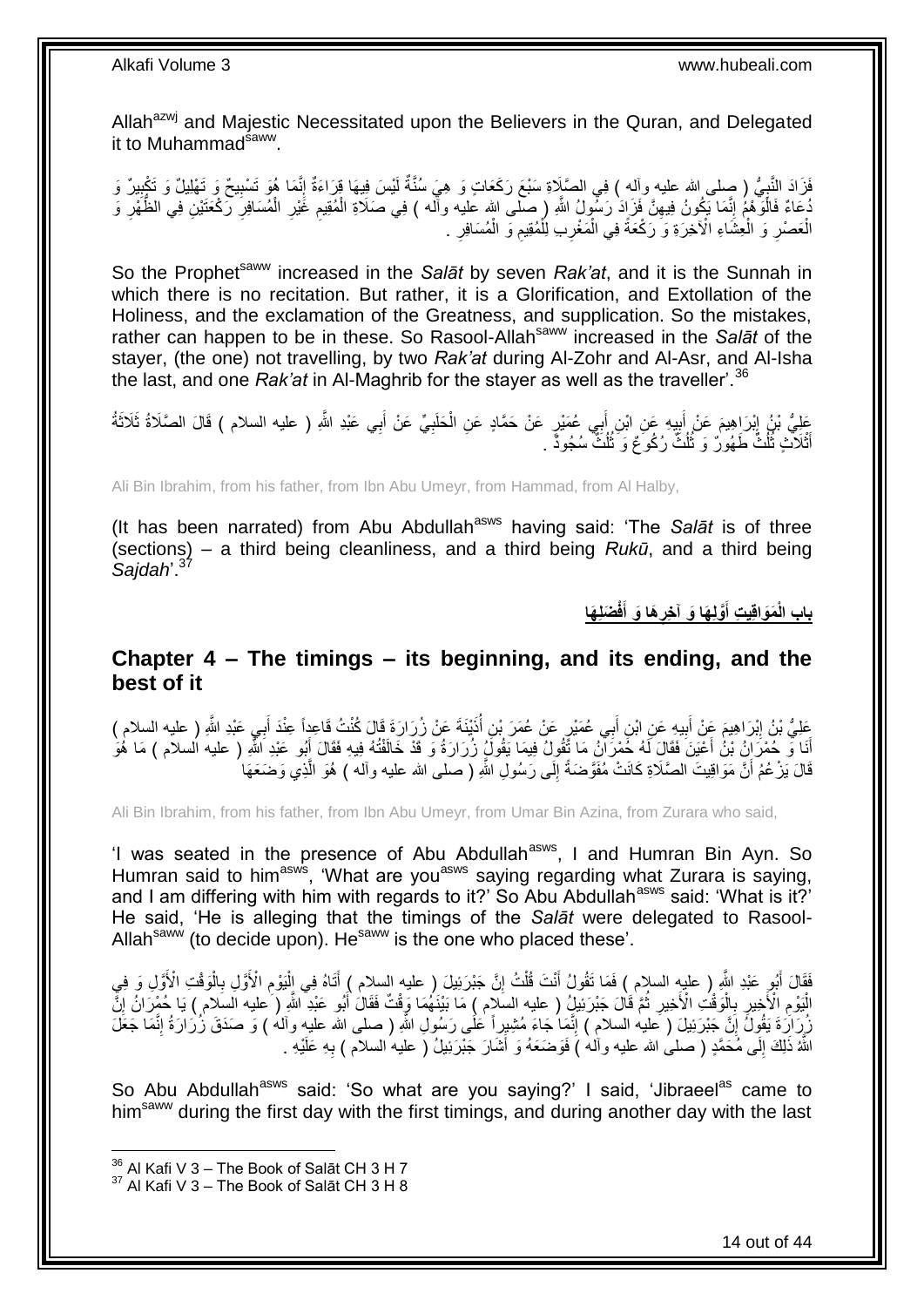Allah[azwj] and Majestic Necessitated upon the Believers in the Quran, and Delegated it to Muhammad[saww].

فَزَادَ النَّبِيُّ ( صلى الله عليه وآله ) فِي الصَّلَاةِ سَبْعَ رَكَعَاتٍ وَ هِيَ سُنَّةٌ لَيْسَ فِيهَا قِرَاءَةٌ إِنَّمَا هُوَ تَسْبِيحٌ وَ تَهْلِيلٌ وَ تَكْبِيرٌ وَ دُعَاءٌ فَالْوَهْمُ إِنَّمَا يَكُونُ فِيهِنَّ فَزَادَ رَسُولُ اللَّهِ ( صلى الله عليه وآله ) فِي صَلَاةِ الْمُقِيمِ غَيْرِ الْمُسَافِرِ رَكْعَتَيْنِ فِي الظُّهْرِ وَ الْعَصْرِ وَ الْعِشَاءِ الْآخِرَةِ وَ رَكْعَةً فِي الْمَغْرِبِ لِلْمُقِيمِ وَ الْمُسَافِرِ .

So the Prophet[saww] increased in the *Salāt* by seven *Rak'at*, and it is the Sunnah in which there is no recitation. But rather, it is a Glorification, and Extollation of the Holiness, and the exclamation of the Greatness, and supplication. So the mistakes, rather can happen to be in these. So Rasool-Allah[saww] increased in the *Salāt* of the stayer, (the one) not travelling, by two *Rak'at* during Al-Zohr and Al-Asr, and Al-Isha the last, and one *Rak'at* in Al-Maghrib for the stayer as well as the traveller'.[36]

عَلِيُّ بْنُ إِبْرَاهِيمَ عَنْ أَبِيهِ عَنِ ابْنِ أَبِي عُمَيْرٍ عَنْ حَمَّادٍ عَنِ الْحَلَبِيِّ عَنْ أَبِي عَبْدِ اللَّهِ ( عليه السلام ) قَالَ الصَّلَاةُ ثَلَاثَةُ أَثْلَاثٍ ثُلُثٌ طَهُورٌ وَ ثُلُثٌ رُكُوعٌ وَ ثُلُثٌ سُجُودٌ .

Ali Bin Ibrahim, from his father, from Ibn Abu Umeyr, from Hammad, from Al Halby,

(It has been narrated) from Abu Abdullah[asws] having said: 'The *Salāt* is of three (sections) – a third being cleanliness, and a third being *Rukū*, and a third being *Sajdah*'.[37]

## بَابُ الْمَوَاقِيتِ أَوَّلِهَا وَ آخِرِهَا وَ أَفْضَلِهَا

## Chapter 4 – The timings – its beginning, and its ending, and the best of it

عَلِيُّ بْنُ إِبْرَاهِيمَ عَنْ أَبِيهِ عَنِ ابْنِ أَبِي عُمَيْرٍ عَنْ عُمَرَ بْنِ أُذَيْنَةَ عَنْ زُرَارَةَ قَالَ كُنْتُ قَاعِداً عِنْدَ أَبِي عَبْدِ اللَّهِ ( عليه السلام ) أَنَا وَ حُمْرَانُ بْنُ أَعْيَنَ فَقَالَ لَهُ حُمْرَانُ مَا تَقُولُ فِيمَا يَقُولُ زُرَارَةُ وَ قَدْ خَالَفْتُهُ فِيهِ فَقَالَ أَبُو عَبْدِ اللَّهِ ( عليه السلام ) مَا هُوَ قَالَ يَزْعُمُ أَنَّ مَوَاقِيتَ الصَّلَاةِ كَانَتْ مُفَوَّضَةً إِلَى رَسُولِ اللَّهِ ( صلى الله عليه وآله ) هُوَ الَّذِي وَضَعَهَا

Ali Bin Ibrahim, from his father, from Ibn Abu Umeyr, from Umar Bin Azina, from Zurara who said,

'I was seated in the presence of Abu Abdullah[asws], I and Humran Bin Ayn. So Humran said to him[asws], 'What are you[asws] saying regarding what Zurara is saying, and I am differing with him with regards to it?' So Abu Abdullah[asws] said: 'What is it?' He said, 'He is alleging that the timings of the *Salāt* were delegated to Rasool-Allah[saww] (to decide upon). He[saww] is the one who placed these'.

فَقَالَ أَبُو عَبْدِ اللَّهِ ( عليه السلام ) فَمَا تَقُولُ أَنْتَ قُلْتُ إِنَّ جَبْرَئِيلَ ( عليه السلام ) أَتَاهُ فِي الْيَوْمِ الْأَوَّلِ بِالْوَقْتِ الْأَوَّلِ وَ فِي الْيَوْمِ الْأَخِيرِ بِالْوَقْتِ الْأَخِيرِ ثُمَّ قَالَ جَبْرَئِيلُ ( عليه السلام ) مَا بَيْنَهُمَا وَقْتٌ فَقَالَ أَبُو عَبْدِ اللَّهِ ( عليه السلام ) يَا حُمْرَانُ إِنَّ زُرَارَةَ يَقُولُ إِنَّ جَبْرَئِيلَ ( عليه السلام ) إِنَّمَا جَاءَ مُشِيراً عَلَى رَسُولِ اللَّهِ ( صلى الله عليه وآله ) وَ صَدَقَ زُرَارَةُ إِنَّمَا جَعَلَ اللَّهُ ذَلِكَ إِلَى مُحَمَّدٍ ( صلى الله عليه وآله ) فَوَضَعَهُ وَ أَشَارَ جَبْرَئِيلُ ( عليه السلام ) بِهِ عَلَيْهِ .

So Abu Abdullah[asws] said: 'So what are you saying?' I said, 'Jibraeel[as] came to him[saww] during the first day with the first timings, and during another day with the last

---
[36] Al Kafi V 3 – The Book of Salāt CH 3 H 7
[37] Al Kafi V 3 – The Book of Salāt CH 3 H 8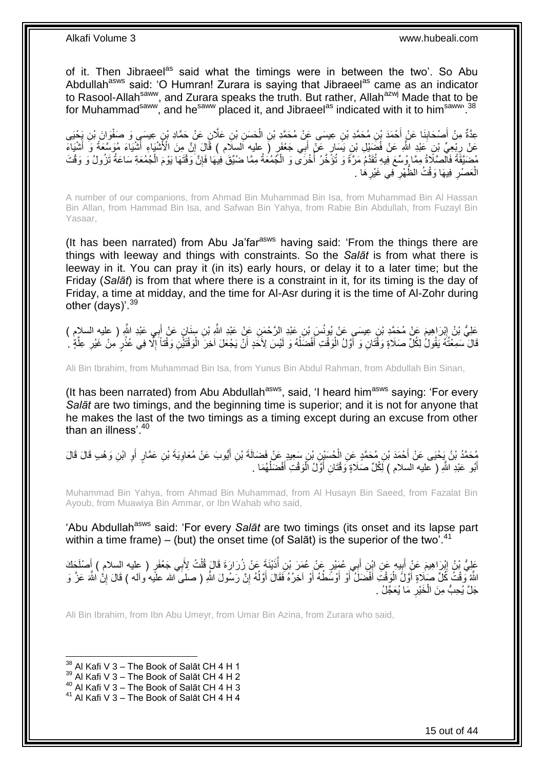of it. Then Jibraeel[as] said what the timings were in between the two'. So Abu Abdullah[asws] said: 'O Humran! Zurara is saying that Jibraeel[as] came as an indicator to Rasool-Allah[saww], and Zurara speaks the truth. But rather, Allah[azwj] Made that to be for Muhammad[saww], and he[saww] placed it, and Jibraeel[as] indicated with it to him[saww]'.[38]

عِدَّةٌ مِنْ أَصْحَابِنَا عَنْ أَحْمَدَ بْنِ مُحَمَّدِ بْنِ عِيسَى عَنْ مُحَمَّدِ بْنِ الْحَسَنِ بْنِ عَلَّانٍ عَنْ حَمَّادِ بْنِ عِيسَى وَ صَفْوَانَ بْنِ يَحْيَى عَنْ رِبْعِيِّ بْنِ عَبْدِ اللَّهِ عَنْ فُضَيْلِ بْنِ يَسَارٍ عَنْ أَبِي جَعْفَرٍ ( عليه السلام ) قَالَ إِنَّ مِنَ الْأَشْيَاءِ أَشْيَاءَ مُوَسَّعَةً وَ أَشْيَاءَ مُضَيَّقَةً فَالصَّلَاةُ مِمَّا وُسِّعَ فِيهِ تُقَدَّمُ مَرَّةً وَ تُؤَخَّرُ أُخْرَى وَ الْجُمُعَةُ مِمَّا ضُيِّقَ فِيهَا فَإِنَّ وَقْتَهَا يَوْمَ الْجُمُعَةِ سَاعَةُ تَزُولُ وَ وَقْتَ الْعَصْرِ فِيهَا وَقْتُ الظُّهْرِ فِي غَيْرِهَا .

A number of our companions, from Ahmad Bin Muhammad Bin Isa, from Muhammad Bin Al Hassan Bin Allan, from Hammad Bin Isa, and Safwan Bin Yahya, from Rabie Bin Abdullah, from Fuzayl Bin Yasaar,

(It has been narrated) from Abu Ja'far[asws] having said: 'From the things there are things with leeway and things with constraints. So the *Salāt* is from what there is leeway in it. You can pray it (in its) early hours, or delay it to a later time; but the Friday (*Salāt*) is from that where there is a constraint in it, for its timing is the day of Friday, a time at midday, and the time for Al-Asr during it is the time of Al-Zohr during other (days)'.[39]

عَلِيُّ بْنُ إِبْرَاهِيمَ عَنْ مُحَمَّدِ بْنِ عِيسَى عَنْ يُونُسَ بْنِ عَبْدِ الرَّحْمَنِ عَنْ عَبْدِ اللَّهِ بْنِ سِنَانٍ عَنْ أَبِي عَبْدِ اللَّهِ ( عليه السلام ) قَالَ سَمِعْتُهُ يَقُولُ لِكُلِّ صَلَاةٍ وَقْتَانِ وَ أَوَّلُ الْوَقْتِ أَفْضَلُهُ وَ لَيْسَ لِأَحَدٍ أَنْ يَجْعَلَ آخِرَ الْوَقْتَيْنِ وَقْتاً إِلَّا فِي عُذْرٍ مِنْ غَيْرِ عِلَّةٍ .

Ali Bin Ibrahim, from Muhammad Bin Isa, from Yunus Bin Abdul Rahman, from Abdullah Bin Sinan,

(It has been narrated) from Abu Abdullah[asws], said, 'I heard him[asws] saying: 'For every *Salāt* are two timings, and the beginning time is superior; and it is not for anyone that he makes the last of the two timings as a timing except during an excuse from other than an illness'.[40]

مُحَمَّدُ بْنُ يَحْيَى عَنْ أَحْمَدَ بْنِ مُحَمَّدٍ عَنِ الْحُسَيْنِ بْنِ سَعِيدٍ عَنْ فَضَالَةَ بْنِ أَيُّوبَ عَنْ مُعَاوِيَةَ بْنِ عَمَّارٍ أَوِ ابْنِ وَهْبٍ قَالَ قَالَ أَبُو عَبْدِ اللَّهِ ( عليه السلام ) لِكُلِّ صَلَاةٍ وَقْتَانِ أَوَّلُ الْوَقْتِ أَفْضَلُهُمَا .

Muhammad Bin Yahya, from Ahmad Bin Muhammad, from Al Husayn Bin Saeed, from Fazalat Bin Ayoub, from Muawiya Bin Ammar, or Ibn Wahab who said,

'Abu Abdullah[asws] said: 'For every *Salāt* are two timings (its onset and its lapse part within a time frame) – (but) the onset time (of Salāt) is the superior of the two'.[41]

عَلِيُّ بْنُ إِبْرَاهِيمَ عَنْ أَبِيهِ عَنِ ابْنِ أَبِي عُمَيْرٍ عَنْ عُمَرَ بْنِ أُذَيْنَةَ عَنْ زُرَارَةَ قَالَ قُلْتُ لِأَبِي جَعْفَرٍ ( عليه السلام ) أَصْلَحَكَ اللَّهُ وَقْتُ كُلِّ صَلَاةٍ أَوَّلُ الْوَقْتِ أَفْضَلُ أَوْ أَوْسَطُهُ أَوْ آخِرُهُ فَقَالَ أَوَّلُهُ إِنَّ رَسُولَ اللَّهِ ( صلى الله عليه وآله ) قَالَ إِنَّ اللَّهَ عَزَّ وَ جَلَّ يُحِبُّ مِنَ الْخَيْرِ مَا يُعَجَّلُ .

Ali Bin Ibrahim, from Ibn Abu Umeyr, from Umar Bin Azina, from Zurara who said,

[38] Al Kafi V 3 – The Book of Salāt CH 4 H 1
[39] Al Kafi V 3 – The Book of Salāt CH 4 H 2
[40] Al Kafi V 3 – The Book of Salāt CH 4 H 3
[41] Al Kafi V 3 – The Book of Salāt CH 4 H 4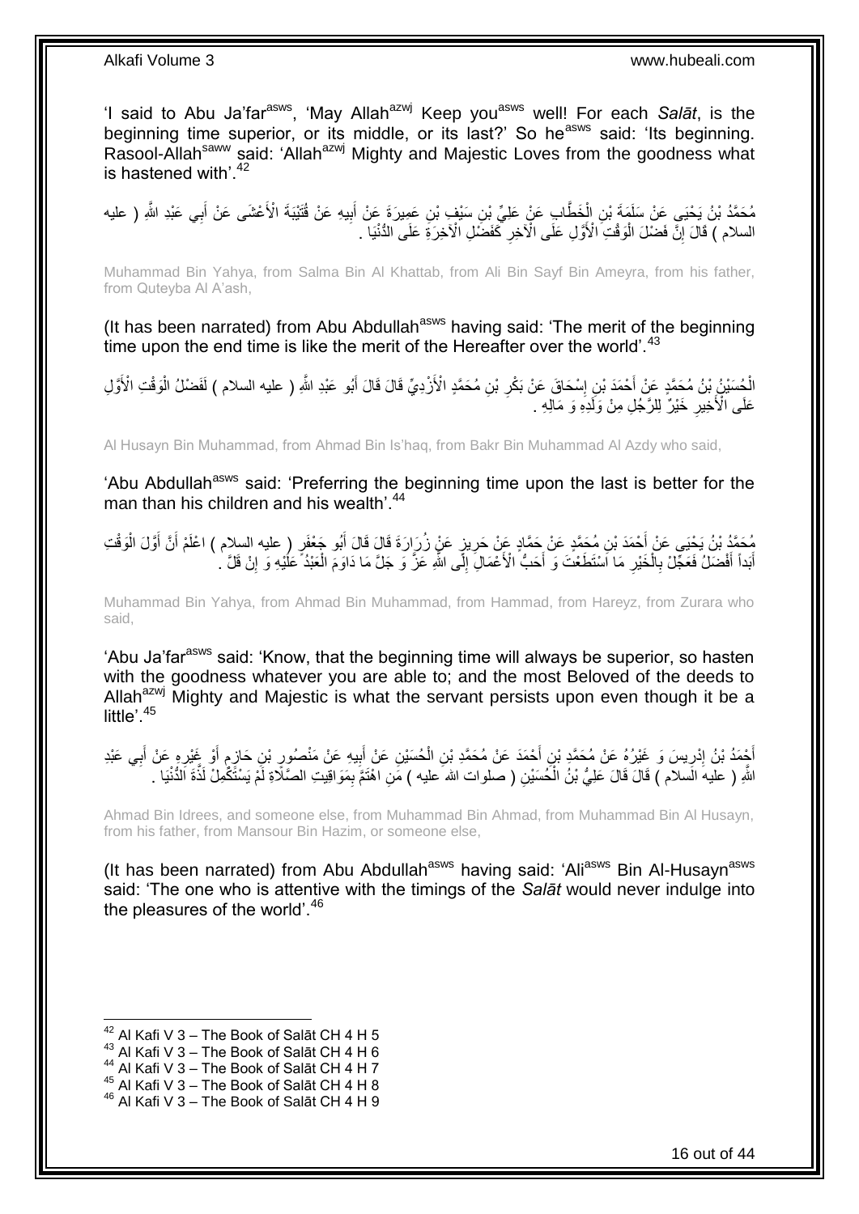'I said to Abu Ja'far[asws], 'May Allah[azwj] Keep you[asws] well! For each *Salāt*, is the beginning time superior, or its middle, or its last?' So he[asws] said: 'Its beginning. Rasool-Allah[saww] said: 'Allah[azwj] Mighty and Majestic Loves from the goodness what is hastened with'.[42]

مُحَمَّدُ بْنُ يَحْيَى عَنْ سَلَمَةَ بْنِ الْخَطَّابِ عَنْ عَلِيِّ بْنِ سَيْفِ بْنِ عَمِيرَةَ عَنْ أَبِيهِ عَنْ قُتَيْبَةَ الْأَعْشَى عَنْ أَبِي عَبْدِ اللَّهِ ( عليه السلام ) قَالَ إِنَّ فَضْلَ الْوَقْتِ الْأَوَّلِ عَلَى الْآخِرِ كَفَضْلِ الْآخِرَةِ عَلَى الدُّنْيَا .

Muhammad Bin Yahya, from Salma Bin Al Khattab, from Ali Bin Sayf Bin Ameyra, from his father, from Quteyba Al A'ash,

(It has been narrated) from Abu Abdullah[asws] having said: 'The merit of the beginning time upon the end time is like the merit of the Hereafter over the world'.[43]

الْحُسَيْنُ بْنُ مُحَمَّدٍ عَنْ أَحْمَدَ بْنِ إِسْحَاقَ عَنْ بَكْرِ بْنِ مُحَمَّدٍ الْأَزْدِيِّ قَالَ قَالَ أَبُو عَبْدِ اللَّهِ ( عليه السلام ) لَفَضْلُ الْوَقْتِ الْأَوَّلِ عَلَى الْأَخِيرِ خَيْرٌ لِلرَّجُلِ مِنْ وَلَدِهِ وَ مَالِهِ .

Al Husayn Bin Muhammad, from Ahmad Bin Is'haq, from Bakr Bin Muhammad Al Azdy who said,

'Abu Abdullah[asws] said: 'Preferring the beginning time upon the last is better for the man than his children and his wealth'.[44]

مُحَمَّدُ بْنُ يَحْيَى عَنْ أَحْمَدَ بْنِ مُحَمَّدٍ عَنْ حَمَّادٍ عَنْ حَرِيزٍ عَنْ زُرَارَةَ قَالَ قَالَ أَبُو جَعْفَرٍ ( عليه السلام ) اعْلَمْ أَنَّ أَوَّلَ الْوَقْتِ أَبَداً أَفْضَلُ فَعَجِّلْ بِالْخَيْرِ مَا اسْتَطَعْتَ وَ أَحَبُّ الْأَعْمَالِ إِلَى اللَّهِ عَزَّ وَ جَلَّ مَا دَاوَمَ الْعَبْدُ عَلَيْهِ وَ إِنْ قَلَّ .

Muhammad Bin Yahya, from Ahmad Bin Muhammad, from Hammad, from Hareyz, from Zurara who said,

'Abu Ja'far[asws] said: 'Know, that the beginning time will always be superior, so hasten with the goodness whatever you are able to; and the most Beloved of the deeds to Allah[azwj] Mighty and Majestic is what the servant persists upon even though it be a little'.[45]

أَحْمَدُ بْنُ إِدْرِيسَ وَ غَيْرُهُ عَنْ مُحَمَّدِ بْنِ أَحْمَدَ عَنْ مُحَمَّدِ بْنِ الْحُسَيْنِ عَنْ أَبِيهِ عَنْ مَنْصُورِ بْنِ حَازِمٍ أَوْ غَيْرِهِ عَنْ أَبِي عَبْدِ اللَّهِ ( عليه السلام ) قَالَ قَالَ عَلِيُّ بْنُ الْحُسَيْنِ ( صلوات الله عليه ) مَنِ اهْتَمَّ بِمَوَاقِيتِ الصَّلَاةِ لَمْ يَسْتَكْمِلْ لَذَّةَ الدُّنْيَا .

Ahmad Bin Idrees, and someone else, from Muhammad Bin Ahmad, from Muhammad Bin Al Husayn, from his father, from Mansour Bin Hazim, or someone else,

(It has been narrated) from Abu Abdullah[asws] having said: 'Ali[asws] Bin Al-Husayn[asws] said: 'The one who is attentive with the timings of the *Salāt* would never indulge into the pleasures of the world'.[46]

[42] Al Kafi V 3 – The Book of Salāt CH 4 H 5
[43] Al Kafi V 3 – The Book of Salāt CH 4 H 6
[44] Al Kafi V 3 – The Book of Salāt CH 4 H 7
[45] Al Kafi V 3 – The Book of Salāt CH 4 H 8
[46] Al Kafi V 3 – The Book of Salāt CH 4 H 9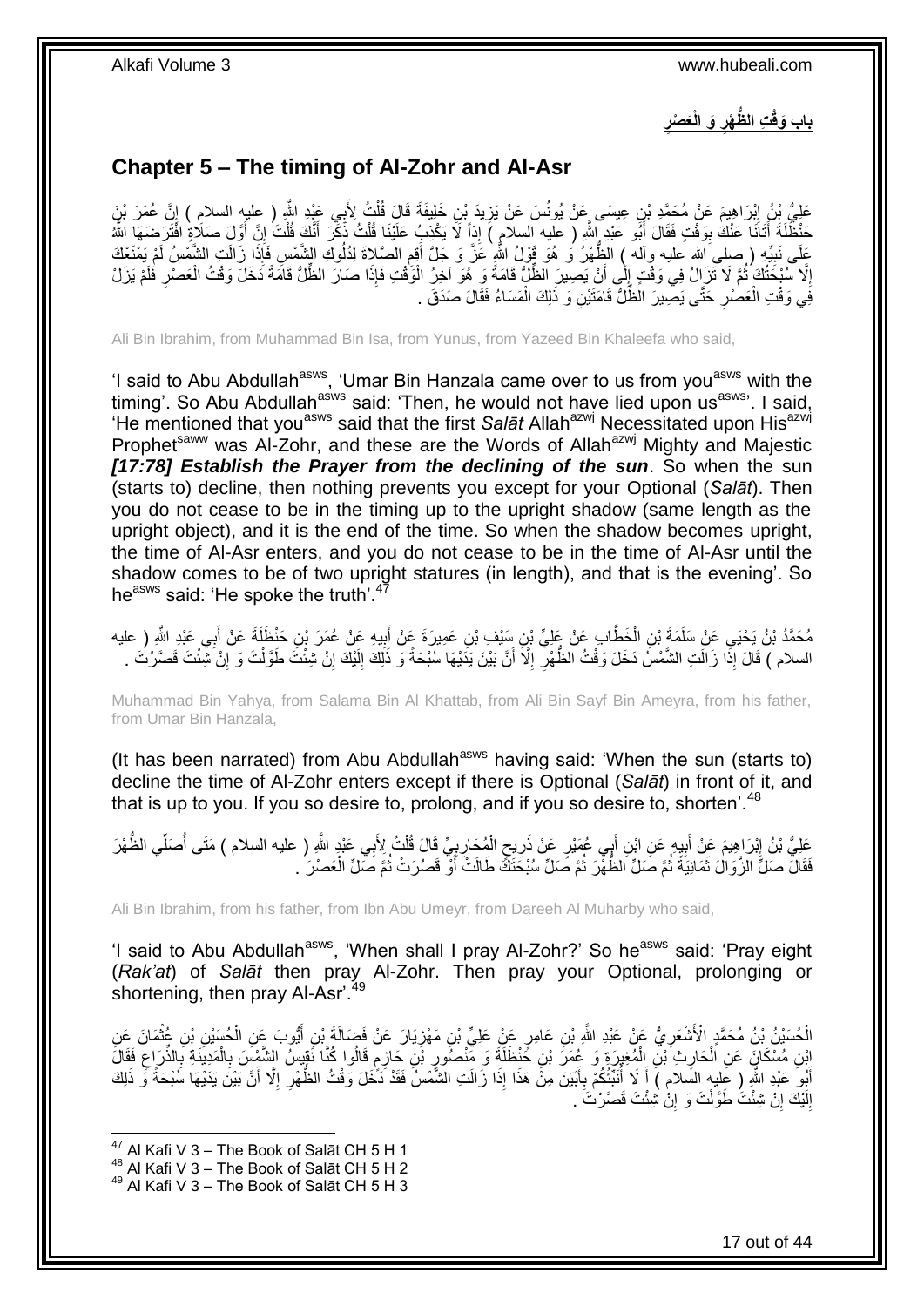## باب وَقْتِ الظُّهْرِ وَ الْعَصْرِ

## Chapter 5 – The timing of Al-Zohr and Al-Asr

عَلِيُّ بْنُ إِبْرَاهِيمَ عَنْ مُحَمَّدِ بْنِ عِيسَى عَنْ يُونُسَ عَنْ يَزِيدَ بْنِ خَلِيفَةَ قَالَ قُلْتُ لِأَبِي عَبْدِ اللَّهِ ( عليه السلام ) إِنَّ عُمَرَ بْنَ حَنْظَلَةَ أَتَانَا عَنْكَ بِوَقْتٍ فَقَالَ أَبُو عَبْدِ اللَّهِ ( عليه السلام ) إِذاً لَا يَكْذِبُ عَلَيْنَا قُلْتُ ذَكَرَ أَنَّكَ قُلْتَ إِنَّ أَوَّلَ صَلَاةٍ افْتَرَضَهَا اللَّهُ عَلَى نَبِيِّهِ ( صلى الله عليه وآله ) الظُّهْرُ وَ هُوَ قَوْلُ اللَّهِ عَزَّ وَ جَلَّ أَقِمِ الصَّلاةَ لِدُلُوكِ الشَّمْسِ فَإِذَا زَالَتِ الشَّمْسُ لَمْ يَمْنَعْكَ إِلَّا سُبْحَتُكَ ثُمَّ لَا تَزَالُ فِي وَقْتٍ إِلَى أَنْ يَصِيرَ الظِّلُّ قَامَةً وَ هُوَ آخِرُ الْوَقْتِ فَإِذَا صَارَ الظِّلُّ قَامَةً دَخَلَ وَقْتُ الْعَصْرِ فَلَمْ يَزَلْ فِي وَقْتِ الْعَصْرِ حَتَّى يَصِيرَ الظِّلُّ قَامَتَيْنِ وَ ذَلِكَ الْمَسَاءُ فَقَالَ صَدَقَ .

Ali Bin Ibrahim, from Muhammad Bin Isa, from Yunus, from Yazeed Bin Khaleefa who said,

'I said to Abu Abdullah[asws], 'Umar Bin Hanzala came over to us from you[asws] with the timing'. So Abu Abdullah[asws] said: 'Then, he would not have lied upon us[asws]'. I said, 'He mentioned that you[asws] said that the first *Salāt* Allah[azwj] Necessitated upon His[azwj] Prophet[saww] was Al-Zohr, and these are the Words of Allah[azwj] Mighty and Majestic ***[17:78] Establish the Prayer from the declining of the sun***. So when the sun (starts to) decline, then nothing prevents you except for your Optional (*Salāt*). Then you do not cease to be in the timing up to the upright shadow (same length as the upright object), and it is the end of the time. So when the shadow becomes upright, the time of Al-Asr enters, and you do not cease to be in the time of Al-Asr until the shadow comes to be of two upright statures (in length), and that is the evening'. So he[asws] said: 'He spoke the truth'.[47]

مُحَمَّدُ بْنُ يَحْيَى عَنْ سَلَمَةَ بْنِ الْخَطَّابِ عَنْ عَلِيِّ بْنِ سَيْفِ بْنِ عَمِيرَةَ عَنْ أَبِيهِ عَنْ عُمَرَ بْنِ حَنْظَلَةَ عَنْ أَبِي عَبْدِ اللَّهِ ( عليه السلام ) قَالَ إِذَا زَالَتِ الشَّمْسُ دَخَلَ وَقْتُ الظُّهْرِ إِلَّا أَنَّ بَيْنَ يَدَيْهَا سُبْحَةً وَ ذَلِكَ إِلَيْكَ إِنْ شِئْتَ طَوَّلْتَ وَ إِنْ شِئْتَ قَصَّرْتَ .

Muhammad Bin Yahya, from Salama Bin Al Khattab, from Ali Bin Sayf Bin Ameyra, from his father, from Umar Bin Hanzala,

(It has been narrated) from Abu Abdullah[asws] having said: 'When the sun (starts to) decline the time of Al-Zohr enters except if there is Optional (*Salāt*) in front of it, and that is up to you. If you so desire to, prolong, and if you so desire to, shorten'.[48]

عَلِيُّ بْنُ إِبْرَاهِيمَ عَنْ أَبِيهِ عَنِ ابْنِ أَبِي عُمَيْرٍ عَنْ ذَرِيحٍ الْمُحَارِبِيِّ قَالَ قُلْتُ لِأَبِي عَبْدِ اللَّهِ ( عليه السلام ) مَتَى أُصَلِّي الظُّهْرَ فَقَالَ صَلِّ الزَّوَالَ ثَمَانِيَةً ثُمَّ صَلِّ الظُّهْرَ ثُمَّ صَلِّ سُبْحَتَكَ طَالَتْ أَوْ قَصُرَتْ ثُمَّ صَلِّ الْعَصْرَ .

Ali Bin Ibrahim, from his father, from Ibn Abu Umeyr, from Dareeh Al Muharby who said,

'I said to Abu Abdullah[asws], 'When shall I pray Al-Zohr?' So he[asws] said: 'Pray eight (*Rak'at*) of *Salāt* then pray Al-Zohr. Then pray your Optional, prolonging or shortening, then pray Al-Asr'.[49]

الْحُسَيْنُ بْنُ مُحَمَّدٍ الْأَشْعَرِيُّ عَنْ عَبْدِ اللَّهِ بْنِ عَامِرٍ عَنْ عَلِيِّ بْنِ مَهْزِيَارَ عَنْ فَضَالَةَ بْنِ أَيُّوبَ عَنِ الْحُسَيْنِ بْنِ عُثْمَانَ عَنِ ابْنِ مُسْكَانَ عَنِ الْحَارِثِ بْنِ الْمُغِيرَةِ وَ عُمَرَ بْنِ حَنْظَلَةَ وَ مَنْصُورِ بْنِ حَازِمٍ قَالُوا كُنَّا نَقِيسُ الشَّمْسَ بِالْمَدِينَةِ بِالذِّرَاعِ فَقَالَ أَبُو عَبْدِ اللَّهِ ( عليه السلام ) أَ لَا أُنَبِّئُكُمْ بِأَبْيَنَ مِنْ هَذَا إِذَا زَالَتِ الشَّمْسُ فَقَدْ دَخَلَ وَقْتُ الظُّهْرِ إِلَّا أَنَّ بَيْنَ يَدَيْهَا سُبْحَةً وَ ذَلِكَ إِلَيْكَ إِنْ شِئْتَ طَوَّلْتَ وَ إِنْ شِئْتَ قَصَّرْتَ .

---

[47] Al Kafi V 3 – The Book of Salāt CH 5 H 1
[48] Al Kafi V 3 – The Book of Salāt CH 5 H 2
[49] Al Kafi V 3 – The Book of Salāt CH 5 H 3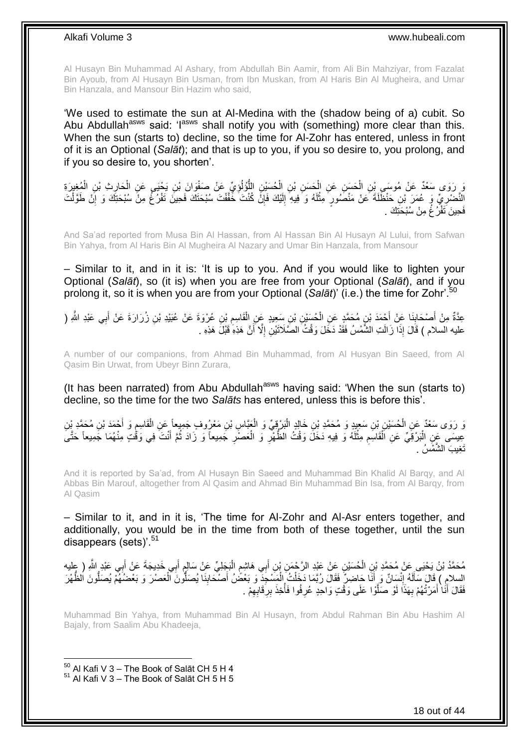Al Husayn Bin Muhammad Al Ashary, from Abdullah Bin Aamir, from Ali Bin Mahziyar, from Fazalat Bin Ayoub, from Al Husayn Bin Usman, from Ibn Muskan, from Al Haris Bin Al Mugheira, and Umar Bin Hanzala, and Mansour Bin Hazim who said,

'We used to estimate the sun at Al-Medina with the (shadow being of a) cubit. So Abu Abdullah[asws] said: 'I[asws] shall notify you with (something) more clear than this. When the sun (starts to) decline, so the time for Al-Zohr has entered, unless in front of it is an Optional (*Salāt*); and that is up to you, if you so desire to, you prolong, and if you so desire to, you shorten'.

وَ رَوَى سَعْدٌ عَنْ مُوسَى بْنِ الْحَسَنِ عَنِ الْحَسَنِ بْنِ الْحُسَيْنِ اللُّؤْلُؤِيِّ عَنْ صَفْوَانَ بْنِ يَحْيَى عَنِ الْحَارِثِ بْنِ الْمُغِيرَةِ النَّصْرِيِّ وَ عُمَرَ بْنِ حَنْظَلَةَ عَنْ مَنْصُورٍ مِثْلَهُ وَ فِيهِ إِلَيْكَ فَإِنْ كُنْتَ خَفَّفْتَ سُبْحَتَكَ فَحِينَ تَفْرُغُ مِنْ سُبْحَتِكَ وَ إِنْ طَوَّلْتَ فَحِينَ تَفْرُغُ مِنْ سُبْحَتِكَ .

And Sa'ad reported from Musa Bin Al Hassan, from Al Hassan Bin Al Husayn Al Lului, from Safwan Bin Yahya, from Al Haris Bin Al Mugheira Al Nazary and Umar Bin Hanzala, from Mansour

– Similar to it, and in it is: 'It is up to you. And if you would like to lighten your Optional (*Salāt*), so (it is) when you are free from your Optional (*Salāt*), and if you prolong it, so it is when you are from your Optional (*Salāt*)' (i.e.) the time for Zohr'.[50]

عِدَّةٌ مِنْ أَصْحَابِنَا عَنْ أَحْمَدَ بْنِ مُحَمَّدٍ عَنِ الْحُسَيْنِ بْنِ سَعِيدٍ عَنِ الْقَاسِمِ بْنِ عُرْوَةَ عَنْ عُبَيْدِ بْنِ زُرَارَةَ عَنْ أَبِي عَبْدِ اللَّهِ ( عليه السلام ) قَالَ إِذَا زَالَتِ الشَّمْسُ فَقَدْ دَخَلَ وَقْتُ الصَّلَاتَيْنِ إِلَّا أَنَّ هَذِهِ قَبْلَ هَذِهِ .

A number of our companions, from Ahmad Bin Muhammad, from Al Husyan Bin Saeed, from Al Qasim Bin Urwat, from Ubeyr Binn Zurara,

(It has been narrated) from Abu Abdullah[asws] having said: 'When the sun (starts to) decline, so the time for the two *Salāts* has entered, unless this is before this'.

وَ رَوَى سَعْدٌ عَنِ الْحُسَيْنِ بْنِ سَعِيدٍ وَ مُحَمَّدِ بْنِ خَالِدٍ الْبَرْقِيِّ وَ الْعَبَّاسِ بْنِ مَعْرُوفٍ جَمِيعاً عَنِ الْقَاسِمِ وَ أَحْمَدَ بْنِ مُحَمَّدِ بْنِ عِيسَى عَنِ الْبَرْقِيِّ عَنِ الْقَاسِمِ مِثْلَهُ وَ فِيهِ دَخَلَ وَقْتُ الظُّهْرِ وَ الْعَصْرِ جَمِيعاً وَ زَادَ ثُمَّ أَنْتَ فِي وَقْتٍ مِنْهُمَا جَمِيعاً حَتَّى تَغِيبَ الشَّمْسُ .

And it is reported by Sa'ad, from Al Husayn Bin Saeed and Muhammad Bin Khalid Al Barqy, and Al Abbas Bin Marouf, altogether from Al Qasim and Ahmad Bin Muhammad Bin Isa, from Al Barqy, from Al Qasim

– Similar to it, and in it is, 'The time for Al-Zohr and Al-Asr enters together, and additionally, you would be in the time from both of these together, until the sun disappears (sets)'.[51]

مُحَمَّدُ بْنُ يَحْيَى عَنْ مُحَمَّدِ بْنِ الْحُسَيْنِ عَنْ عَبْدِ الرَّحْمَنِ بْنِ أَبِي هَاشِمٍ الْبَجَلِيِّ عَنْ سَالِمٍ أَبِي خَدِيجَةَ عَنْ أَبِي عَبْدِ اللَّهِ ( عليه السلام ) قَالَ سَأَلَهُ إِنْسَانٌ وَ أَنَا حَاضِرٌ فَقَالَ رُبَّمَا دَخَلْتُ الْمَسْجِدَ وَ بَعْضُ أَصْحَابِنَا يُصَلُّونَ الْعَصْرَ وَ بَعْضُهُمْ يُصَلُّونَ الظُّهْرَ فَقَالَ أَنَا أَمَرْتُهُمْ بِهَذَا لَوْ صَلَّوْا عَلَى وَقْتٍ وَاحِدٍ عُرِفُوا فَأُخِذَ بِرِقَابِهِمْ .

Muhammad Bin Yahya, from Muhammad Bin Al Husayn, from Abdul Rahman Bin Abu Hashim Al Bajaly, from Saalim Abu Khadeeja,

[50] Al Kafi V 3 – The Book of Salāt CH 5 H 4
[51] Al Kafi V 3 – The Book of Salāt CH 5 H 5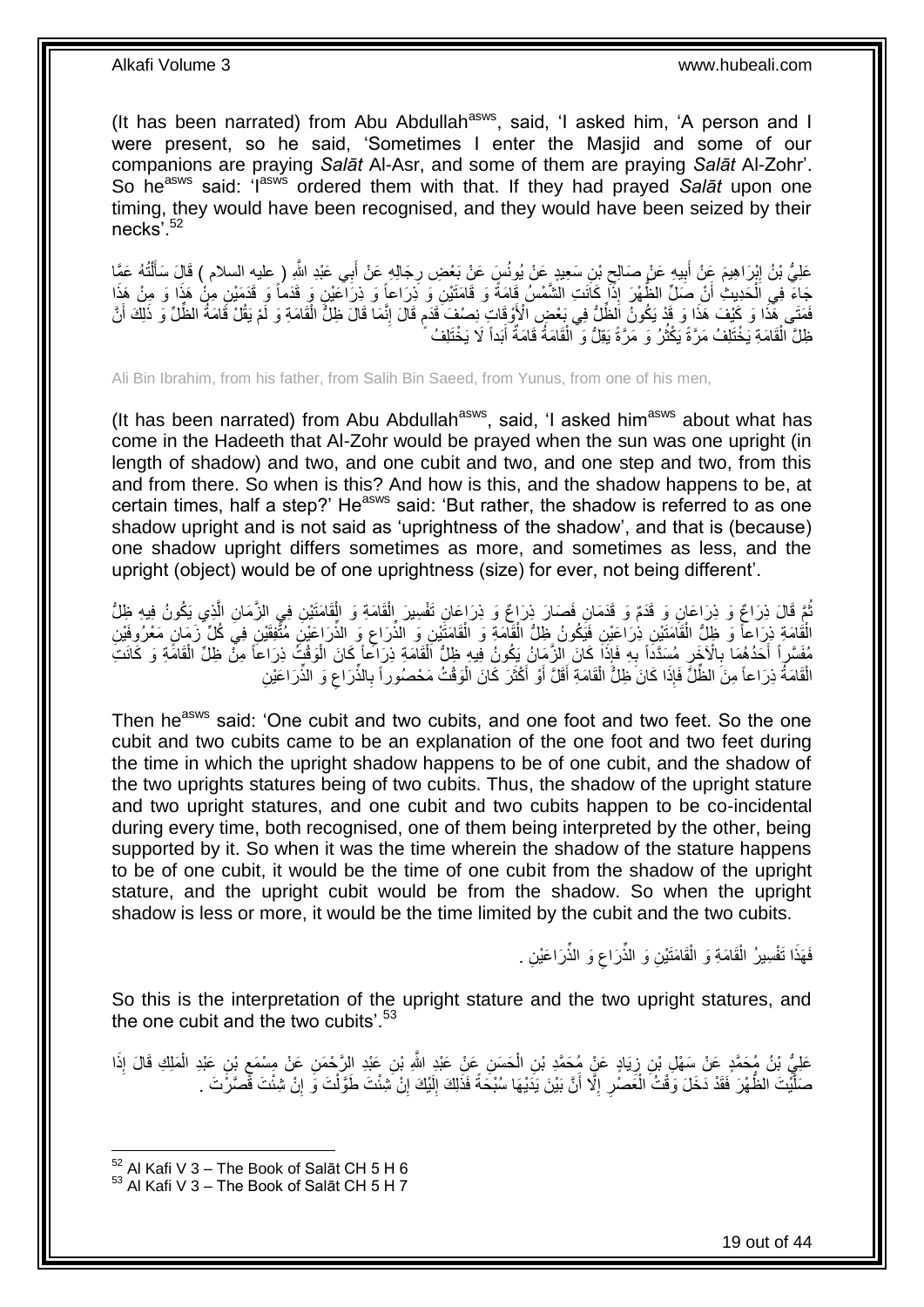(It has been narrated) from Abu Abdullah[asws], said, 'I asked him, 'A person and I were present, so he said, 'Sometimes I enter the Masjid and some of our companions are praying *Salāt* Al-Asr, and some of them are praying *Salāt* Al-Zohr'. So he[asws] said: 'I[asws] ordered them with that. If they had prayed *Salāt* upon one timing, they would have been recognised, and they would have been seized by their necks'.[52]

عَلِيُّ بْنُ إِبْرَاهِيمَ عَنْ أَبِيهِ عَنْ صَالِحِ بْنِ سَعِيدٍ عَنْ يُونُسَ عَنْ بَعْضِ رِجَالِهِ عَنْ أَبِي عَبْدِ اللَّهِ ( عليه السلام ) قَالَ سَأَلْتُهُ عَمَّا جَاءَ فِي الْحَدِيثِ أَنْ صَلِّ الظُّهْرَ إِذَا كَانَتِ الشَّمْسُ قَامَةً وَ قَامَتَيْنِ وَ ذِرَاعاً وَ ذِرَاعَيْنِ وَ قَدَماً وَ قَدَمَيْنِ مِنْ هَذَا وَ مِنْ هَذَا فَمَتَى هَذَا وَ كَيْفَ هَذَا وَ قَدْ يَكُونُ الظِّلُّ فِي بَعْضِ الْأَوْقَاتِ نِصْفَ قَدَمٍ قَالَ إِنَّمَا قَالَ ظِلَّ الْقَامَةِ وَ لَمْ يَقُلْ قَامَةَ الظِّلِّ وَ ذَلِكَ أَنَّ ظِلَّ الْقَامَةِ يَخْتَلِفُ مَرَّةً يَكْثُرُ وَ مَرَّةً يَقِلُّ وَ الْقَامَةُ قَامَةٌ أَبَداً لَا يَخْتَلِفُ

Ali Bin Ibrahim, from his father, from Salih Bin Saeed, from Yunus, from one of his men,

(It has been narrated) from Abu Abdullah[asws], said, 'I asked him[asws] about what has come in the Hadeeth that Al-Zohr would be prayed when the sun was one upright (in length of shadow) and two, and one cubit and two, and one step and two, from this and from there. So when is this? And how is this, and the shadow happens to be, at certain times, half a step?' He[asws] said: 'But rather, the shadow is referred to as one shadow upright and is not said as 'uprightness of the shadow', and that is (because) one shadow upright differs sometimes as more, and sometimes as less, and the upright (object) would be of one uprightness (size) for ever, not being different'.

ثُمَّ قَالَ ذِرَاعٌ وَ ذِرَاعَانِ وَ قَدَمٌ وَ قَدَمَانِ فَصَارَ ذِرَاعٌ وَ ذِرَاعَانِ تَفْسِيرَ الْقَامَةِ وَ الْقَامَتَيْنِ فِي الزَّمَانِ الَّذِي يَكُونُ فِيهِ ظِلُّ الْقَامَةِ ذِرَاعاً وَ ظِلُّ الْقَامَتَيْنِ ذِرَاعَيْنِ فَيَكُونُ ظِلُّ الْقَامَةِ وَ الْقَامَتَيْنِ وَ الذِّرَاعِ وَ الذِّرَاعَيْنِ مُتَّفِقَيْنِ فِي كُلِّ زَمَانٍ مَعْرُوفَيْنِ مُفَسَّراً أَحَدُهُمَا بِالْآخَرِ مُسَدَّداً بِهِ فَإِذَا كَانَ الزَّمَانُ يَكُونُ فِيهِ ظِلُّ الْقَامَةِ ذِرَاعاً كَانَ الْوَقْتُ ذِرَاعاً مِنْ ظِلِّ الْقَامَةِ وَ كَانَتِ الْقَامَةُ ذِرَاعاً مِنَ الظِّلِّ فَإِذَا كَانَ ظِلُّ الْقَامَةِ أَقَلَّ أَوْ أَكْثَرَ كَانَ الْوَقْتُ مَحْصُوراً بِالذِّرَاعِ وَ الذِّرَاعَيْنِ

Then he[asws] said: 'One cubit and two cubits, and one foot and two feet. So the one cubit and two cubits came to be an explanation of the one foot and two feet during the time in which the upright shadow happens to be of one cubit, and the shadow of the two uprights statures being of two cubits. Thus, the shadow of the upright stature and two upright statures, and one cubit and two cubits happen to be co-incidental during every time, both recognised, one of them being interpreted by the other, being supported by it. So when it was the time wherein the shadow of the stature happens to be of one cubit, it would be the time of one cubit from the shadow of the upright stature, and the upright cubit would be from the shadow. So when the upright shadow is less or more, it would be the time limited by the cubit and the two cubits.

فَهَذَا تَفْسِيرُ الْقَامَةِ وَ الْقَامَتَيْنِ وَ الذِّرَاعِ وَ الذِّرَاعَيْنِ .

So this is the interpretation of the upright stature and the two upright statures, and the one cubit and the two cubits'.[53]

عَلِيُّ بْنُ مُحَمَّدٍ عَنْ سَهْلِ بْنِ زِيَادٍ عَنْ مُحَمَّدِ بْنِ الْحَسَنِ عَنْ عَبْدِ اللَّهِ بْنِ عَبْدِ الرَّحْمَنِ عَنْ مِسْمَعِ بْنِ عَبْدِ الْمَلِكِ قَالَ إِذَا صَلَّيْتَ الظُّهْرَ فَقَدْ دَخَلَ وَقْتُ الْعَصْرِ إِلَّا أَنَّ بَيْنَ يَدَيْهَا سُبْحَةً فَذَلِكَ إِلَيْكَ إِنْ شِئْتَ طَوَّلْتَ وَ إِنْ شِئْتَ قَصَّرْتَ .

---

[52] Al Kafi V 3 – The Book of Salāt CH 5 H 6
[53] Al Kafi V 3 – The Book of Salāt CH 5 H 7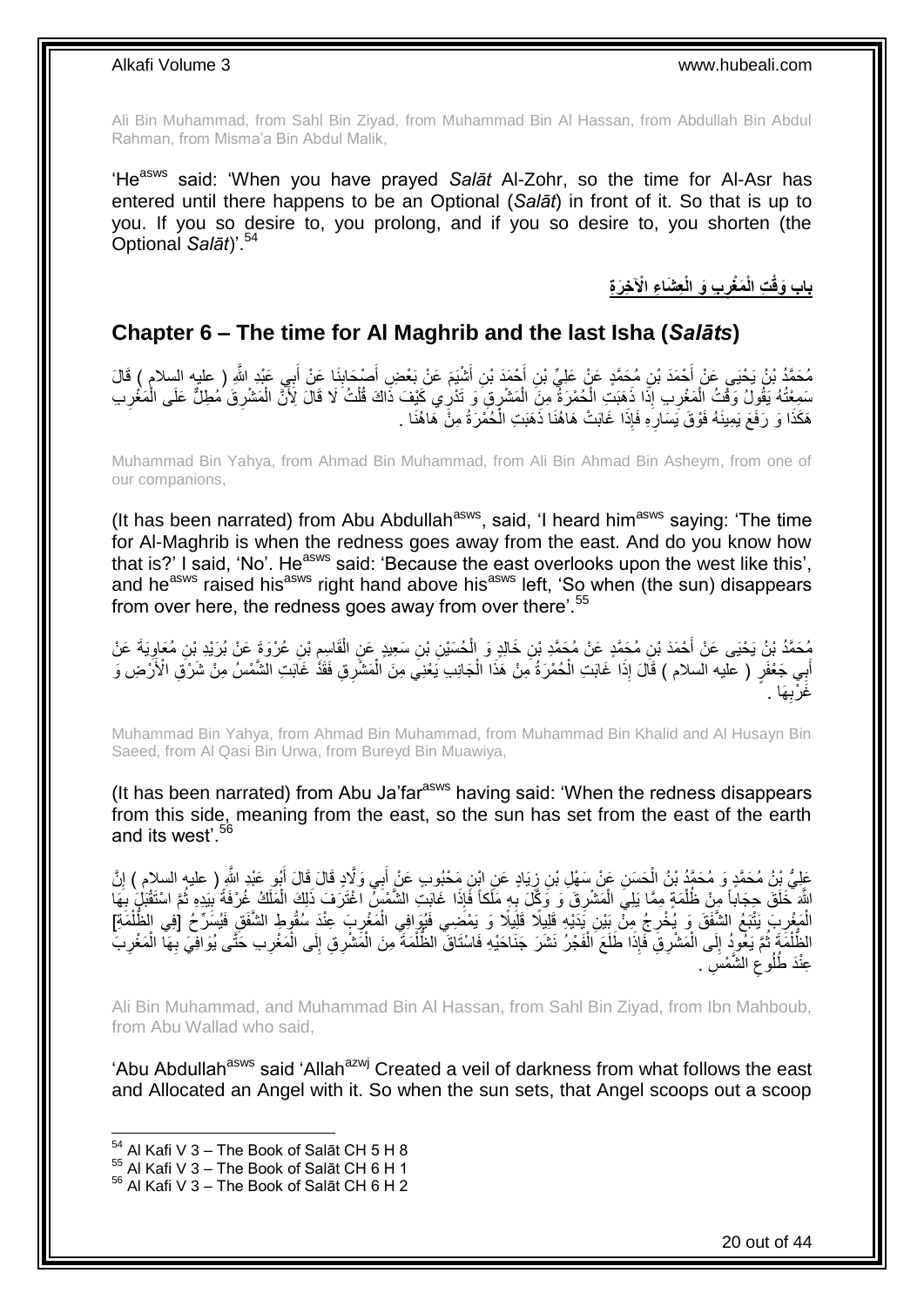Ali Bin Muhammad, from Sahl Bin Ziyad, from Muhammad Bin Al Hassan, from Abdullah Bin Abdul Rahman, from Misma'a Bin Abdul Malik,

'He[asws] said: 'When you have prayed *Salāt* Al-Zohr, so the time for Al-Asr has entered until there happens to be an Optional (*Salāt*) in front of it. So that is up to you. If you so desire to, you prolong, and if you so desire to, you shorten (the Optional *Salāt*)'.[54]

## بابِ وَقْتِ الْمَغْرِبِ وَ الْعِشَاءِ الْآخِرَةِ

## Chapter 6 – The time for Al Maghrib and the last Isha (*Salāts*)

مُحَمَّدُ بْنُ يَحْيَى عَنْ أَحْمَدَ بْنِ مُحَمَّدٍ عَنْ عَلِيِّ بْنِ أَحْمَدَ بْنِ أَشْيَمَ عَنْ بَعْضِ أَصْحَابِنَا عَنْ أَبِي عَبْدِ اللَّهِ ( عليه السلام ) قَالَ سَمِعْتُهُ يَقُولُ وَقْتُ الْمَغْرِبِ إِذَا ذَهَبَتِ الْحُمْرَةُ مِنَ الْمَشْرِقِ وَ تَدْرِي كَيْفَ ذَاكَ قُلْتُ لَا قَالَ لِأَنَّ الْمَشْرِقَ مُطِلٌّ عَلَى الْمَغْرِبِ هَكَذَا وَ رَفَعَ يَمِينَهُ فَوْقَ يَسَارِهِ فَإِذَا غَابَتْ هَاهُنَا ذَهَبَتِ الْحُمْرَةُ مِنْ هَاهُنَا .

Muhammad Bin Yahya, from Ahmad Bin Muhammad, from Ali Bin Ahmad Bin Asheym, from one of our companions,

(It has been narrated) from Abu Abdullah[asws], said, 'I heard him[asws] saying: 'The time for Al-Maghrib is when the redness goes away from the east. And do you know how that is?' I said, 'No'. He[asws] said: 'Because the east overlooks upon the west like this', and he[asws] raised his[asws] right hand above his[asws] left, 'So when (the sun) disappears from over here, the redness goes away from over there'.[55]

مُحَمَّدُ بْنُ يَحْيَى عَنْ أَحْمَدَ بْنِ مُحَمَّدٍ عَنْ مُحَمَّدِ بْنِ خَالِدٍ وَ الْحُسَيْنِ بْنِ سَعِيدٍ عَنِ الْقَاسِمِ بْنِ عُرْوَةَ عَنْ بُرَيْدِ بْنِ مُعَاوِيَةَ عَنْ أَبِي جَعْفَرٍ ( عليه السلام ) قَالَ إِذَا غَابَتِ الْحُمْرَةُ مِنْ هَذَا الْجَانِبِ يَعْنِي مِنَ الْمَشْرِقِ فَقَدْ غَابَتِ الشَّمْسُ مِنْ شَرْقِ الْأَرْضِ وَ غَرْبِهَا .

Muhammad Bin Yahya, from Ahmad Bin Muhammad, from Muhammad Bin Khalid and Al Husayn Bin Saeed, from Al Qasi Bin Urwa, from Bureyd Bin Muawiya,

(It has been narrated) from Abu Ja'far[asws] having said: 'When the redness disappears from this side, meaning from the east, so the sun has set from the east of the earth and its west'.[56]

عَلِيُّ بْنُ مُحَمَّدٍ وَ مُحَمَّدُ بْنُ الْحَسَنِ عَنْ سَهْلِ بْنِ زِيَادٍ عَنِ ابْنِ مَحْبُوبٍ عَنْ أَبِي وَلَّادٍ قَالَ قَالَ أَبُو عَبْدِ اللَّهِ ( عليه السلام ) إِنَّ اللَّهَ خَلَقَ حِجَاباً مِنْ ظُلْمَةٍ مِمَّا يَلِي الْمَشْرِقَ وَ وَكَّلَ بِهِ مَلَكاً فَإِذَا غَابَتِ الشَّمْسُ اغْتَرَفَ ذَلِكَ الْمَلَكُ غُرْفَةً بِيَدِهِ ثُمَّ اسْتَقْبَلَ بِهَا الْمَغْرِبَ يَتْبَعُ الشَّفَقَ وَ يُخْرِجُ مِنْ بَيْنِ يَدَيْهِ قَلِيلًا قَلِيلًا وَ يَمْضِي فَيُوَافِي الْمَغْرِبَ عِنْدَ سُقُوطِ الشَّفَقِ فَيُسَرِّحُ [فِي الظُّلْمَةِ] الظُّلْمَةَ ثُمَّ يَعُودُ إِلَى الْمَشْرِقِ فَإِذَا طَلَعَ الْفَجْرُ نَشَرَ جَنَاحَيْهِ فَاسْتَاقَ الظُّلْمَةَ مِنَ الْمَشْرِقِ إِلَى الْمَغْرِبِ حَتَّى يُوَافِيَ بِهَا الْمَغْرِبَ عِنْدَ طُلُوعِ الشَّمْسِ .

Ali Bin Muhammad, and Muhammad Bin Al Hassan, from Sahl Bin Ziyad, from Ibn Mahboub, from Abu Wallad who said,

'Abu Abdullah[asws] said 'Allah[azwj] Created a veil of darkness from what follows the east and Allocated an Angel with it. So when the sun sets, that Angel scoops out a scoop

[54] Al Kafi V 3 – The Book of Salāt CH 5 H 8
[55] Al Kafi V 3 – The Book of Salāt CH 6 H 1
[56] Al Kafi V 3 – The Book of Salāt CH 6 H 2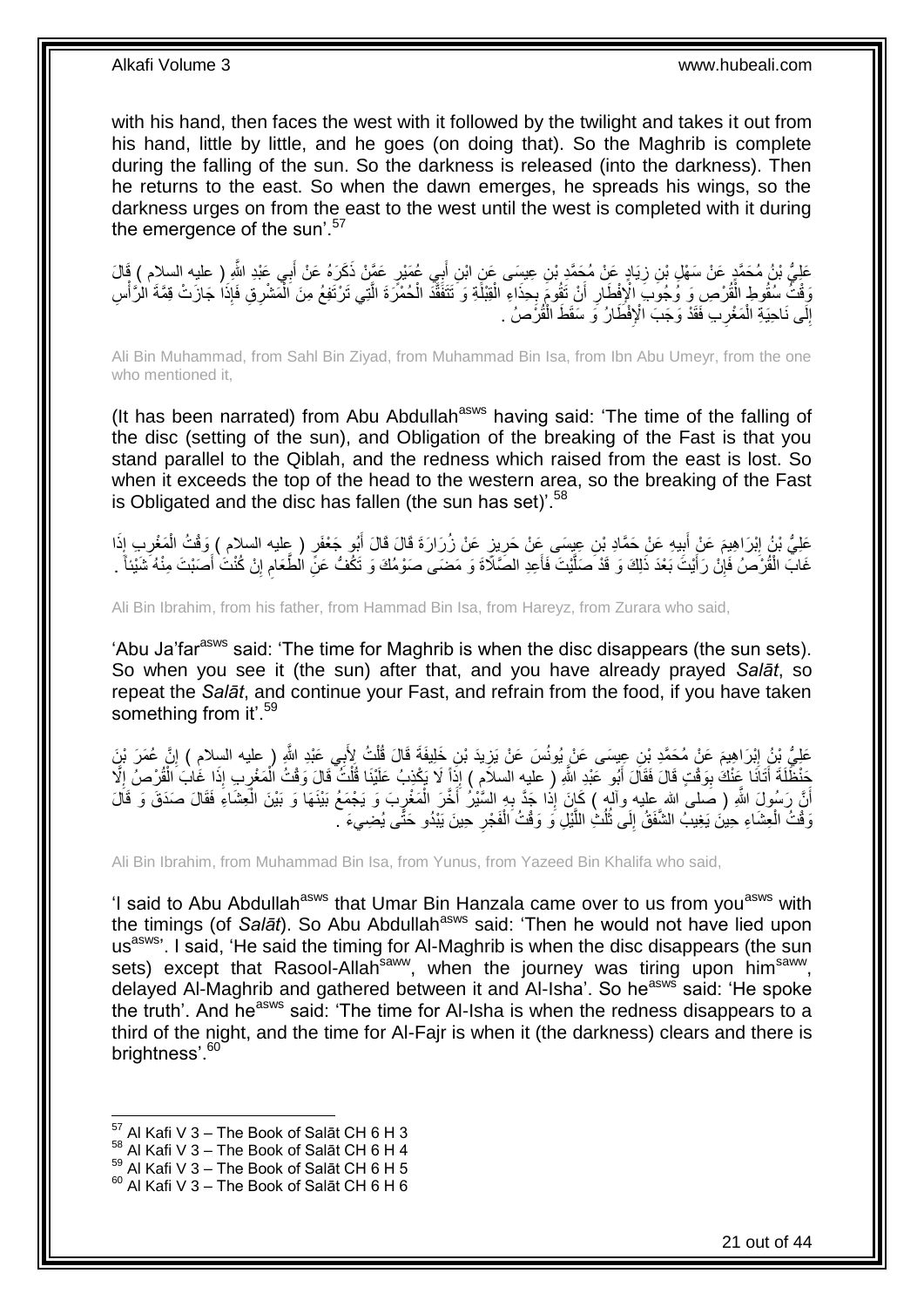with his hand, then faces the west with it followed by the twilight and takes it out from his hand, little by little, and he goes (on doing that). So the Maghrib is complete during the falling of the sun. So the darkness is released (into the darkness). Then he returns to the east. So when the dawn emerges, he spreads his wings, so the darkness urges on from the east to the west until the west is completed with it during the emergence of the sun'.[57]

عَلِيُّ بْنُ مُحَمَّدٍ عَنْ سَهْلِ بْنِ زِيَادٍ عَنْ مُحَمَّدِ بْنِ عِيسَى عَنِ ابْنِ أَبِي عُمَيْرٍ عَمَّنْ ذَكَرَهُ عَنْ أَبِي عَبْدِ اللَّهِ ( عليه السلام ) قَالَ وَقْتُ سُقُوطِ الْقُرْصِ وَ وُجُوبِ الْإِفْطَارِ أَنْ تَقُومَ بِحِذَاءِ الْقِبْلَةِ وَ تَتَفَقَّدَ الْحُمْرَةَ الَّتِي تَرْتَفِعُ مِنَ الْمَشْرِقِ فَإِذَا جَازَتْ قِمَّةَ الرَّأْسِ إِلَى نَاحِيَةِ الْمَغْرِبِ فَقَدْ وَجَبَ الْإِفْطَارُ وَ سَقَطَ الْقُرْصُ .

Ali Bin Muhammad, from Sahl Bin Ziyad, from Muhammad Bin Isa, from Ibn Abu Umeyr, from the one who mentioned it,

(It has been narrated) from Abu Abdullah[asws] having said: 'The time of the falling of the disc (setting of the sun), and Obligation of the breaking of the Fast is that you stand parallel to the Qiblah, and the redness which raised from the east is lost. So when it exceeds the top of the head to the western area, so the breaking of the Fast is Obligated and the disc has fallen (the sun has set)'.[58]

عَلِيُّ بْنُ إِبْرَاهِيمَ عَنْ أَبِيهِ عَنْ حَمَّادِ بْنِ عِيسَى عَنْ حَرِيزٍ عَنْ زُرَارَةَ قَالَ قَالَ أَبُو جَعْفَرٍ ( عليه السلام ) وَقْتُ الْمَغْرِبِ إِذَا غَابَ الْقُرْصُ فَإِنْ رَأَيْتَ بَعْدَ ذَلِكَ وَ قَدْ صَلَّيْتَ فَأَعِدِ الصَّلَاةَ وَ مَضَى صَوْمُكَ وَ تَكُفُّ عَنِ الطَّعَامِ إِنْ كُنْتَ أَصَبْتَ مِنْهُ شَيْئاً .

Ali Bin Ibrahim, from his father, from Hammad Bin Isa, from Hareyz, from Zurara who said,

'Abu Ja'far[asws] said: 'The time for Maghrib is when the disc disappears (the sun sets). So when you see it (the sun) after that, and you have already prayed *Salāt*, so repeat the *Salāt*, and continue your Fast, and refrain from the food, if you have taken something from it'.[59]

عَلِيُّ بْنُ إِبْرَاهِيمَ عَنْ مُحَمَّدِ بْنِ عِيسَى عَنْ يُونُسَ عَنْ يَزِيدَ بْنِ خَلِيفَةَ قَالَ قُلْتُ لِأَبِي عَبْدِ اللَّهِ ( عليه السلام ) إِنَّ عُمَرَ بْنَ حَنْظَلَةَ أَتَانَا عَنْكَ بِوَقْتٍ قَالَ فَقَالَ أَبُو عَبْدِ اللَّهِ ( عليه السلام ) إِذاً لَا يَكْذِبُ عَلَيْنَا قُلْتُ قَالَ وَقْتُ الْمَغْرِبِ إِذَا غَابَ الْقُرْصُ إِلَّا أَنَّ رَسُولَ اللَّهِ ( صلى الله عليه وآله ) كَانَ إِذَا جَدَّ بِهِ السَّيْرُ أَخَّرَ الْمَغْرِبَ وَ يَجْمَعُ بَيْنَهَا وَ بَيْنَ الْعِشَاءِ فَقَالَ صَدَقَ وَ قَالَ وَقْتُ الْعِشَاءِ حِينَ يَغِيبُ الشَّفَقُ إِلَى ثُلُثِ اللَّيْلِ وَ وَقْتُ الْفَجْرِ حِينَ يَبْدُو حَتَّى يُضِيءَ .

Ali Bin Ibrahim, from Muhammad Bin Isa, from Yunus, from Yazeed Bin Khalifa who said,

'I said to Abu Abdullah[asws] that Umar Bin Hanzala came over to us from you[asws] with the timings (of *Salāt*). So Abu Abdullah[asws] said: 'Then he would not have lied upon us[asws]'. I said, 'He said the timing for Al-Maghrib is when the disc disappears (the sun sets) except that Rasool-Allah[saww], when the journey was tiring upon him[saww], delayed Al-Maghrib and gathered between it and Al-Isha'. So he[asws] said: 'He spoke the truth'. And he[asws] said: 'The time for Al-Isha is when the redness disappears to a third of the night, and the time for Al-Fajr is when it (the darkness) clears and there is brightness'.[60]

[57] Al Kafi V 3 – The Book of Salāt CH 6 H 3
[58] Al Kafi V 3 – The Book of Salāt CH 6 H 4
[59] Al Kafi V 3 – The Book of Salāt CH 6 H 5
[60] Al Kafi V 3 – The Book of Salāt CH 6 H 6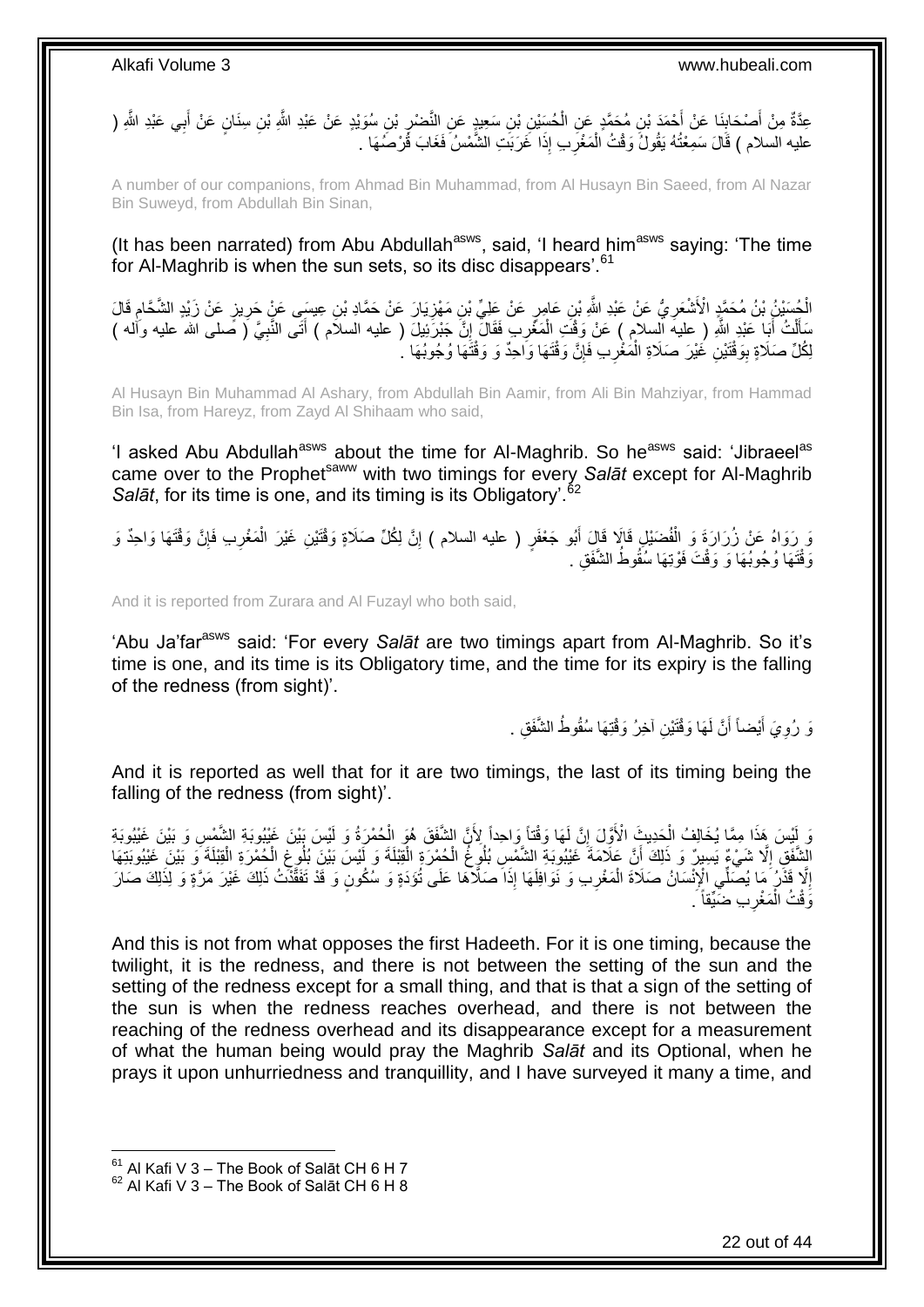عِدَّةٌ مِنْ أَصْحَابِنَا عَنْ أَحْمَدَ بْنِ مُحَمَّدٍ عَنِ الْحُسَيْنِ بْنِ سَعِيدٍ عَنِ النَّضْرِ بْنِ سُوَيْدٍ عَنْ عَبْدِ اللَّهِ بْنِ سِنَانٍ عَنْ أَبِي عَبْدِ اللَّهِ ( عليه السلام ) قَالَ سَمِعْتُهُ يَقُولُ وَقْتُ الْمَغْرِبِ إِذَا غَرَبَتِ الشَّمْسُ فَغَابَ قُرْصُهَا .

A number of our companions, from Ahmad Bin Muhammad, from Al Husayn Bin Saeed, from Al Nazar Bin Suweyd, from Abdullah Bin Sinan,

(It has been narrated) from Abu Abdullah[asws], said, 'I heard him[asws] saying: 'The time for Al-Maghrib is when the sun sets, so its disc disappears'.[61]

الْحُسَيْنُ بْنُ مُحَمَّدٍ الْأَشْعَرِيُّ عَنْ عَبْدِ اللَّهِ بْنِ عَامِرٍ عَنْ عَلِيِّ بْنِ مَهْزِيَارَ عَنْ حَمَّادِ بْنِ عِيسَى عَنْ حَرِيزٍ عَنْ زَيْدٍ الشَّحَّامِ قَالَ سَأَلْتُ أَبَا عَبْدِ اللَّهِ ( عليه السلام ) عَنْ وَقْتِ الْمَغْرِبِ فَقَالَ إِنَّ جَبْرَئِيلَ ( عليه السلام ) أَتَى النَّبِيَّ ( صلى الله عليه وآله ) لِكُلِّ صَلَاةٍ بِوَقْتَيْنِ غَيْرَ صَلَاةِ الْمَغْرِبِ فَإِنَّ وَقْتَهَا وَاحِدٌ وَ وَقْتَهَا وُجُوبُهَا .

Al Husayn Bin Muhammad Al Ashary, from Abdullah Bin Aamir, from Ali Bin Mahziyar, from Hammad Bin Isa, from Hareyz, from Zayd Al Shihaam who said,

'I asked Abu Abdullah[asws] about the time for Al-Maghrib. So he[asws] said: 'Jibraeel[as] came over to the Prophet[saww] with two timings for every *Salāt* except for Al-Maghrib *Salāt*, for its time is one, and its timing is its Obligatory'.[62]

وَ رَوَاهُ عَنْ زُرَارَةَ وَ الْفُضَيْلِ قَالَا قَالَ أَبُو جَعْفَرٍ ( عليه السلام ) إِنَّ لِكُلِّ صَلَاةٍ وَقْتَيْنِ غَيْرَ الْمَغْرِبِ فَإِنَّ وَقْتَهَا وَاحِدٌ وَ وَقْتَهَا وُجُوبُهَا وَ وَقْتَ فَوْتِهَا سُقُوطُ الشَّفَقِ .

And it is reported from Zurara and Al Fuzayl who both said,

'Abu Ja'far[asws] said: 'For every *Salāt* are two timings apart from Al-Maghrib. So it's time is one, and its time is its Obligatory time, and the time for its expiry is the falling of the redness (from sight)'.

وَ رُوِيَ أَيْضاً أَنَّ لَهَا وَقْتَيْنِ آخِرُ وَقْتِهَا سُقُوطُ الشَّفَقِ .

And it is reported as well that for it are two timings, the last of its timing being the falling of the redness (from sight)'.

وَ لَيْسَ هَذَا مِمَّا يُخَالِفُ الْحَدِيثَ الْأَوَّلَ إِنَّ لَهَا وَقْتاً وَاحِداً لِأَنَّ الشَّفَقَ هُوَ الْحُمْرَةُ وَ لَيْسَ بَيْنَ غَيْبُوبَةِ الشَّمْسِ وَ بَيْنَ غَيْبُوبَةِ الشَّفَقِ إِلَّا شَيْءٌ يَسِيرٌ وَ ذَلِكَ أَنَّ عَلَامَةَ غَيْبُوبَةِ الشَّمْسِ بُلُوغُ الْحُمْرَةِ الْقِبْلَةَ وَ لَيْسَ بَيْنَ بُلُوغِ الْحُمْرَةِ الْقِبْلَةَ وَ بَيْنَ غَيْبُوبَتِهَا إِلَّا قَدْرُ مَا يُصَلِّي الْإِنْسَانُ صَلَاةَ الْمَغْرِبِ وَ نَوَافِلَهَا إِذَا صَلَّاهَا عَلَى تُؤَدَةٍ وَ سُكُونٍ وَ قَدْ تَفَقَّدْتُ ذَلِكَ غَيْرَ مَرَّةٍ وَ لِذَلِكَ صَارَ وَقْتُ الْمَغْرِبِ ضَيِّقاً .

And this is not from what opposes the first Hadeeth. For it is one timing, because the twilight, it is the redness, and there is not between the setting of the sun and the setting of the redness except for a small thing, and that it that a sign of the setting of the sun is when the redness reaches overhead, and there is not between the reaching of the redness overhead and its disappearance except for a measurement of what the human being would pray the Maghrib *Salāt* and its Optional, when he prays it upon unhurriedness and tranquillity, and I have surveyed it many a time, and

[61] Al Kafi V 3 – The Book of Salāt CH 6 H 7
[62] Al Kafi V 3 – The Book of Salāt CH 6 H 8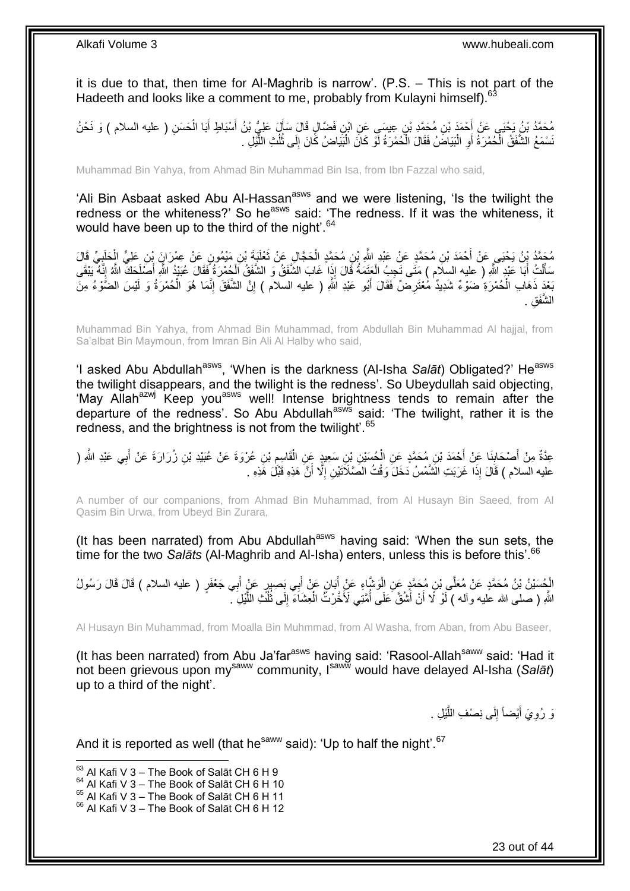it is due to that, then time for Al-Maghrib is narrow'. (P.S. – This is not part of the Hadeeth and looks like a comment to me, probably from Kulayni himself).[63]

مُحَمَّدُ بْنُ يَحْيَى عَنْ أَحْمَدَ بْنِ مُحَمَّدِ بْنِ عِيسَى عَنِ ابْنِ فَضَّالٍ قَالَ سَأَلَ عَلِيُّ بْنُ أَسْبَاطٍ أَبَا الْحَسَنِ ( عليه السلام ) وَ نَحْنُ نَسْمَعُ الشَّفَقُ الْحُمْرَةُ أَوِ الْبَيَاضُ فَقَالَ الْحُمْرَةُ لَوْ كَانَ الْبَيَاضُ كَانَ إِلَى ثُلُثِ اللَّيْلِ .

Muhammad Bin Yahya, from Ahmad Bin Muhammad Bin Isa, from Ibn Fazzal who said,

'Ali Bin Asbaat asked Abu Al-Hassan[asws] and we were listening, 'Is the twilight the redness or the whiteness?' So he[asws] said: 'The redness. If it was the whiteness, it would have been up to the third of the night'.[64]

مُحَمَّدُ بْنُ يَحْيَى عَنْ أَحْمَدَ بْنِ مُحَمَّدٍ عَنْ عَبْدِ اللَّهِ بْنِ مُحَمَّدٍ الْحَجَّالِ عَنْ ثَعْلَبَةَ بْنِ مَيْمُونٍ عَنْ عِمْرَانَ بْنِ عَلِيٍّ الْحَلَبِيِّ قَالَ سَأَلْتُ أَبَا عَبْدِ اللَّهِ ( عليه السلام ) مَتَى تَجِبُ الْعَتَمَةُ قَالَ إِذَا غَابَ الشَّفَقُ وَ الشَّفَقُ الْحُمْرَةُ فَقَالَ عُبَيْدُ اللَّهِ أَصْلَحَكَ اللَّهُ إِنَّهُ يَبْقَى بَعْدَ ذَهَابِ الْحُمْرَةِ ضَوْءٌ شَدِيدٌ مُعْتَرِضٌ فَقَالَ أَبُو عَبْدِ اللَّهِ ( عليه السلام ) إِنَّ الشَّفَقَ إِنَّمَا هُوَ الْحُمْرَةُ وَ لَيْسَ الضَّوْءُ مِنَ الشَّفَقِ .

Muhammad Bin Yahya, from Ahmad Bin Muhammad, from Abdullah Bin Muhammad Al hajjal, from Sa'albat Bin Maymoun, from Imran Bin Ali Al Halby who said,

'I asked Abu Abdullah[asws], 'When is the darkness (Al-Isha *Salāt*) Obligated?' He[asws] the twilight disappears, and the twilight is the redness'. So Ubeydullah said objecting, 'May Allah[azwj] Keep you[asws] well! Intense brightness tends to remain after the departure of the redness'. So Abu Abdullah[asws] said: 'The twilight, rather it is the redness, and the brightness is not from the twilight'.[65]

عِدَّةٌ مِنْ أَصْحَابِنَا عَنْ أَحْمَدَ بْنِ مُحَمَّدٍ عَنِ الْحُسَيْنِ بْنِ سَعِيدٍ عَنِ الْقَاسِمِ بْنِ عُرْوَةَ عَنْ عُبَيْدِ بْنِ زُرَارَةَ عَنْ أَبِي عَبْدِ اللَّهِ ( عليه السلام ) قَالَ إِذَا غَرَبَتِ الشَّمْسُ دَخَلَ وَقْتُ الصَّلَاتَيْنِ إِلَّا أَنَّ هَذِهِ قَبْلَ هَذِهِ .

A number of our companions, from Ahmad Bin Muhammad, from Al Husayn Bin Saeed, from Al Qasim Bin Urwa, from Ubeyd Bin Zurara,

(It has been narrated) from Abu Abdullah[asws] having said: 'When the sun sets, the time for the two *Salāts* (Al-Maghrib and Al-Isha) enters, unless this is before this'.[66]

الْحُسَيْنُ بْنُ مُحَمَّدٍ عَنْ مُعَلَّى بْنِ مُحَمَّدٍ عَنِ الْوَشَّاءِ عَنْ أَبَانٍ عَنْ أَبِي بَصِيرٍ عَنْ أَبِي جَعْفَرٍ ( عليه السلام ) قَالَ قَالَ رَسُولُ اللَّهِ ( صلى الله عليه وآله ) لَوْ لَا أَنْ أَشُقَّ عَلَى أُمَّتِي لَأَخَّرْتُ الْعِشَاءَ إِلَى ثُلُثِ اللَّيْلِ .

Al Husayn Bin Muhammad, from Moalla Bin Muhmmad, from Al Washa, from Aban, from Abu Baseer,

(It has been narrated) from Abu Ja'far[asws] having said: 'Rasool-Allah[saww] said: 'Had it not been grievous upon my[saww] community, I[saww] would have delayed Al-Isha (*Salāt*) up to a third of the night'.

وَ رُوِيَ أَيْضاً إِلَى نِصْفِ اللَّيْلِ .

And it is reported as well (that he[saww] said): 'Up to half the night'.[67]

[63] Al Kafi V 3 – The Book of Salāt CH 6 H 9
[64] Al Kafi V 3 – The Book of Salāt CH 6 H 10
[65] Al Kafi V 3 – The Book of Salāt CH 6 H 11
[66] Al Kafi V 3 – The Book of Salāt CH 6 H 12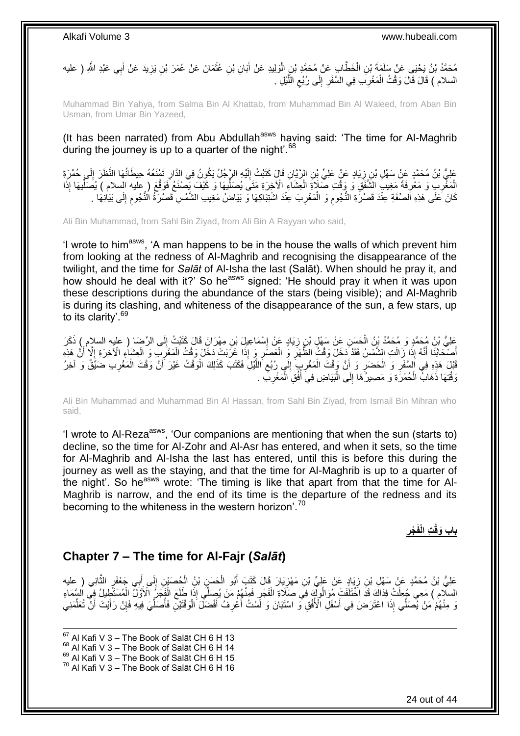مُحَمَّدُ بْنُ يَحْيَى عَنْ سَلَمَةَ بْنِ الْخَطَّابِ عَنْ مُحَمَّدِ بْنِ الْوَلِيدِ عَنْ أَبَانِ بْنِ عُثْمَانَ عَنْ عُمَرَ بْنِ يَزِيدَ عَنْ أَبِي عَبْدِ اللَّهِ ( عليه السلام ) قَالَ قَالَ وَقْتُ الْمَغْرِبِ فِي السَّفَرِ إِلَى رُبُعِ اللَّيْلِ .

Muhammad Bin Yahya, from Salma Bin Al Khattab, from Muhammad Bin Al Waleed, from Aban Bin Usman, from Umar Bin Yazeed,

(It has been narrated) from Abu Abdullah[asws] having said: 'The time for Al-Maghrib during the journey is up to a quarter of the night'.[68]

عَلِيُّ بْنُ مُحَمَّدٍ عَنْ سَهْلِ بْنِ زِيَادٍ عَنْ عَلِيِّ بْنِ الرَّيَّانِ قَالَ كَتَبْتُ إِلَيْهِ الرَّجُلُ يَكُونُ فِي الدَّارِ تَمْنَعُهُ حِيطَانُهَا النَّظَرَ إِلَى حُمْرَةِ الْمَغْرِبِ وَ مَعْرِفَةَ مَغِيبِ الشَّفَقِ وَ وَقْتِ صَلَاةِ الْعِشَاءِ الْآخِرَةِ مَتَى يُصَلِّيهَا وَ كَيْفَ يَصْنَعُ فَوَقَّعَ ( عليه السلام ) يُصَلِّيهَا إِذَا كَانَ عَلَى هَذِهِ الصِّفَةِ عِنْدَ قَصْرَةِ النُّجُومِ وَ الْمَغْرِبَ عِنْدَ اشْتِبَاكِهَا وَ بَيَاضُ مَغِيبِ الشَّمْسِ قَصْرَةُ النُّجُومِ إِلَى بَيَانِهَا .

Ali Bin Muhammad, from Sahl Bin Ziyad, from Ali Bin A Rayyan who said,

'I wrote to him[asws], 'A man happens to be in the house the walls of which prevent him from looking at the redness of Al-Maghrib and recognising the disappearance of the twilight, and the time for *Salāt* of Al-Isha the last (Salāt). When should he pray it, and how should he deal with it?' So he[asws] signed: 'He should pray it when it was upon these descriptions during the abundance of the stars (being visible); and Al-Maghrib is during its clashing, and whiteness of the disappearance of the sun, a few stars, up to its clarity'.[69]

عَلِيُّ بْنُ مُحَمَّدٍ وَ مُحَمَّدُ بْنُ الْحَسَنِ عَنْ سَهْلِ بْنِ زِيَادٍ عَنْ إِسْمَاعِيلَ بْنِ مِهْرَانَ قَالَ كَتَبْتُ إِلَى الرِّضَا ( عليه السلام ) ذَكَرَ أَصْحَابُنَا أَنَّهُ إِذَا زَالَتِ الشَّمْسُ فَقَدْ دَخَلَ وَقْتُ الظُّهْرِ وَ الْعَصْرِ وَ إِذَا غَرَبَتْ دَخَلَ وَقْتُ الْمَغْرِبِ وَ الْعِشَاءِ الْآخِرَةِ إِلَّا أَنَّ هَذِهِ قَبْلَ هَذِهِ فِي السَّفَرِ وَ الْحَضَرِ وَ أَنَّ وَقْتَ الْمَغْرِبِ إِلَى رُبُعِ اللَّيْلِ فَكَتَبَ كَذَلِكَ الْوَقْتُ غَيْرَ أَنَّ وَقْتَ الْمَغْرِبِ ضَيِّقٌ وَ آخِرُ وَقْتِهَا ذَهَابُ الْحُمْرَةِ وَ مَصِيرُهَا إِلَى الْبَيَاضِ فِي أُفُقِ الْمَغْرِبِ .

Ali Bin Muhammad and Muhammad Bin Al Hassan, from Sahl Bin Ziyad, from Ismail Bin Mihran who said,

'I wrote to Al-Reza[asws], 'Our companions are mentioning that when the sun (starts to) decline, so the time for Al-Zohr and Al-Asr has entered, and when it sets, so the time for Al-Maghrib and Al-Isha the last has entered, until this is before this during the journey as well as the staying, and that the time for Al-Maghrib is up to a quarter of the night'. So he[asws] wrote: 'The timing is like that apart from that the time for Al-Maghrib is narrow, and the end of its time is the departure of the redness and its becoming to the whiteness in the western horizon'.[70]

## بَابُ وَقْتِ الْفَجْرِ

## Chapter 7 – The time for Al-Fajr (*Salāt*)

عَلِيُّ بْنُ مُحَمَّدٍ عَنْ سَهْلِ بْنِ زِيَادٍ عَنْ عَلِيِّ بْنِ مَهْزِيَارَ قَالَ كَتَبَ أَبُو الْحَسَنِ بْنُ الْحُصَيْنِ إِلَى أَبِي جَعْفَرٍ الثَّانِي ( عليه السلام ) مَعِي جُعِلْتُ فِدَاكَ قَدِ اخْتَلَفَتْ مُوَالُوكَ فِي صَلَاةِ الْفَجْرِ فَمِنْهُمْ مَنْ يُصَلِّي إِذَا طَلَعَ الْفَجْرُ الْأَوَّلُ الْمُسْتَطِيلُ فِي السَّمَاءِ وَ مِنْهُمْ مَنْ يُصَلِّي إِذَا اعْتَرَضَ فِي أَسْفَلِ الْأُفُقِ وَ اسْتَبَانَ وَ لَسْتُ أَعْرِفُ أَفْضَلَ الْوَقْتَيْنِ فَأُصَلِّيَ فِيهِ فَإِنْ رَأَيْتَ أَنْ تُعَلِّمَنِي

---

[67] Al Kafi V 3 – The Book of Salāt CH 6 H 13
[68] Al Kafi V 3 – The Book of Salāt CH 6 H 14
[69] Al Kafi V 3 – The Book of Salāt CH 6 H 15
[70] Al Kafi V 3 – The Book of Salāt CH 6 H 16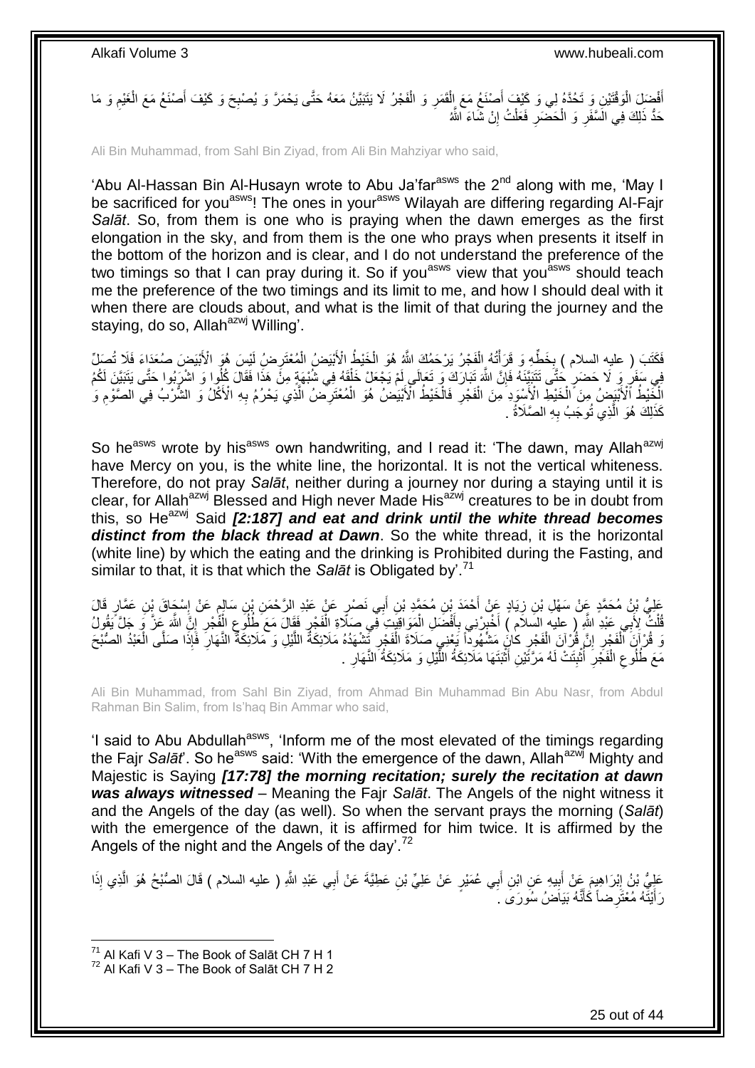أَفْضَلَ الْوَقْتَيْنِ وَ تَحُدَّهُ لِي وَ كَيْفَ أَصْنَعُ مَعَ الْقَمَرِ وَ الْفَجْرُ لَا يَتَبَيَّنُ مَعَهُ حَتَّى يَحْمَرَّ وَ يُصْبِحَ وَ كَيْفَ أَصْنَعُ مَعَ الْغَيْمِ وَ مَا حَدُّ ذَلِكَ فِي السَّفَرِ وَ الْحَضَرِ فَعَلْتُ إِنْ شَاءَ اللَّهُ

Ali Bin Muhammad, from Sahl Bin Ziyad, from Ali Bin Mahziyar who said,

'Abu Al-Hassan Bin Al-Husayn wrote to Abu Ja'far[asws] the 2[nd] along with me, 'May I be sacrificed for you[asws]! The ones in your[asws] Wilayah are differing regarding Al-Fajr *Salāt*. So, from them is one who is praying when the dawn emerges as the first elongation in the sky, and from them is the one who prays when presents it itself in the bottom of the horizon and is clear, and I do not understand the preference of the two timings so that I can pray during it. So if you[asws] view that you[asws] should teach me the preference of the two timings and its limit to me, and how I should deal with it when there are clouds about, and what is the limit of that during the journey and the staying, do so, Allah[azwj] Willing'.

فَكَتَبَ ( عليه السلام ) بِخَطِّهِ وَ قَرَأْتُهُ الْفَجْرُ يَرْحَمُكَ اللَّهُ هُوَ الْخَيْطُ الْأَبْيَضُ الْمُعْتَرِضُ لَيْسَ هُوَ الْأَبْيَضَ صُعَدَاءَ فَلَا تُصَلِّ فِي سَفَرٍ وَ لَا حَضَرٍ حَتَّى تَتَبَيَّنَهُ فَإِنَّ اللَّهَ تَبَارَكَ وَ تَعَالَى لَمْ يَجْعَلْ خَلْقَهُ فِي شُبْهَةٍ مِنْ هَذَا فَقَالَ كُلُوا وَ اشْرَبُوا حَتَّى يَتَبَيَّنَ لَكُمُ الْخَيْطُ الْأَبْيَضُ مِنَ الْخَيْطِ الْأَسْوَدِ مِنَ الْفَجْرِ فَالْخَيْطُ الْأَبْيَضُ هُوَ الْمُعْتَرِضُ الَّذِي يَحْرُمُ بِهِ الْأَكْلُ وَ الشُّرْبُ فِي الصَّوْمِ وَ كَذَلِكَ هُوَ الَّذِي تُوجَبُ بِهِ الصَّلَاةُ .

So he[asws] wrote by his[asws] own handwriting, and I read it: 'The dawn, may Allah[azwj] have Mercy on you, is the white line, the horizontal. It is not the vertical whiteness. Therefore, do not pray *Salāt*, neither during a journey nor during a staying until it is clear, for Allah[azwj] Blessed and High never Made His[azwj] creatures to be in doubt from this, so He[azwj] Said ***[2:187] and eat and drink until the white thread becomes distinct from the black thread at Dawn***. So the white thread, it is the horizontal (white line) by which the eating and the drinking is Prohibited during the Fasting, and similar to that, it is that which the *Salāt* is Obligated by'.[71]

عَلِيُّ بْنُ مُحَمَّدٍ عَنْ سَهْلِ بْنِ زِيَادٍ عَنْ أَحْمَدَ بْنِ مُحَمَّدِ بْنِ أَبِي نَصْرٍ عَنْ عَبْدِ الرَّحْمَنِ بْنِ سَالِمٍ عَنْ إِسْحَاقَ بْنِ عَمَّارٍ قَالَ قُلْتُ لِأَبِي عَبْدِ اللَّهِ ( عليه السلام ) أَخْبِرْنِي بِأَفْضَلِ الْمَوَاقِيتِ فِي صَلَاةِ الْفَجْرِ فَقَالَ مَعَ طُلُوعِ الْفَجْرِ إِنَّ اللَّهَ عَزَّ وَ جَلَّ يَقُولُ وَ قُرْآنَ الْفَجْرِ إِنَّ قُرْآنَ الْفَجْرِ كانَ مَشْهُوداً يَعْنِي صَلَاةَ الْفَجْرِ تَشْهَدُهُ مَلَائِكَةُ اللَّيْلِ وَ مَلَائِكَةُ النَّهَارِ فَإِذَا صَلَّى الْعَبْدُ الصُّبْحَ مَعَ طُلُوعِ الْفَجْرِ أُثْبِتَتْ لَهُ مَرَّتَيْنِ أَثْبَتَهَا مَلَائِكَةُ اللَّيْلِ وَ مَلَائِكَةُ النَّهَارِ .

Ali Bin Muhammad, from Sahl Bin Ziyad, from Ahmad Bin Muhammad Bin Abu Nasr, from Abdul Rahman Bin Salim, from Is'haq Bin Ammar who said,

'I said to Abu Abdullah[asws], 'Inform me of the most elevated of the timings regarding the Fajr *Salāt*'. So he[asws] said: 'With the emergence of the dawn, Allah[azwj] Mighty and Majestic is Saying ***[17:78] the morning recitation; surely the recitation at dawn was always witnessed*** – Meaning the Fajr *Salāt*. The Angels of the night witness it and the Angels of the day (as well). So when the servant prays the morning (*Salāt*) with the emergence of the dawn, it is affirmed for him twice. It is affirmed by the Angels of the night and the Angels of the day'.[72]

عَلِيُّ بْنُ إِبْرَاهِيمَ عَنْ أَبِيهِ عَنِ ابْنِ أَبِي عُمَيْرٍ عَنْ عَلِيِّ بْنِ عَطِيَّةَ عَنْ أَبِي عَبْدِ اللَّهِ ( عليه السلام ) قَالَ الصُّبْحُ هُوَ الَّذِي إِذَا رَأَيْتَهُ مُعْتَرِضاً كَأَنَّهُ بَيَاضُ سُورَى .

[71] Al Kafi V 3 – The Book of Salāt CH 7 H 1
[72] Al Kafi V 3 – The Book of Salāt CH 7 H 2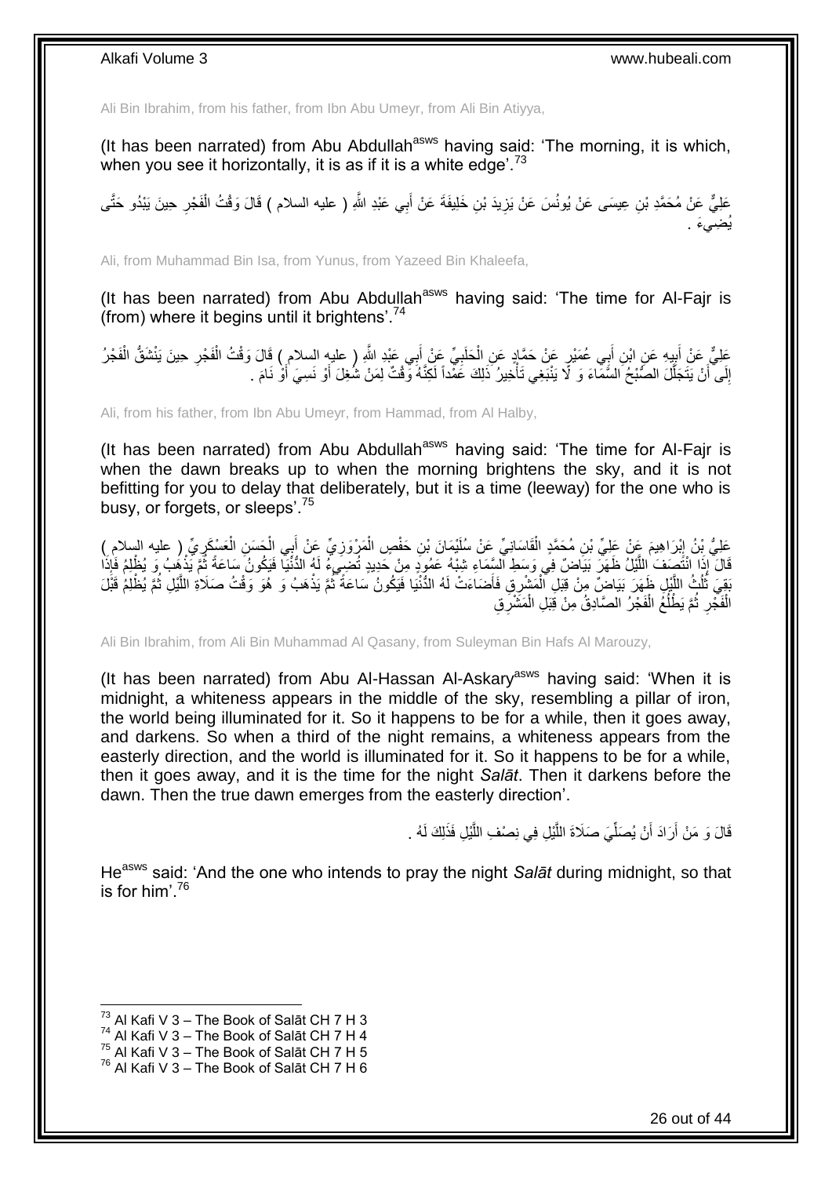Ali Bin Ibrahim, from his father, from Ibn Abu Umeyr, from Ali Bin Atiyya,

(It has been narrated) from Abu Abdullah[asws] having said: 'The morning, it is which, when you see it horizontally, it is as if it is a white edge'.[73]

عَلِيٌّ عَنْ مُحَمَّدِ بْنِ عِيسَى عَنْ يُونُسَ عَنْ يَزِيدَ بْنِ خَلِيفَةَ عَنْ أَبِي عَبْدِ اللَّهِ ( عليه السلام ) قَالَ وَقْتُ الْفَجْرِ حِينَ يَبْدُو حَتَّى يُضِيءَ .

Ali, from Muhammad Bin Isa, from Yunus, from Yazeed Bin Khaleefa,

(It has been narrated) from Abu Abdullah[asws] having said: 'The time for Al-Fajr is (from) where it begins until it brightens'.[74]

عَلِيٌّ عَنْ أَبِيهِ عَنِ ابْنِ أَبِي عُمَيْرٍ عَنْ حَمَّادٍ عَنِ الْحَلَبِيِّ عَنْ أَبِي عَبْدِ اللَّهِ ( عليه السلام ) قَالَ وَقْتُ الْفَجْرِ حِينَ يَنْشَقُّ الْفَجْرُ إِلَى أَنْ يَتَجَلَّلَ الصُّبْحُ السَّمَاءَ وَ لَا يَنْبَغِي تَأْخِيرُ ذَلِكَ عَمْداً لَكِنَّهُ وَقْتٌ لِمَنْ شُغِلَ أَوْ نَسِيَ أَوْ نَامَ .

Ali, from his father, from Ibn Abu Umeyr, from Hammad, from Al Halby,

(It has been narrated) from Abu Abdullah[asws] having said: 'The time for Al-Fajr is when the dawn breaks up to when the morning brightens the sky, and it is not befitting for you to delay that deliberately, but it is a time (leeway) for the one who is busy, or forgets, or sleeps'.[75]

عَلِيُّ بْنُ إِبْرَاهِيمَ عَنْ عَلِيِّ بْنِ مُحَمَّدٍ الْقَاسَانِيِّ عَنْ سُلَيْمَانَ بْنِ حَفْصٍ الْمَرْوَزِيِّ عَنْ أَبِي الْحَسَنِ الْعَسْكَرِيِّ ( عليه السلام ) قَالَ إِذَا انْتَصَفَ اللَّيْلُ ظَهَرَ بَيَاضٌ فِي وَسَطِ السَّمَاءِ شِبْهُ عَمُودِ مِنْ حَدِيدٍ تُضِيءُ لَهُ الدُّنْيَا فَيَكُونُ سَاعَةً ثُمَّ يَذْهَبُ وَ يُظْلِمُ فَإِذَا بَقِيَ ثُلُثُ اللَّيْلِ ظَهَرَ بَيَاضٌ مِنْ قِبَلِ الْمَشْرِقِ فَأَضَاءَتْ لَهُ الدُّنْيَا فَيَكُونُ سَاعَةً ثُمَّ يَذْهَبُ وَ هُوَ وَقْتُ صَلَاةِ اللَّيْلِ ثُمَّ يُظْلِمُ قَبْلَ الْفَجْرِ ثُمَّ يَطْلُعُ الْفَجْرُ الصَّادِقُ مِنْ قِبَلِ الْمَشْرِقِ

Ali Bin Ibrahim, from Ali Bin Muhammad Al Qasany, from Suleyman Bin Hafs Al Marouzy,

(It has been narrated) from Abu Al-Hassan Al-Askary[asws] having said: 'When it is midnight, a whiteness appears in the middle of the sky, resembling a pillar of iron, the world being illuminated for it. So it happens to be for a while, then it goes away, and darkens. So when a third of the night remains, a whiteness appears from the easterly direction, and the world is illuminated for it. So it happens to be for a while, then it goes away, and it is the time for the night *Salāt*. Then it darkens before the dawn. Then the true dawn emerges from the easterly direction'.

قَالَ وَ مَنْ أَرَادَ أَنْ يُصَلِّيَ صَلَاةَ اللَّيْلِ فِي نِصْفِ اللَّيْلِ فَذَلِكَ لَهُ .

He[asws] said: 'And the one who intends to pray the night *Salāt* during midnight, so that is for him'.[76]

[73] Al Kafi V 3 – The Book of Salāt CH 7 H 3
[74] Al Kafi V 3 – The Book of Salāt CH 7 H 4
[75] Al Kafi V 3 – The Book of Salāt CH 7 H 5
[76] Al Kafi V 3 – The Book of Salāt CH 7 H 6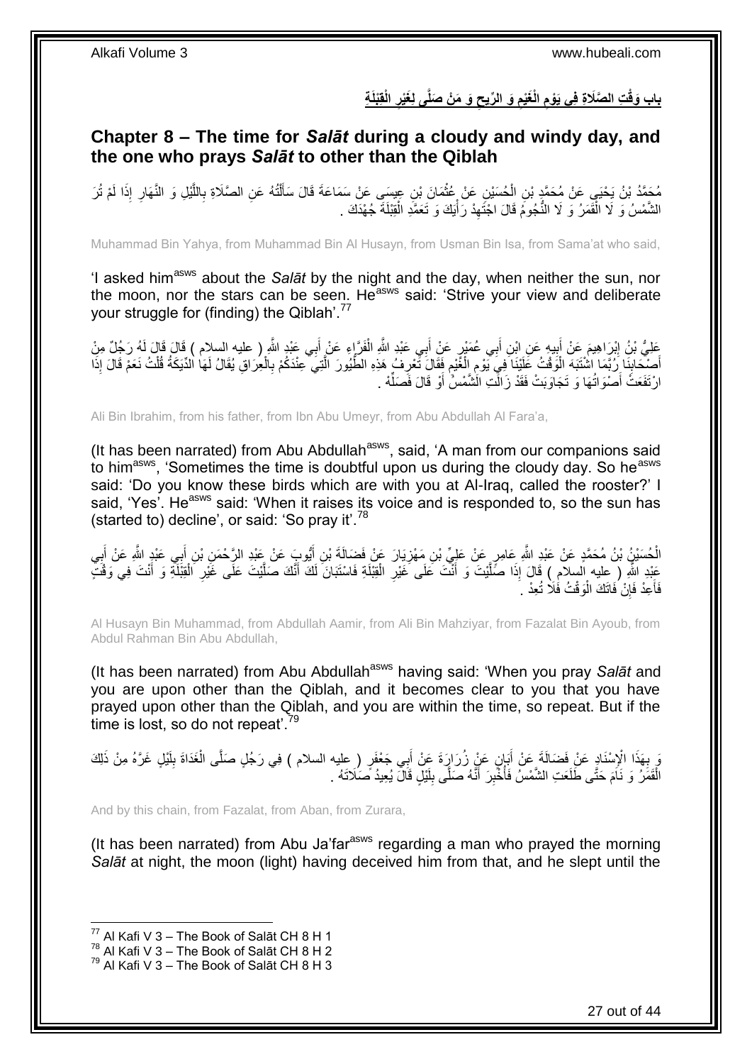## بابُ وَقْتِ الصَّلَاةِ فِي يَوْمِ الْغَيْمِ وَ الرِّيحِ وَ مَنْ صَلَّى لِغَيْرِ الْقِبْلَةِ

## Chapter 8 – The time for *Salāt* during a cloudy and windy day, and the one who prays *Salāt* to other than the Qiblah

مُحَمَّدُ بْنُ يَحْيَى عَنْ مُحَمَّدِ بْنِ الْحُسَيْنِ عَنْ عُثْمَانَ بْنِ عِيسَى عَنْ سَمَاعَةَ قَالَ سَأَلْتُهُ عَنِ الصَّلَاةِ بِاللَّيْلِ وَ النَّهَارِ إِذَا لَمْ تُرَ الشَّمْسُ وَ لَا الْقَمَرُ وَ لَا النُّجُومُ قَالَ اجْتَهِدْ رَأْيَكَ وَ تَعَمَّدِ الْقِبْلَةَ جُهْدَكَ .

Muhammad Bin Yahya, from Muhammad Bin Al Husayn, from Usman Bin Isa, from Sama'at who said,

'I asked him[asws] about the *Salāt* by the night and the day, when neither the sun, nor the moon, nor the stars can be seen. He[asws] said: 'Strive your view and deliberate your struggle for (finding) the Qiblah'.[77]

عَلِيُّ بْنُ إِبْرَاهِيمَ عَنْ أَبِيهِ عَنِ ابْنِ أَبِي عُمَيْرٍ عَنْ أَبِي عَبْدِ اللَّهِ الْفَرَّاءِ عَنْ أَبِي عَبْدِ اللَّهِ ( عليه السلام ) قَالَ قَالَ لَهُ رَجُلٌ مِنْ أَصْحَابِنَا رُبَّمَا اشْتَبَهَ الْوَقْتُ عَلَيْنَا فِي يَوْمِ الْغَيْمِ فَقَالَ تَعْرِفُ هَذِهِ الطُّيُورَ الَّتِي عِنْدَكُمْ بِالْعِرَاقِ يُقَالُ لَهَا الدِّيَكَةُ قُلْتُ نَعَمْ قَالَ إِذَا ارْتَفَعَتْ أَصْوَاتُهَا وَ تَجَاوَبَتْ فَقَدْ زَالَتِ الشَّمْسُ أَوْ قَالَ فَصَلِّهْ .

Ali Bin Ibrahim, from his father, from Ibn Abu Umeyr, from Abu Abdullah Al Fara'a,

(It has been narrated) from Abu Abdullah[asws], said, 'A man from our companions said to him[asws], 'Sometimes the time is doubtful upon us during the cloudy day. So he[asws] said: 'Do you know these birds which are with you at Al-Iraq, called the rooster?' I said, 'Yes'. He[asws] said: 'When it raises its voice and is responded to, so the sun has (started to) decline', or said: 'So pray it'.[78]

الْحُسَيْنُ بْنُ مُحَمَّدٍ عَنْ عَبْدِ اللَّهِ عَامِرٍ عَنْ عَلِيِّ بْنِ مَهْزِيَارَ عَنْ فَضَالَةَ بْنِ أَيُّوبَ عَنْ عَبْدِ الرَّحْمَنِ بْنِ أَبِي عَبْدِ اللَّهِ عَنْ أَبِي عَبْدِ اللَّهِ ( عليه السلام ) قَالَ إِذَا صَلَّيْتَ وَ أَنْتَ عَلَى غَيْرِ الْقِبْلَةِ فَاسْتَبَانَ لَكَ أَنَّكَ صَلَّيْتَ عَلَى غَيْرِ الْقِبْلَةِ وَ أَنْتَ فِي وَقْتٍ فَأَعِدْ فَإِنْ فَاتَكَ الْوَقْتُ فَلَا تُعِدْ .

Al Husayn Bin Muhammad, from Abdullah Aamir, from Ali Bin Mahziyar, from Fazalat Bin Ayoub, from Abdul Rahman Bin Abu Abdullah,

(It has been narrated) from Abu Abdullah[asws] having said: 'When you pray *Salāt* and you are upon other than the Qiblah, and it becomes clear to you that you have prayed upon other than the Qiblah, and you are within the time, so repeat. But if the time is lost, so do not repeat'.[79]

وَ بِهَذَا الْإِسْنَادِ عَنْ فَضَالَةَ عَنْ أَبَانٍ عَنْ زُرَارَةَ عَنْ أَبِي جَعْفَرٍ ( عليه السلام ) فِي رَجُلٍ صَلَّى الْغَدَاةَ بِلَيْلٍ غَرَّهُ مِنْ ذَلِكَ الْقَمَرُ وَ نَامَ حَتَّى طَلَعَتِ الشَّمْسُ فَأُخْبِرَ أَنَّهُ صَلَّى بِلَيْلٍ قَالَ يُعِيدُ صَلَاتَهُ .

And by this chain, from Fazalat, from Aban, from Zurara,

(It has been narrated) from Abu Ja'far[asws] regarding a man who prayed the morning *Salāt* at night, the moon (light) having deceived him from that, and he slept until the

[77] Al Kafi V 3 – The Book of Salāt CH 8 H 1
[78] Al Kafi V 3 – The Book of Salāt CH 8 H 2
[79] Al Kafi V 3 – The Book of Salāt CH 8 H 3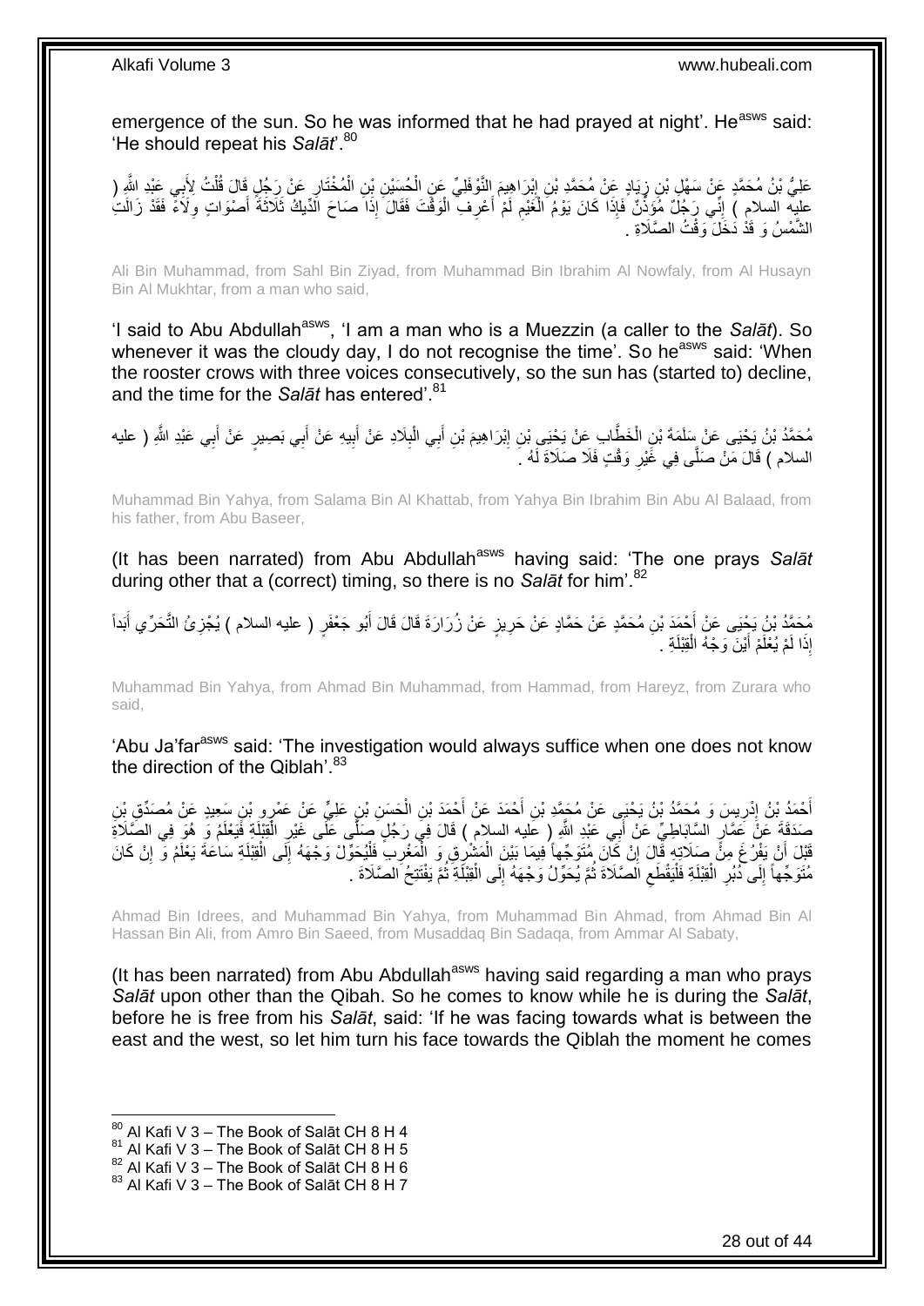emergence of the sun. So he was informed that he had prayed at night'. He[asws] said: 'He should repeat his *Salāt*'.[80]

عَلِيُّ بْنُ مُحَمَّدٍ عَنْ سَهْلِ بْنِ زِيَادٍ عَنْ مُحَمَّدِ بْنِ إِبْرَاهِيمَ النَّوْفَلِيِّ عَنِ الْحُسَيْنِ بْنِ الْمُخْتَارِ عَنْ رَجُلٍ قَالَ قُلْتُ لِأَبِي عَبْدِ اللَّهِ ( عليه السلام ) إِنِّي رَجُلٌ مُؤَذِّنٌ فَإِذَا كَانَ يَوْمُ الْغَيْمِ لَمْ أَعْرِفِ الْوَقْتَ فَقَالَ إِذَا صَاحَ الدِّيكُ ثَلَاثَةَ أَصْوَاتٍ وِلَاءً فَقَدْ زَالَتِ الشَّمْسُ وَ قَدْ دَخَلَ وَقْتُ الصَّلَاةِ .

Ali Bin Muhammad, from Sahl Bin Ziyad, from Muhammad Bin Ibrahim Al Nowfaly, from Al Husayn Bin Al Mukhtar, from a man who said,

'I said to Abu Abdullah[asws], 'I am a man who is a Muezzin (a caller to the *Salāt*). So whenever it was the cloudy day, I do not recognise the time'. So he[asws] said: 'When the rooster crows with three voices consecutively, so the sun has (started to) decline, and the time for the *Salāt* has entered'.[81]

مُحَمَّدُ بْنُ يَحْيَى عَنْ سَلَمَةَ بْنِ الْخَطَّابِ عَنْ يَحْيَى بْنِ إِبْرَاهِيمَ بْنِ أَبِي الْبِلَادِ عَنْ أَبِيهِ عَنْ أَبِي بَصِيرٍ عَنْ أَبِي عَبْدِ اللَّهِ ( عليه السلام ) قَالَ مَنْ صَلَّى فِي غَيْرِ وَقْتٍ فَلَا صَلَاةَ لَهُ .

Muhammad Bin Yahya, from Salama Bin Al Khattab, from Yahya Bin Ibrahim Bin Abu Al Balaad, from his father, from Abu Baseer,

(It has been narrated) from Abu Abdullah[asws] having said: 'The one prays *Salāt* during other that a (correct) timing, so there is no *Salāt* for him'.[82]

مُحَمَّدُ بْنُ يَحْيَى عَنْ أَحْمَدَ بْنِ مُحَمَّدٍ عَنْ حَمَّادٍ عَنْ حَرِيزٍ عَنْ زُرَارَةَ قَالَ قَالَ أَبُو جَعْفَرٍ ( عليه السلام ) يُجْزِئُ التَّحَرِّي أَبَداً إِذَا لَمْ يُعْلَمْ أَيْنَ وَجْهُ الْقِبْلَةِ .

Muhammad Bin Yahya, from Ahmad Bin Muhammad, from Hammad, from Hareyz, from Zurara who said,

'Abu Ja'far[asws] said: 'The investigation would always suffice when one does not know the direction of the Qiblah'.[83]

أَحْمَدُ بْنُ إِدْرِيسَ وَ مُحَمَّدُ بْنُ يَحْيَى عَنْ مُحَمَّدِ بْنِ أَحْمَدَ عَنْ أَحْمَدَ بْنِ الْحَسَنِ بْنِ عَلِيٍّ عَنْ عَمْرِو بْنِ سَعِيدٍ عَنْ مُصَدِّقِ بْنِ صَدَقَةَ عَنْ عَمَّارٍ السَّابَاطِيِّ عَنْ أَبِي عَبْدِ اللَّهِ ( عليه السلام ) قَالَ فِي رَجُلٍ صَلَّى عَلَى غَيْرِ الْقِبْلَةِ فَيَعْلَمُ وَ هُوَ فِي الصَّلَاةِ قَبْلَ أَنْ يَفْرُغَ مِنْ صَلَاتِهِ قَالَ إِنْ كَانَ مُتَوَجِّهاً فِيمَا بَيْنَ الْمَشْرِقِ وَ الْمَغْرِبِ فَلْيُحَوِّلْ وَجْهَهُ إِلَى الْقِبْلَةِ سَاعَةَ يَعْلَمُ وَ إِنْ كَانَ مُتَوَجِّهاً إِلَى دُبُرِ الْقِبْلَةِ فَلْيَقْطَعِ الصَّلَاةَ ثُمَّ يُحَوِّلُ وَجْهَهُ إِلَى الْقِبْلَةِ ثُمَّ يَفْتَتِحُ الصَّلَاةَ .

Ahmad Bin Idrees, and Muhammad Bin Yahya, from Muhammad Bin Ahmad, from Ahmad Bin Al Hassan Bin Ali, from Amro Bin Saeed, from Musaddaq Bin Sadaqa, from Ammar Al Sabaty,

(It has been narrated) from Abu Abdullah[asws] having said regarding a man who prays *Salāt* upon other than the Qibah. So he comes to know while he is during the *Salāt*, before he is free from his *Salāt*, said: 'If he was facing towards what is between the east and the west, so let him turn his face towards the Qiblah the moment he comes

---

[80] Al Kafi V 3 – The Book of Salāt CH 8 H 4
[81] Al Kafi V 3 – The Book of Salāt CH 8 H 5
[82] Al Kafi V 3 – The Book of Salāt CH 8 H 6
[83] Al Kafi V 3 – The Book of Salāt CH 8 H 7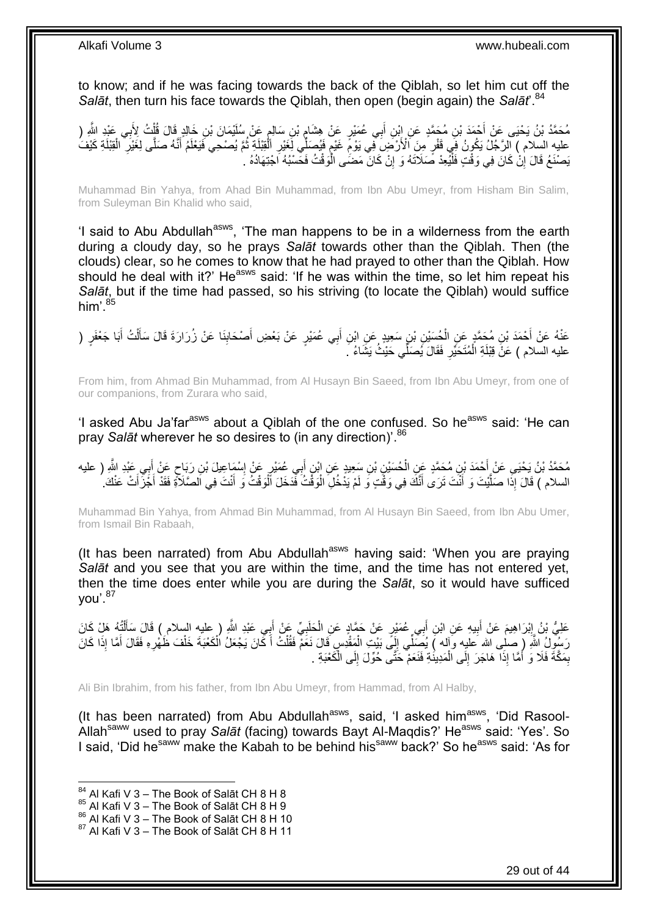to know; and if he was facing towards the back of the Qiblah, so let him cut off the *Salāt*, then turn his face towards the Qiblah, then open (begin again) the *Salāt*'.[84]

مُحَمَّدُ بْنُ يَحْيَى عَنْ أَحْمَدَ بْنِ مُحَمَّدٍ عَنِ ابْنِ أَبِي عُمَيْرٍ عَنْ هِشَامِ بْنِ سَالِمٍ عَنْ سُلَيْمَانَ بْنِ خَالِدٍ قَالَ قُلْتُ لِأَبِي عَبْدِ اللَّهِ ( عليه السلام ) الرَّجُلُ يَكُونُ فِي قَفْرٍ مِنَ الْأَرْضِ فِي يَوْمٍ غَيْمٍ فَيُصَلِّي لِغَيْرِ الْقِبْلَةِ ثُمَّ يُصْحِي فَيَعْلَمُ أَنَّهُ صَلَّى لِغَيْرِ الْقِبْلَةِ كَيْفَ يَصْنَعُ قَالَ إِنْ كَانَ فِي وَقْتٍ فَلْيُعِدْ صَلَاتَهُ وَ إِنْ كَانَ مَضَى الْوَقْتُ فَحَسْبُهُ اجْتِهَادُهُ .

Muhammad Bin Yahya, from Ahad Bin Muhammad, from Ibn Abu Umeyr, from Hisham Bin Salim, from Suleyman Bin Khalid who said,

'I said to Abu Abdullah[asws], 'The man happens to be in a wilderness from the earth during a cloudy day, so he prays *Salāt* towards other than the Qiblah. Then (the clouds) clear, so he comes to know that he had prayed to other than the Qiblah. How should he deal with it?' He[asws] said: 'If he was within the time, so let him repeat his *Salāt*, but if the time had passed, so his striving (to locate the Qiblah) would suffice him'.[85]

عَنْهُ عَنْ أَحْمَدَ بْنِ مُحَمَّدٍ عَنِ الْحُسَيْنِ بْنِ سَعِيدٍ عَنِ ابْنِ أَبِي عُمَيْرٍ عَنْ بَعْضِ أَصْحَابِنَا عَنْ زُرَارَةَ قَالَ سَأَلْتُ أَبَا جَعْفَرٍ ( عليه السلام ) عَنْ قِبْلَةِ الْمُتَحَيِّرِ فَقَالَ يُصَلِّي حَيْثُ يَشَاءُ .

From him, from Ahmad Bin Muhammad, from Al Husayn Bin Saeed, from Ibn Abu Umeyr, from one of our companions, from Zurara who said,

'I asked Abu Ja'far[asws] about a Qiblah of the one confused. So he[asws] said: 'He can pray *Salāt* wherever he so desires to (in any direction)'.[86]

مُحَمَّدُ بْنُ يَحْيَى عَنْ أَحْمَدَ بْنِ مُحَمَّدٍ عَنِ الْحُسَيْنِ بْنِ سَعِيدٍ عَنِ ابْنِ أَبِي عُمَيْرٍ عَنْ إِسْمَاعِيلَ بْنِ رَبَاحٍ عَنْ أَبِي عَبْدِ اللَّهِ ( عليه السلام ) قَالَ إِذَا صَلَّيْتَ وَ أَنْتَ تَرَى أَنَّكَ فِي وَقْتٍ وَ لَمْ يَدْخُلِ الْوَقْتُ فَدَخَلَ الْوَقْتُ وَ أَنْتَ فِي الصَّلَاةِ فَقَدْ أَجْزَأَتْ عَنْكَ .

Muhammad Bin Yahya, from Ahmad Bin Muhammad, from Al Husayn Bin Saeed, from Ibn Abu Umer, from Ismail Bin Rabaah,

(It has been narrated) from Abu Abdullah[asws] having said: 'When you are praying *Salāt* and you see that you are within the time, and the time has not entered yet, then the time does enter while you are during the *Salāt*, so it would have sufficed you'.[87]

عَلِيُّ بْنُ إِبْرَاهِيمَ عَنْ أَبِيهِ عَنِ ابْنِ أَبِي عُمَيْرٍ عَنْ حَمَّادٍ عَنِ الْحَلَبِيِّ عَنْ أَبِي عَبْدِ اللَّهِ ( عليه السلام ) قَالَ سَأَلْتُهُ هَلْ كَانَ رَسُولُ اللَّهِ ( صلى الله عليه وآله ) يُصَلِّي إِلَى بَيْتِ الْمَقْدِسِ قَالَ نَعَمْ فَقُلْتُ أَ كَانَ يَجْعَلُ الْكَعْبَةَ خَلْفَ ظَهْرِهِ فَقَالَ أَمَّا إِذَا كَانَ بِمَكَّةَ فَلَا وَ أَمَّا إِذَا هَاجَرَ إِلَى الْمَدِينَةِ فَنَعَمْ حَتَّى حُوِّلَ إِلَى الْكَعْبَةِ .

Ali Bin Ibrahim, from his father, from Ibn Abu Umeyr, from Hammad, from Al Halby,

(It has been narrated) from Abu Abdullah[asws], said, 'I asked him[asws], 'Did Rasool-Allah[saww] used to pray *Salāt* (facing) towards Bayt Al-Maqdis?' He[asws] said: 'Yes'. So I said, 'Did he[saww] make the Kabah to be behind his[saww] back?' So he[asws] said: 'As for

[84] Al Kafi V 3 – The Book of Salāt CH 8 H 8
[85] Al Kafi V 3 – The Book of Salāt CH 8 H 9
[86] Al Kafi V 3 – The Book of Salāt CH 8 H 10
[87] Al Kafi V 3 – The Book of Salāt CH 8 H 11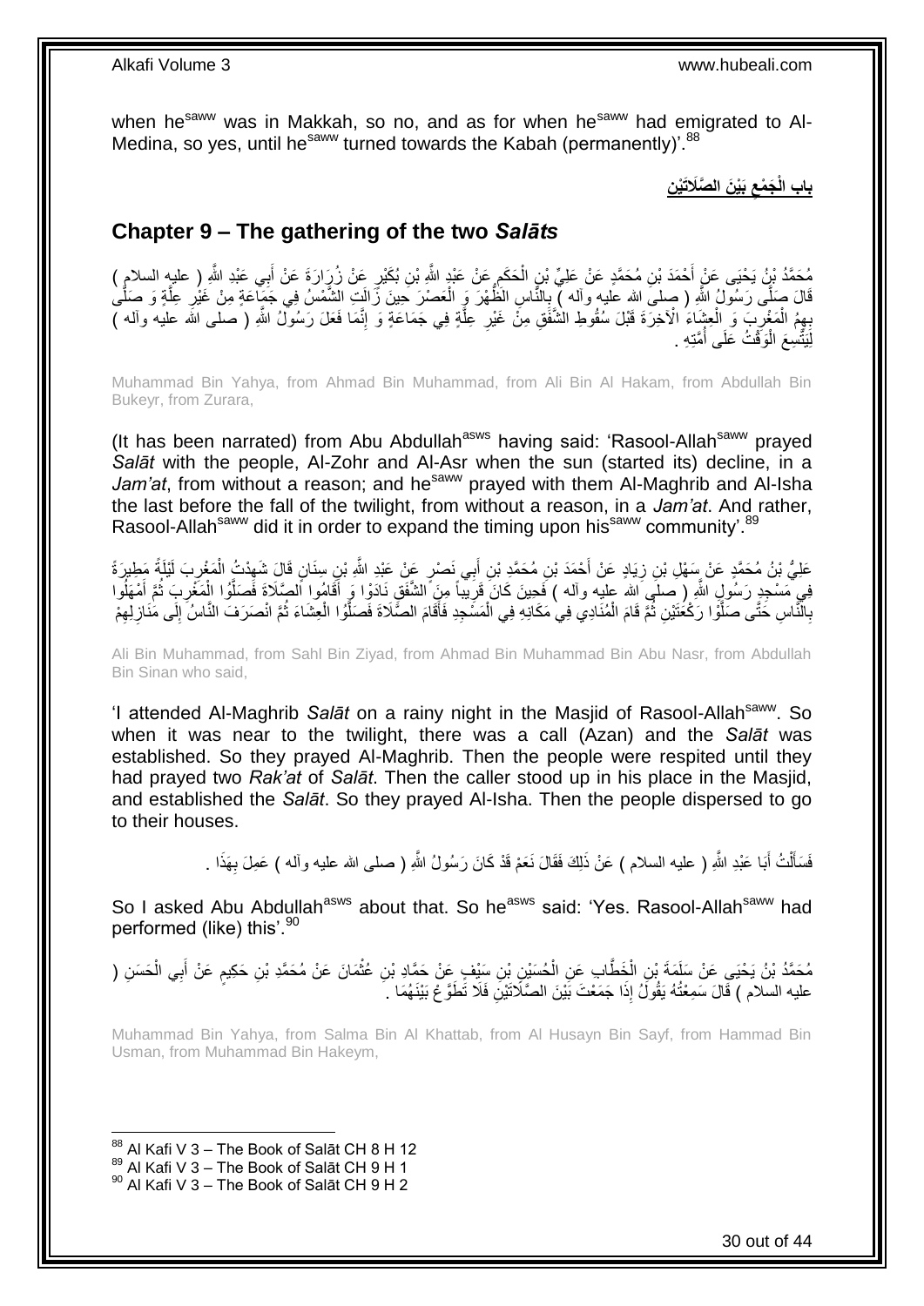when he[saww] was in Makkah, so no, and as for when he[saww] had emigrated to Al-Medina, so yes, until he[saww] turned towards the Kabah (permanently)'.[88]

## باب الْجَمْعِ بَيْنَ الصَّلَاتَيْنِ

## Chapter 9 – The gathering of the two *Salāts*

مُحَمَّدُ بْنُ يَحْيَى عَنْ أَحْمَدَ بْنِ مُحَمَّدٍ عَنْ عَلِيِّ بْنِ الْحَكَمِ عَنْ عَبْدِ اللَّهِ بْنِ بُكَيْرٍ عَنْ زُرَارَةَ عَنْ أَبِي عَبْدِ اللَّهِ ( عليه السلام ) قَالَ صَلَّى رَسُولُ اللَّهِ ( صلى الله عليه وآله ) بِالنَّاسِ الظُّهْرَ وَ الْعَصْرَ حِينَ زَالَتِ الشَّمْسُ فِي جَمَاعَةٍ مِنْ غَيْرِ عِلَّةٍ وَ صَلَّى بِهِمُ الْمَغْرِبَ وَ الْعِشَاءَ الْآخِرَةَ قَبْلَ سُقُوطِ الشَّفَقِ مِنْ غَيْرِ عِلَّةٍ فِي جَمَاعَةٍ وَ إِنَّمَا فَعَلَ رَسُولُ اللَّهِ ( صلى الله عليه وآله ) لِيَتَّسِعَ الْوَقْتُ عَلَى أُمَّتِهِ .

Muhammad Bin Yahya, from Ahmad Bin Muhammad, from Ali Bin Al Hakam, from Abdullah Bin Bukeyr, from Zurara,

(It has been narrated) from Abu Abdullah[asws] having said: 'Rasool-Allah[saww] prayed *Salāt* with the people, Al-Zohr and Al-Asr when the sun (started its) decline, in a *Jam'at*, from without a reason; and he[saww] prayed with them Al-Maghrib and Al-Isha the last before the fall of the twilight, from without a reason, in a *Jam'at*. And rather, Rasool-Allah[saww] did it in order to expand the timing upon his[saww] community'.[89]

عَلِيُّ بْنُ مُحَمَّدٍ عَنْ سَهْلِ بْنِ زِيَادٍ عَنْ أَحْمَدَ بْنِ مُحَمَّدِ بْنِ أَبِي نَصْرٍ عَنْ عَبْدِ اللَّهِ بْنِ سِنَانٍ قَالَ شَهِدْتُ الْمَغْرِبَ لَيْلَةً مَطِيرَةً فِي مَسْجِدِ رَسُولِ اللَّهِ ( صلى الله عليه وآله ) فَحِينَ كَانَ قَرِيباً مِنَ الشَّفَقِ نَادَوْا وَ أَقَامُوا الصَّلَاةَ فَصَلَّوُا الْمَغْرِبَ ثُمَّ أَمْهَلُوا بِالنَّاسِ حَتَّى صَلَّوْا رَكْعَتَيْنِ ثُمَّ قَامَ الْمُنَادِي فِي مَكَانِهِ فِي الْمَسْجِدِ فَأَقَامَ الصَّلَاةَ فَصَلَّوُا الْعِشَاءَ ثُمَّ انْصَرَفَ النَّاسُ إِلَى مَنَازِلِهِمْ

Ali Bin Muhammad, from Sahl Bin Ziyad, from Ahmad Bin Muhammad Bin Abu Nasr, from Abdullah Bin Sinan who said,

'I attended Al-Maghrib *Salāt* on a rainy night in the Masjid of Rasool-Allah[saww]. So when it was near to the twilight, there was a call (Azan) and the *Salāt* was established. So they prayed Al-Maghrib. Then the people were respited until they had prayed two *Rak'at* of *Salāt*. Then the caller stood up in his place in the Masjid, and established the *Salāt*. So they prayed Al-Isha. Then the people dispersed to go to their houses.

فَسَأَلْتُ أَبَا عَبْدِ اللَّهِ ( عليه السلام ) عَنْ ذَلِكَ فَقَالَ نَعَمْ قَدْ كَانَ رَسُولُ اللَّهِ ( صلى الله عليه وآله ) عَمِلَ بِهَذَا .

So I asked Abu Abdullah[asws] about that. So he[asws] said: 'Yes. Rasool-Allah[saww] had performed (like) this'.[90]

مُحَمَّدُ بْنُ يَحْيَى عَنْ سَلَمَةَ بْنِ الْخَطَّابِ عَنِ الْحُسَيْنِ بْنِ سَيْفٍ عَنْ حَمَّادِ بْنِ عُثْمَانَ عَنْ مُحَمَّدِ بْنِ حَكِيمٍ عَنْ أَبِي الْحَسَنِ ( عليه السلام ) قَالَ سَمِعْتُهُ يَقُولُ إِذَا جَمَعْتَ بَيْنَ الصَّلَاتَيْنِ فَلَا تَطَوَّعْ بَيْنَهُمَا .

Muhammad Bin Yahya, from Salma Bin Al Khattab, from Al Husayn Bin Sayf, from Hammad Bin Usman, from Muhammad Bin Hakeym,

[88] Al Kafi V 3 – The Book of Salāt CH 8 H 12
[89] Al Kafi V 3 – The Book of Salāt CH 9 H 1
[90] Al Kafi V 3 – The Book of Salāt CH 9 H 2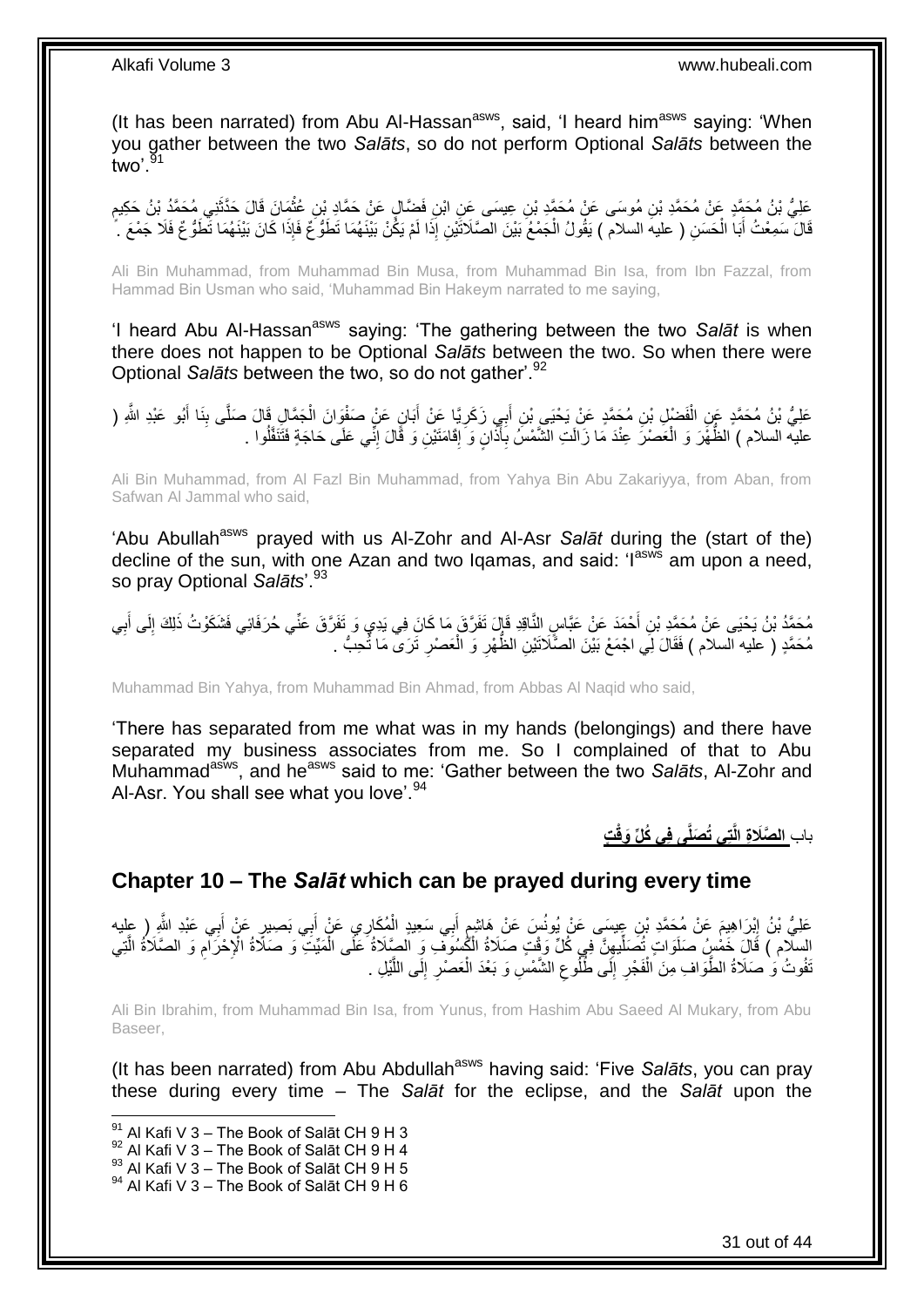(It has been narrated) from Abu Al-Hassan[asws], said, 'I heard him[asws] saying: 'When you gather between the two *Salāts*, so do not perform Optional *Salāts* between the two'.[91]

عَلِيُّ بْنُ مُحَمَّدٍ عَنْ مُحَمَّدِ بْنِ مُوسَى عَنْ مُحَمَّدِ بْنِ عِيسَى عَنِ ابْنِ فَضَّالٍ عَنْ حَمَّادِ بْنِ عُثْمَانَ قَالَ حَدَّثَنِي مُحَمَّدُ بْنُ حَكِيمٍ قَالَ سَمِعْتُ أَبَا الْحَسَنِ ( عليه السلام ) يَقُولُ الْجَمْعُ بَيْنَ الصَّلَاتَيْنِ إِذَا لَمْ يَكُنْ بَيْنَهُمَا تَطَوُّعٌ فَإِذَا كَانَ بَيْنَهُمَا تَطَوُّعٌ فَلَا جَمْعَ .

Ali Bin Muhammad, from Muhammad Bin Musa, from Muhammad Bin Isa, from Ibn Fazzal, from Hammad Bin Usman who said, 'Muhammad Bin Hakeym narrated to me saying,

'I heard Abu Al-Hassan[asws] saying: 'The gathering between the two *Salāt* is when there does not happen to be Optional *Salāts* between the two. So when there were Optional *Salāts* between the two, so do not gather'.[92]

عَلِيُّ بْنُ مُحَمَّدٍ عَنِ الْفَضْلِ بْنِ مُحَمَّدٍ عَنْ يَحْيَى بْنِ أَبِي زَكَرِيَّا عَنْ أَبَانٍ عَنْ صَفْوَانَ الْجَمَّالِ قَالَ صَلَّى بِنَا أَبُو عَبْدِ اللَّهِ ( عليه السلام ) الظُّهْرَ وَ الْعَصْرَ عِنْدَ مَا زَالَتِ الشَّمْسُ بِأَذَانٍ وَ إِقَامَتَيْنِ وَ قَالَ إِنِّي عَلَى حَاجَةٍ فَتَنَفَّلُوا .

Ali Bin Muhammad, from Al Fazl Bin Muhammad, from Yahya Bin Abu Zakariyya, from Aban, from Safwan Al Jammal who said,

'Abu Abullah[asws] prayed with us Al-Zohr and Al-Asr *Salāt* during the (start of the) decline of the sun, with one Azan and two Iqamas, and said: 'I[asws] am upon a need, so pray Optional *Salāts*'.[93]

مُحَمَّدُ بْنُ يَحْيَى عَنْ مُحَمَّدِ بْنِ أَحْمَدَ عَنْ عَبَّاسٍ النَّاقِدِ قَالَ تَفَرَّقَ مَا كَانَ فِي يَدِي وَ تَفَرَّقَ عَنِّي حُرَفَائِي فَشَكَوْتُ ذَلِكَ إِلَى أَبِي مُحَمَّدٍ ( عليه السلام ) فَقَالَ لِي اجْمَعْ بَيْنَ الصَّلَاتَيْنِ الظُّهْرِ وَ الْعَصْرِ تَرَى مَا تُحِبُّ .

Muhammad Bin Yahya, from Muhammad Bin Ahmad, from Abbas Al Naqid who said,

'There has separated from me what was in my hands (belongings) and there have separated my business associates from me. So I complained of that to Abu Muhammad[asws], and he[asws] said to me: 'Gather between the two *Salāts*, Al-Zohr and Al-Asr. You shall see what you love'.[94]

باب الصَّلَاةِ الَّتِي تُصَلَّى فِي كُلِّ وَقْتٍ

## Chapter 10 – The *Salāt* which can be prayed during every time

عَلِيُّ بْنُ إِبْرَاهِيمَ عَنْ مُحَمَّدِ بْنِ عِيسَى عَنْ يُونُسَ عَنْ هَاشِمٍ أَبِي سَعِيدٍ الْمُكَارِي عَنْ أَبِي بَصِيرٍ عَنْ أَبِي عَبْدِ اللَّهِ ( عليه السلام ) قَالَ خَمْسُ صَلَوَاتٍ تُصَلِّيهِنَّ فِي كُلِّ وَقْتٍ صَلَاةُ الْكُسُوفِ وَ الصَّلَاةُ عَلَى الْمَيِّتِ وَ صَلَاةُ الْإِحْرَامِ وَ الصَّلَاةُ الَّتِي تَفُوتُ وَ صَلَاةُ الطَّوَافِ مِنَ الْفَجْرِ إِلَى طُلُوعِ الشَّمْسِ وَ بَعْدَ الْعَصْرِ إِلَى اللَّيْلِ .

Ali Bin Ibrahim, from Muhammad Bin Isa, from Yunus, from Hashim Abu Saeed Al Mukary, from Abu Baseer,

(It has been narrated) from Abu Abdullah[asws] having said: 'Five *Salāts*, you can pray these during every time – The *Salāt* for the eclipse, and the *Salāt* upon the

[91] Al Kafi V 3 – The Book of Salāt CH 9 H 3
[92] Al Kafi V 3 – The Book of Salāt CH 9 H 4
[93] Al Kafi V 3 – The Book of Salāt CH 9 H 5
[94] Al Kafi V 3 – The Book of Salāt CH 9 H 6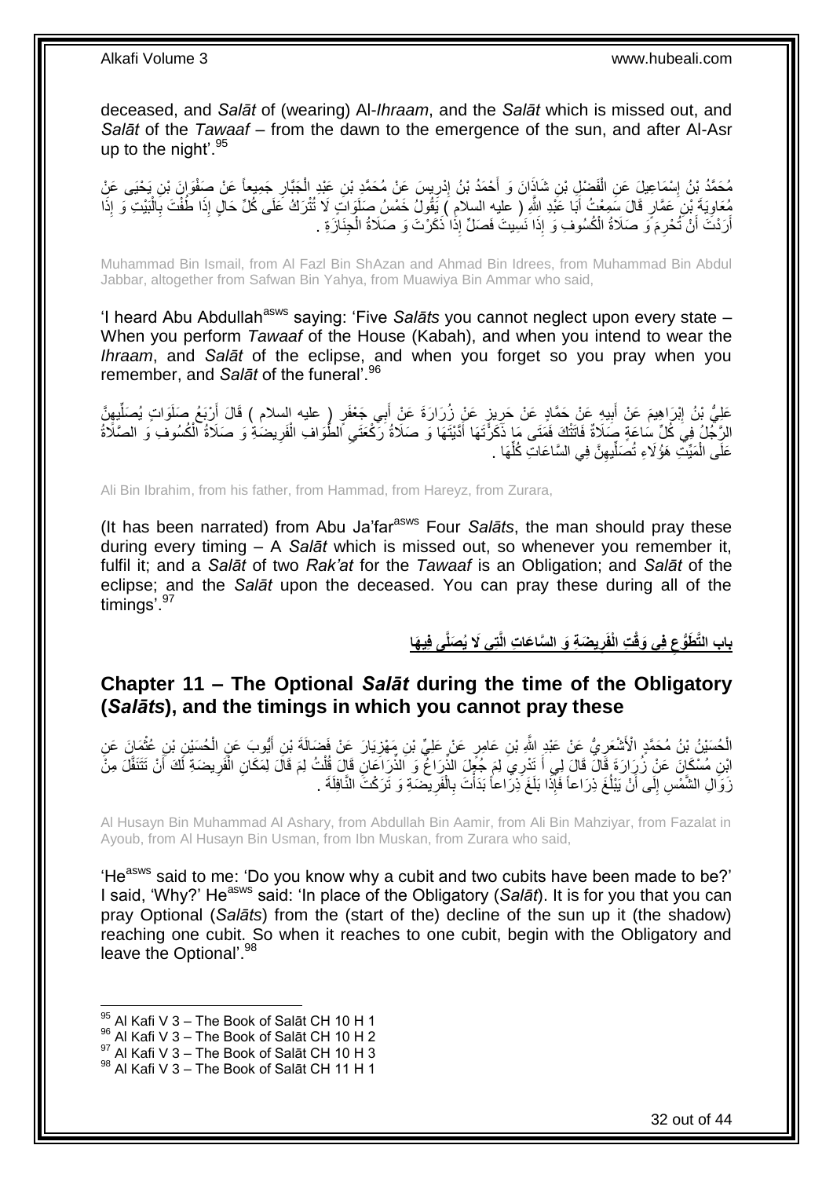deceased, and *Salāt* of (wearing) Al-*Ihraam*, and the *Salāt* which is missed out, and *Salāt* of the *Tawaaf* – from the dawn to the emergence of the sun, and after Al-Asr up to the night'.[95]

مُحَمَّدُ بْنُ إِسْمَاعِيلَ عَنِ الْفَضْلِ بْنِ شَاذَانَ وَ أَحْمَدُ بْنُ إِدْرِيسَ عَنْ مُحَمَّدِ بْنِ عَبْدِ الْجَبَّارِ جَمِيعاً عَنْ صَفْوَانَ بْنِ يَحْيَى عَنْ مُعَاوِيَةَ بْنِ عَمَّارٍ قَالَ سَمِعْتُ أَبَا عَبْدِ اللَّهِ ( عليه السلام ) يَقُولُ خَمْسُ صَلَوَاتٍ لَا تُتْرَكُ عَلَى كُلِّ حَالٍ إِذَا طُفْتَ بِالْبَيْتِ وَ إِذَا أَرَدْتَ أَنْ تُحْرِمَ وَ صَلَاةُ الْكُسُوفِ وَ إِذَا نَسِيتَ فَصَلِّ إِذَا ذَكَرْتَ وَ صَلَاةُ الْجِنَازَةِ .

Muhammad Bin Ismail, from Al Fazl Bin ShAzan and Ahmad Bin Idrees, from Muhammad Bin Abdul Jabbar, altogether from Safwan Bin Yahya, from Muawiya Bin Ammar who said,

'I heard Abu Abdullah[asws] saying: 'Five *Salāts* you cannot neglect upon every state – When you perform *Tawaaf* of the House (Kabah), and when you intend to wear the *Ihraam*, and *Salāt* of the eclipse, and when you forget so you pray when you remember, and *Salāt* of the funeral'.[96]

عَلِيُّ بْنُ إِبْرَاهِيمَ عَنْ أَبِيهِ عَنْ حَمَّادٍ عَنْ حَرِيزٍ عَنْ زُرَارَةَ عَنْ أَبِي جَعْفَرٍ ( عليه السلام ) قَالَ أَرْبَعُ صَلَوَاتٍ يُصَلِّيهِنَّ الرَّجُلُ فِي كُلِّ سَاعَةٍ صَلَاةٌ فَاتَتْكَ فَمَتَى مَا ذَكَرْتَهَا أَدَّيْتَهَا وَ صَلَاةُ رَكْعَتَيِ الطَّوَافِ الْفَرِيضَةِ وَ صَلَاةُ الْكُسُوفِ وَ الصَّلَاةُ عَلَى الْمَيِّتِ هَؤُلَاءِ تُصَلِّيهِنَّ فِي السَّاعَاتِ كُلِّهَا .

Ali Bin Ibrahim, from his father, from Hammad, from Hareyz, from Zurara,

(It has been narrated) from Abu Ja'far[asws] Four *Salāts*, the man should pray these during every timing – A *Salāt* which is missed out, so whenever you remember it, fulfil it; and a *Salāt* of two *Rak'at* for the *Tawaaf* is an Obligation; and *Salāt* of the eclipse; and the *Salāt* upon the deceased. You can pray these during all of the timings'.[97]

## باب التَّطَوُّعِ فِي وَقْتِ الْفَرِيضَةِ وَ السَّاعَاتِ الَّتِي لَا يُصَلَّى فِيهَا

## Chapter 11 – The Optional *Salāt* during the time of the Obligatory (*Salāts*), and the timings in which you cannot pray these

الْحُسَيْنُ بْنُ مُحَمَّدٍ الْأَشْعَرِيُّ عَنْ عَبْدِ اللَّهِ بْنِ عَامِرٍ عَنْ عَلِيِّ بْنِ مَهْزِيَارَ عَنْ فَضَالَةَ بْنِ أَيُّوبَ عَنِ الْحُسَيْنِ بْنِ عُثْمَانَ عَنِ ابْنِ مُسْكَانَ عَنْ زُرَارَةَ قَالَ قَالَ لِي أَ تَدْرِي لِمَ جُعِلَ الذِّرَاعُ وَ الذِّرَاعَانِ قَالَ قُلْتُ لِمَ قَالَ لِمَكَانِ الْفَرِيضَةِ لَكَ أَنْ تَتَنَفَّلَ مِنْ زَوَالِ الشَّمْسِ إِلَى أَنْ يَبْلُغَ ذِرَاعاً فَإِذَا بَلَغَ ذِرَاعاً بَدَأْتَ بِالْفَرِيضَةِ وَ تَرَكْتَ النَّافِلَةَ .

Al Husayn Bin Muhammad Al Ashary, from Abdullah Bin Aamir, from Ali Bin Mahziyar, from Fazalat in Ayoub, from Al Husayn Bin Usman, from Ibn Muskan, from Zurara who said,

'He[asws] said to me: 'Do you know why a cubit and two cubits have been made to be?' I said, 'Why?' He[asws] said: 'In place of the Obligatory (*Salāt*). It is for you that you can pray Optional (*Salāts*) from the (start of the) decline of the sun up it (the shadow) reaching one cubit. So when it reaches to one cubit, begin with the Obligatory and leave the Optional'.[98]

---

[95] Al Kafi V 3 – The Book of Salāt CH 10 H 1
[96] Al Kafi V 3 – The Book of Salāt CH 10 H 2
[97] Al Kafi V 3 – The Book of Salāt CH 10 H 3
[98] Al Kafi V 3 – The Book of Salāt CH 11 H 1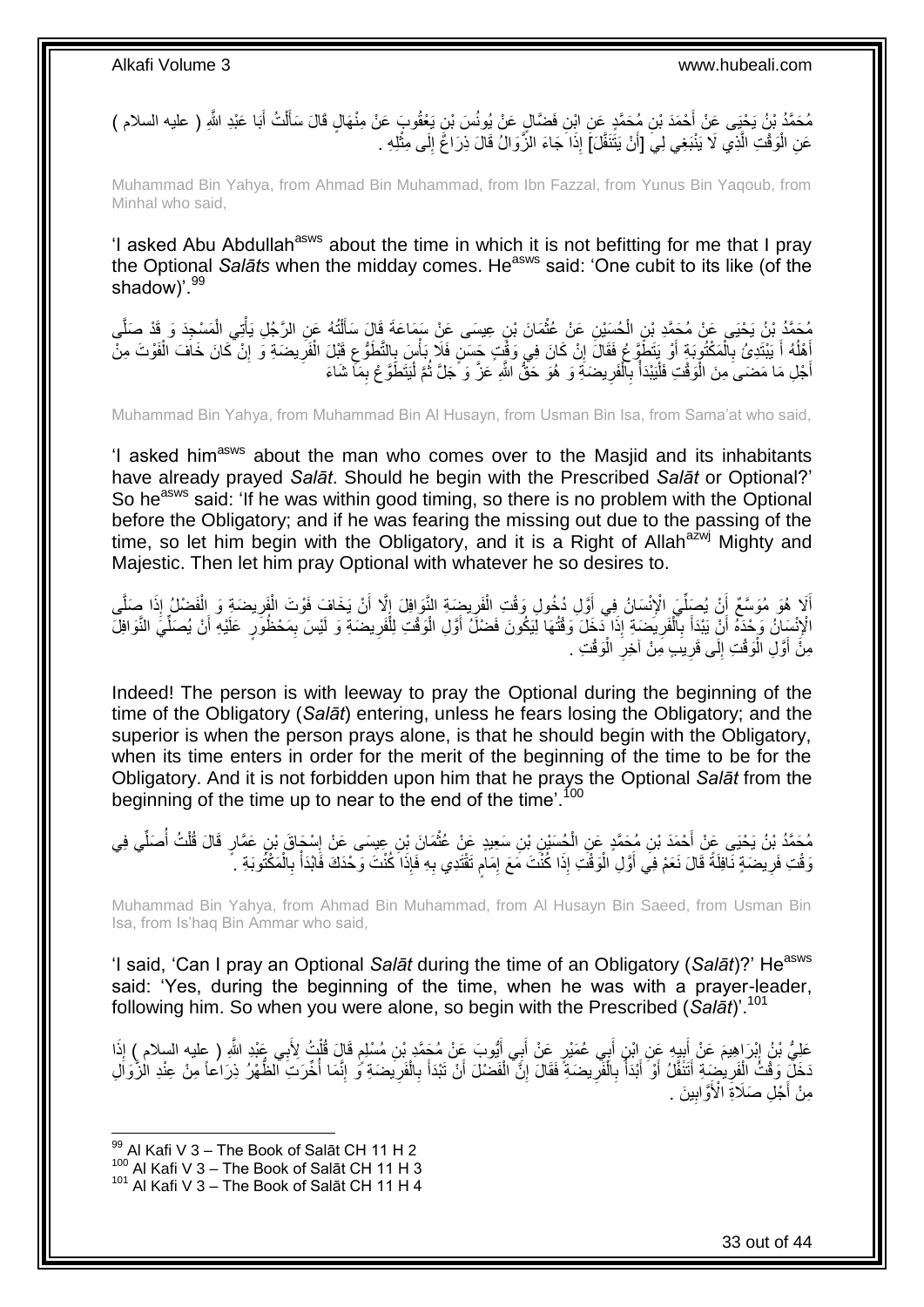مُحَمَّدُ بْنُ يَحْيَى عَنْ أَحْمَدَ بْنِ مُحَمَّدٍ عَنِ ابْنِ فَضَّالٍ عَنْ يُونُسَ بْنِ يَعْقُوبَ عَنْ مِنْهَالٍ قَالَ سَأَلْتُ أَبَا عَبْدِ اللَّهِ ( عليه السلام ) عَنِ الْوَقْتِ الَّذِي لَا يَنْبَغِي لِيَ [أَنْ يَتَنَفَّلَ] إِذَا جَاءَ الزَّوَالُ قَالَ ذِرَاعٌ إِلَى مِثْلِهِ .

Muhammad Bin Yahya, from Ahmad Bin Muhammad, from Ibn Fazzal, from Yunus Bin Yaqoub, from Minhal who said,

'I asked Abu Abdullah[asws] about the time in which it is not befitting for me that I pray the Optional *Salāts* when the midday comes. He[asws] said: 'One cubit to its like (of the shadow)'.[99]

مُحَمَّدُ بْنُ يَحْيَى عَنْ مُحَمَّدِ بْنِ الْحُسَيْنِ عَنْ عُثْمَانَ بْنِ عِيسَى عَنْ سَمَاعَةَ قَالَ سَأَلْتُهُ عَنِ الرَّجُلِ يَأْتِي الْمَسْجِدَ وَ قَدْ صَلَّى أَهْلُهُ أَ يَبْتَدِئُ بِالْمَكْتُوبَةِ أَوْ يَتَطَوَّعُ فَقَالَ إِنْ كَانَ فِي وَقْتٍ حَسَنٍ فَلَا بَأْسَ بِالتَّطَوُّعِ قَبْلَ الْفَرِيضَةِ وَ إِنْ كَانَ خَافَ الْفَوْتَ مِنْ أَجْلِ مَا مَضَى مِنَ الْوَقْتِ فَلْيَبْدَأْ بِالْفَرِيضَةِ وَ هُوَ حَقُّ اللَّهِ عَزَّ وَ جَلَّ ثُمَّ لْيَتَطَوَّعْ بِمَا شَاءَ

Muhammad Bin Yahya, from Muhammad Bin Al Husayn, from Usman Bin Isa, from Sama'at who said,

'I asked him[asws] about the man who comes over to the Masjid and its inhabitants have already prayed *Salāt*. Should he begin with the Prescribed *Salāt* or Optional?' So he[asws] said: 'If he was within good timing, so there is no problem with the Optional before the Obligatory; and if he was fearing the missing out due to the passing of the time, so let him begin with the Obligatory, and it is a Right of Allah[azwj] Mighty and Majestic. Then let him pray Optional with whatever he so desires to.

أَلَا هُوَ مُوَسَّعٌ أَنْ يُصَلِّيَ الْإِنْسَانُ فِي أَوَّلِ دُخُولِ وَقْتِ الْفَرِيضَةِ النَّوَافِلَ إِلَّا أَنْ يَخَافَ فَوْتَ الْفَرِيضَةِ وَ الْفَضْلُ إِذَا صَلَّى الْإِنْسَانُ وَحْدَهُ أَنْ يَبْدَأَ بِالْفَرِيضَةِ إِذَا دَخَلَ وَقْتُهَا لِيَكُونَ فَضْلُ أَوَّلِ الْوَقْتِ لِلْفَرِيضَةِ وَ لَيْسَ بِمَحْظُورٍ عَلَيْهِ أَنْ يُصَلِّيَ النَّوَافِلَ مِنْ أَوَّلِ الْوَقْتِ إِلَى قَرِيبٍ مِنْ آخِرِ الْوَقْتِ .

Indeed! The person is with leeway to pray the Optional during the beginning of the time of the Obligatory (*Salāt*) entering, unless he fears losing the Obligatory; and the superior is when the person prays alone, is that he should begin with the Obligatory, when its time enters in order for the merit of the beginning of the time to be for the Obligatory. And it is not forbidden upon him that he prays the Optional *Salāt* from the beginning of the time up to near to the end of the time'.[100]

مُحَمَّدُ بْنُ يَحْيَى عَنْ أَحْمَدَ بْنِ مُحَمَّدٍ عَنِ الْحُسَيْنِ بْنِ سَعِيدٍ عَنْ عُثْمَانَ بْنِ عِيسَى عَنْ إِسْحَاقَ بْنِ عَمَّارٍ قَالَ قُلْتُ أُصَلِّي فِي وَقْتِ فَرِيضَةٍ نَافِلَةً قَالَ نَعَمْ فِي أَوَّلِ الْوَقْتِ إِذَا كُنْتَ مَعَ إِمَامٍ تَقْتَدِي بِهِ فَإِذَا كُنْتَ وَحْدَكَ فَابْدَأْ بِالْمَكْتُوبَةِ .

Muhammad Bin Yahya, from Ahmad Bin Muhammad, from Al Husayn Bin Saeed, from Usman Bin Isa, from Is'haq Bin Ammar who said,

'I said, 'Can I pray an Optional *Salāt* during the time of an Obligatory (*Salāt*)?' He[asws] said: 'Yes, during the beginning of the time, when he was with a prayer-leader, following him. So when you were alone, so begin with the Prescribed (*Salāt*)'.[101]

عَلِيُّ بْنُ إِبْرَاهِيمَ عَنْ أَبِيهِ عَنِ ابْنِ أَبِي عُمَيْرٍ عَنْ أَبِي أَيُّوبَ عَنْ مُحَمَّدِ بْنِ مُسْلِمٍ قَالَ قُلْتُ لِأَبِي عَبْدِ اللَّهِ ( عليه السلام ) إِذَا دَخَلَ وَقْتُ الْفَرِيضَةِ أَتَنَفَّلُ أَوْ أَبْدَأُ بِالْفَرِيضَةِ فَقَالَ إِنَّ الْفَضْلَ أَنْ تَبْدَأَ بِالْفَرِيضَةِ وَ إِنَّمَا أُخِّرَتِ الظُّهْرُ ذِرَاعاً مِنْ عِنْدِ الزَّوَالِ مِنْ أَجْلِ صَلَاةِ الْأَوَّابِينَ .

[99] Al Kafi V 3 – The Book of Salāt CH 11 H 2
[100] Al Kafi V 3 – The Book of Salāt CH 11 H 3
[101] Al Kafi V 3 – The Book of Salāt CH 11 H 4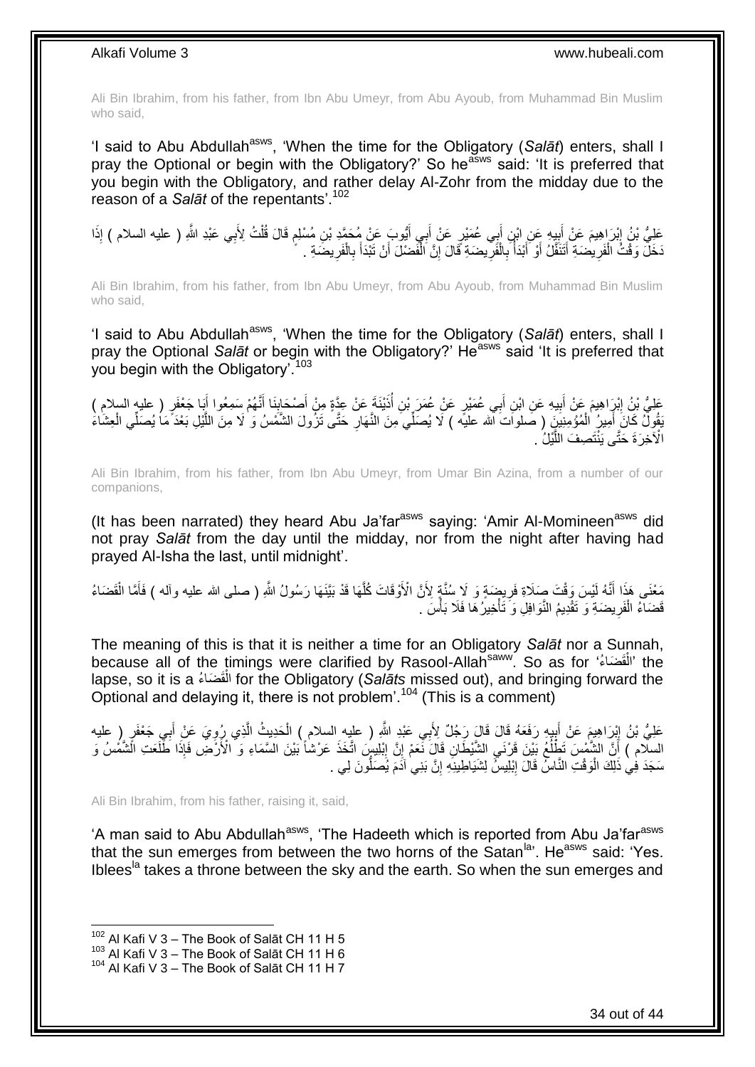Ali Bin Ibrahim, from his father, from Ibn Abu Umeyr, from Abu Ayoub, from Muhammad Bin Muslim who said,

'I said to Abu Abdullah[asws], 'When the time for the Obligatory (*Salāt*) enters, shall I pray the Optional or begin with the Obligatory?' So he[asws] said: 'It is preferred that you begin with the Obligatory, and rather delay Al-Zohr from the midday due to the reason of a *Salāt* of the repentants'.[102]

عَلِيُّ بْنُ إِبْرَاهِيمَ عَنْ أَبِيهِ عَنِ ابْنِ أَبِي عُمَيْرٍ عَنْ أَبِي أَيُّوبَ عَنْ مُحَمَّدِ بْنِ مُسْلِمٍ قَالَ قُلْتُ لِأَبِي عَبْدِ اللَّهِ ( عليه السلام ) إِذَا دَخَلَ وَقْتُ الْفَرِيضَةِ أَتَنَفَّلُ أَوْ أَبْدَأُ بِالْفَرِيضَةِ قَالَ إِنَّ الْفَضْلَ أَنْ تَبْدَأَ بِالْفَرِيضَةِ .

Ali Bin Ibrahim, from his father, from Ibn Abu Umeyr, from Abu Ayoub, from Muhammad Bin Muslim who said,

'I said to Abu Abdullah[asws], 'When the time for the Obligatory (*Salāt*) enters, shall I pray the Optional *Salāt* or begin with the Obligatory?' He[asws] said 'It is preferred that you begin with the Obligatory'.[103]

عَلِيُّ بْنُ إِبْرَاهِيمَ عَنْ أَبِيهِ عَنِ ابْنِ أَبِي عُمَيْرٍ عَنْ عُمَرَ بْنِ أُذَيْنَةَ عَنْ عِدَّةٍ مِنْ أَصْحَابِنَا أَنَّهُمْ سَمِعُوا أَبَا جَعْفَرٍ ( عليه السلام ) يَقُولُ كَانَ أَمِيرُ الْمُؤْمِنِينَ ( صلوات الله عليه ) لَا يُصَلِّي مِنَ النَّهَارِ حَتَّى تَزُولَ الشَّمْسُ وَ لَا مِنَ اللَّيْلِ بَعْدَ مَا يُصَلِّي الْعِشَاءَ الْآخِرَةَ حَتَّى يَنْتَصِفَ اللَّيْلُ .

Ali Bin Ibrahim, from his father, from Ibn Abu Umeyr, from Umar Bin Azina, from a number of our companions,

(It has been narrated) they heard Abu Ja'far[asws] saying: 'Amir Al-Momineen[asws] did not pray *Salāt* from the day until the midday, nor from the night after having had prayed Al-Isha the last, until midnight'.

مَعْنَى هَذَا أَنَّهُ لَيْسَ وَقْتَ صَلَاةِ فَرِيضَةٍ وَ لَا سُنَّةٍ لِأَنَّ الْأَوْقَاتَ كُلَّهَا قَدْ بَيَّنَهَا رَسُولُ اللَّهِ ( صلى الله عليه وآله ) فَأَمَّا الْقَضَاءُ قَضَاءُ الْفَرِيضَةِ وَ تَقْدِيمُ النَّوَافِلِ وَ تَأْخِيرُهَا فَلَا بَأْسَ .

The meaning of this is that it is neither a time for an Obligatory *Salāt* nor a Sunnah, because all of the timings were clarified by Rasool-Allah[saww]. So as for 'الْقَضَاءُ' the lapse, so it is a الْقَضَاءُ for the Obligatory (*Salāts* missed out), and bringing forward the Optional and delaying it, there is not problem'.[104] (This is a comment)

عَلِيُّ بْنُ إِبْرَاهِيمَ عَنْ أَبِيهِ رَفَعَهُ قَالَ قَالَ رَجُلٌ لِأَبِي عَبْدِ اللَّهِ ( عليه السلام ) الْحَدِيثُ الَّذِي رُوِيَ عَنْ أَبِي جَعْفَرٍ ( عليه السلام ) أَنَّ الشَّمْسَ تَطْلُعُ بَيْنَ قَرْنَيِ الشَّيْطَانِ قَالَ نَعَمْ إِنَّ إِبْلِيسَ اتَّخَذَ عَرْشاً بَيْنَ السَّمَاءِ وَ الْأَرْضِ فَإِذَا طَلَعَتِ الشَّمْسُ وَ سَجَدَ فِي ذَلِكَ الْوَقْتِ النَّاسُ قَالَ إِبْلِيسُ لِشَيَاطِينِهِ إِنَّ بَنِي آدَمَ يُصَلُّونَ لِي .

Ali Bin Ibrahim, from his father, raising it, said,

'A man said to Abu Abdullah[asws], 'The Hadeeth which is reported from Abu Ja'far[asws] that the sun emerges from between the two horns of the Satan[la]'. He[asws] said: 'Yes. Iblees[la] takes a throne between the sky and the earth. So when the sun emerges and

---

[102] Al Kafi V 3 – The Book of Salāt CH 11 H 5
[103] Al Kafi V 3 – The Book of Salāt CH 11 H 6
[104] Al Kafi V 3 – The Book of Salāt CH 11 H 7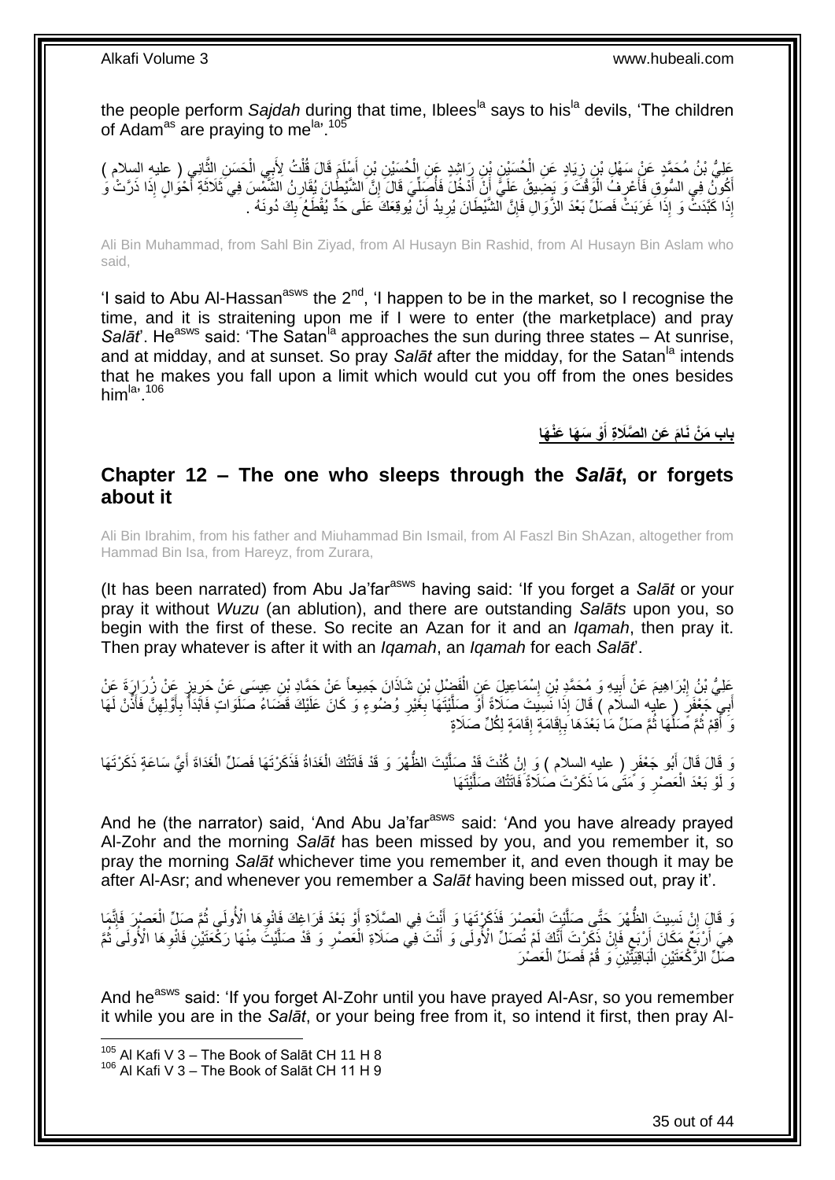the people perform *Sajdah* during that time, Iblees[la] says to his[la] devils, 'The children of Adam[as] are praying to me[la]'.[105]

عَلِيُّ بْنُ مُحَمَّدٍ عَنْ سَهْلِ بْنِ زِيَادٍ عَنِ الْحُسَيْنِ بْنِ رَاشِدٍ عَنِ الْحُسَيْنِ بْنِ أَسْلَمَ قَالَ قُلْتُ لِأَبِي الْحَسَنِ الثَّانِي ( عليه السلام ) أَكُونُ فِي السُّوقِ فَأَعْرِفُ الْوَقْتَ وَ يَضِيقُ عَلَيَّ أَنْ أَدْخُلَ فَأُصَلِّيَ قَالَ إِنَّ الشَّيْطَانَ يُقَارِنُ الشَّمْسَ فِي ثَلَاثَةِ أَحْوَالٍ إِذَا ذَرَّتْ وَ إِذَا كَبَدَتْ وَ إِذَا غَرَبَتْ فَصَلِّ بَعْدَ الزَّوَالِ فَإِنَّ الشَّيْطَانَ يُرِيدُ أَنْ يُوقِعَكَ عَلَى حَدٍّ يُقْطَعُ بِكَ دُونَهُ .

Ali Bin Muhammad, from Sahl Bin Ziyad, from Al Husayn Bin Rashid, from Al Husayn Bin Aslam who said,

'I said to Abu Al-Hassan[asws] the 2[nd], 'I happen to be in the market, so I recognise the time, and it is straitening upon me if I were to enter (the marketplace) and pray *Salāt*'. He[asws] said: 'The Satan[la] approaches the sun during three states – At sunrise, and at midday, and at sunset. So pray *Salāt* after the midday, for the Satan[la] intends that he makes you fall upon a limit which would cut you off from the ones besides him[la]'.[106]

## بَابُ مَنْ نَامَ عَنِ الصَّلَاةِ أَوْ سَهَا عَنْهَا

## Chapter 12 – The one who sleeps through the *Salāt*, or forgets about it

Ali Bin Ibrahim, from his father and Miuhammad Bin Ismail, from Al Faszl Bin ShAzan, altogether from Hammad Bin Isa, from Hareyz, from Zurara,

(It has been narrated) from Abu Ja'far[asws] having said: 'If you forget a *Salāt* or your pray it without *Wuzu* (an ablution), and there are outstanding *Salāts* upon you, so begin with the first of these. So recite an Azan for it and an *Iqamah*, then pray it. Then pray whatever is after it with an *Iqamah*, an *Iqamah* for each *Salāt*'.

عَلِيُّ بْنُ إِبْرَاهِيمَ عَنْ أَبِيهِ وَ مُحَمَّدُ بْنُ إِسْمَاعِيلَ عَنِ الْفَضْلِ بْنِ شَاذَانَ جَمِيعاً عَنْ حَمَّادِ بْنِ عِيسَى عَنْ حَرِيزٍ عَنْ زُرَارَةَ عَنْ أَبِي جَعْفَرٍ ( عليه السلام ) قَالَ إِذَا نَسِيتَ صَلَاةً أَوْ صَلَّيْتَهَا بِغَيْرِ وُضُوءٍ وَ كَانَ عَلَيْكَ قَضَاءُ صَلَوَاتٍ فَابْدَأْ بِأَوَّلِهِنَّ فَأَذِّنْ لَهَا وَ أَقِمْ ثُمَّ صَلِّهَا ثُمَّ صَلِّ مَا بَعْدَهَا بِإِقَامَةٍ إِقَامَةٍ لِكُلِّ صَلَاةٍ

وَ قَالَ قَالَ أَبُو جَعْفَرٍ ( عليه السلام ) وَ إِنْ كُنْتَ قَدْ صَلَّيْتَ الظُّهْرَ وَ قَدْ فَاتَتْكَ الْغَدَاةُ فَذَكَرْتَهَا فَصَلِّ الْغَدَاةَ أَيَّ سَاعَةٍ ذَكَرْتَهَا وَ لَوْ بَعْدَ الْعَصْرِ وَ مَتَى مَا ذَكَرْتَ صَلَاةً فَاتَتْكَ صَلَّيْتَهَا

And he (the narrator) said, 'And Abu Ja'far[asws] said: 'And you have already prayed Al-Zohr and the morning *Salāt* has been missed by you, and you remember it, so pray the morning *Salāt* whichever time you remember it, and even though it may be after Al-Asr; and whenever you remember a *Salāt* having been missed out, pray it'.

وَ قَالَ إِنْ نَسِيتَ الظُّهْرَ حَتَّى صَلَّيْتَ الْعَصْرَ فَذَكَرْتَهَا وَ أَنْتَ فِي الصَّلَاةِ أَوْ بَعْدَ فَرَاغِكَ فَانْوِهَا الْأُولَى ثُمَّ صَلِّ الْعَصْرَ فَإِنَّمَا هِيَ أَرْبَعٌ مَكَانَ أَرْبَعٍ فَإِنْ ذَكَرْتَ أَنَّكَ لَمْ تُصَلِّ الْأُولَى وَ أَنْتَ فِي صَلَاةِ الْعَصْرِ وَ قَدْ صَلَّيْتَ مِنْهَا رَكْعَتَيْنِ فَانْوِهَا الْأُولَى ثُمَّ صَلِّ الرَّكْعَتَيْنِ الْبَاقِيَتَيْنِ وَ قُمْ فَصَلِّ الْعَصْرَ

And he[asws] said: 'If you forget Al-Zohr until you have prayed Al-Asr, so you remember it while you are in the *Salāt*, or your being free from it, so intend it first, then pray Al-

[105] Al Kafi V 3 – The Book of Salāt CH 11 H 8
[106] Al Kafi V 3 – The Book of Salāt CH 11 H 9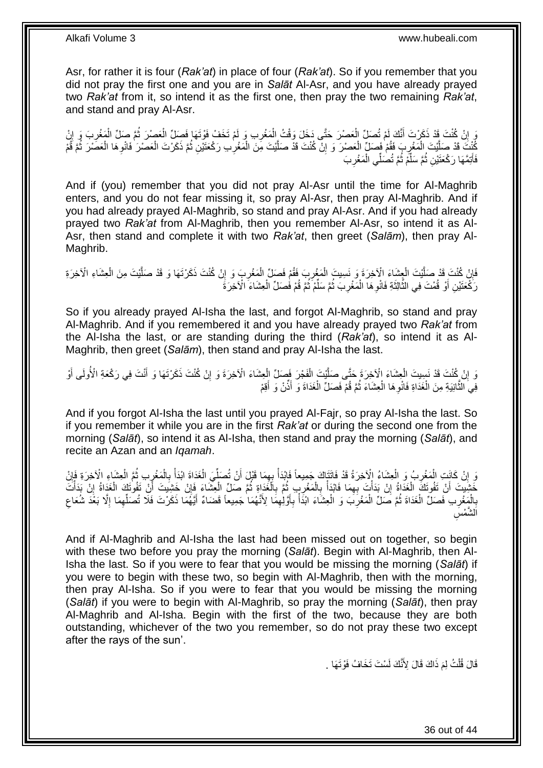Asr, for rather it is four (*Rak'at*) in place of four (*Rak'at*). So if you remember that you did not pray the first one and you are in *Salāt* Al-Asr, and you have already prayed two *Rak'at* from it, so intend it as the first one, then pray the two remaining *Rak'at*, and stand and pray Al-Asr.

وَ إِنْ كُنْتَ قَدْ ذَكَرْتَ أَنَّكَ لَمْ تُصَلِّ الْعَصْرَ حَتَّى دَخَلَ وَقْتُ الْمَغْرِبِ وَ لَمْ تَخَفْ فَوْتَهَا فَصَلِّ الْعَصْرَ ثُمَّ صَلِّ الْمَغْرِبَ وَ إِنْ كُنْتَ قَدْ صَلَّيْتَ الْمَغْرِبَ فَقُمْ فَصَلِّ الْعَصْرَ وَ إِنْ كُنْتَ قَدْ صَلَّيْتَ مِنَ الْمَغْرِبِ رَكْعَتَيْنِ ثُمَّ ذَكَرْتَ الْعَصْرَ فَانْوِهَا الْعَصْرَ ثُمَّ قُمْ فَأَتِمَّهَا رَكْعَتَيْنِ ثُمَّ سَلِّمْ ثُمَّ تُصَلِّي الْمَغْرِبَ

And if (you) remember that you did not pray Al-Asr until the time for Al-Maghrib enters, and you do not fear missing it, so pray Al-Asr, then pray Al-Maghrib. And if you had already prayed Al-Maghrib, so stand and pray Al-Asr. And if you had already prayed two *Rak'at* from Al-Maghrib, then you remember Al-Asr, so intend it as Al-Asr, then stand and complete it with two *Rak'at*, then greet (*Salām*), then pray Al-Maghrib.

فَإِنْ كُنْتَ قَدْ صَلَّيْتَ الْعِشَاءَ الْآخِرَةَ وَ نَسِيتَ الْمَغْرِبَ فَقُمْ فَصَلِّ الْمَغْرِبَ وَ إِنْ كُنْتَ ذَكَرْتَهَا وَ قَدْ صَلَّيْتَ مِنَ الْعِشَاءِ الْآخِرَةِ رَكْعَتَيْنِ أَوْ قُمْتَ فِي الثَّالِثَةِ فَانْوِهَا الْمَغْرِبَ ثُمَّ سَلِّمْ ثُمَّ قُمْ فَصَلِّ الْعِشَاءَ الْآخِرَةَ

So if you already prayed Al-Isha the last, and forgot Al-Maghrib, so stand and pray Al-Maghrib. And if you remembered it and you have already prayed two *Rak'at* from the Al-Isha the last, or are standing during the third (*Rak'at*), so intend it as Al-Maghrib, then greet (*Salām*), then stand and pray Al-Isha the last.

وَ إِنْ كُنْتَ قَدْ نَسِيتَ الْعِشَاءَ الْآخِرَةَ حَتَّى صَلَّيْتَ الْفَجْرَ فَصَلِّ الْعِشَاءَ الْآخِرَةَ وَ إِنْ كُنْتَ ذَكَرْتَهَا وَ أَنْتَ فِي رَكْعَةِ الْأُولَى أَوْ فِي الثَّانِيَةِ مِنَ الْغَدَاةِ فَانْوِهَا الْعِشَاءَ ثُمَّ قُمْ فَصَلِّ الْغَدَاةَ وَ أَذِّنْ وَ أَقِمْ

And if you forgot Al-Isha the last until you prayed Al-Fajr, so pray Al-Isha the last. So if you remember it while you are in the first *Rak'at* or during the second one from the morning (*Salāt*), so intend it as Al-Isha, then stand and pray the morning (*Salāt*), and recite an Azan and an *Iqamah*.

وَ إِنْ كَانَتِ الْمَغْرِبُ وَ الْعِشَاءُ الْآخِرَةُ قَدْ فَاتَتَاكَ جَمِيعاً فَابْدَأْ بِهِمَا قَبْلَ أَنْ تُصَلِّيَ الْغَدَاةَ ابْدَأْ بِالْمَغْرِبِ ثُمَّ الْعِشَاءِ الْآخِرَةِ فَإِنْ خَشِيتَ أَنْ تَفُوتَكَ الْغَدَاةُ إِنْ بَدَأْتَ بِهِمَا فَابْدَأْ بِالْمَغْرِبِ ثُمَّ بِالْغَدَاةِ ثُمَّ صَلِّ الْعِشَاءَ فَإِنْ خَشِيتَ أَنْ تَفُوتَكَ الْغَدَاةُ إِنْ بَدَأْتَ بِالْمَغْرِبِ فَصَلِّ الْغَدَاةَ ثُمَّ صَلِّ الْمَغْرِبَ وَ الْعِشَاءَ ابْدَأْ بِأَوَّلِهِمَا لِأَنَّهُمَا جَمِيعاً قَضَاءٌ أَيَّهُمَا ذَكَرْتَ فَلَا تُصَلِّهِمَا إِلَّا بَعْدَ شُعَاعِ الشَّمْسِ

And if Al-Maghrib and Al-Isha the last had been missed out on together, so begin with these two before you pray the morning (*Salāt*). Begin with Al-Maghrib, then Al-Isha the last. So if you were to fear that you would be missing the morning (*Salāt*) if you were to begin with these two, so begin with Al-Maghrib, then with the morning, then pray Al-Isha. So if you were to fear that you would be missing the morning (*Salāt*) if you were to begin with Al-Maghrib, so pray the morning (*Salāt*), then pray Al-Maghrib and Al-Isha. Begin with the first of the two, because they are both outstanding, whichever of the two you remember, so do not pray these two except after the rays of the sun'.

قَالَ قُلْتُ لِمَ ذَاكَ قَالَ لِأَنَّكَ لَسْتَ تَخَافُ فَوْتَهَا .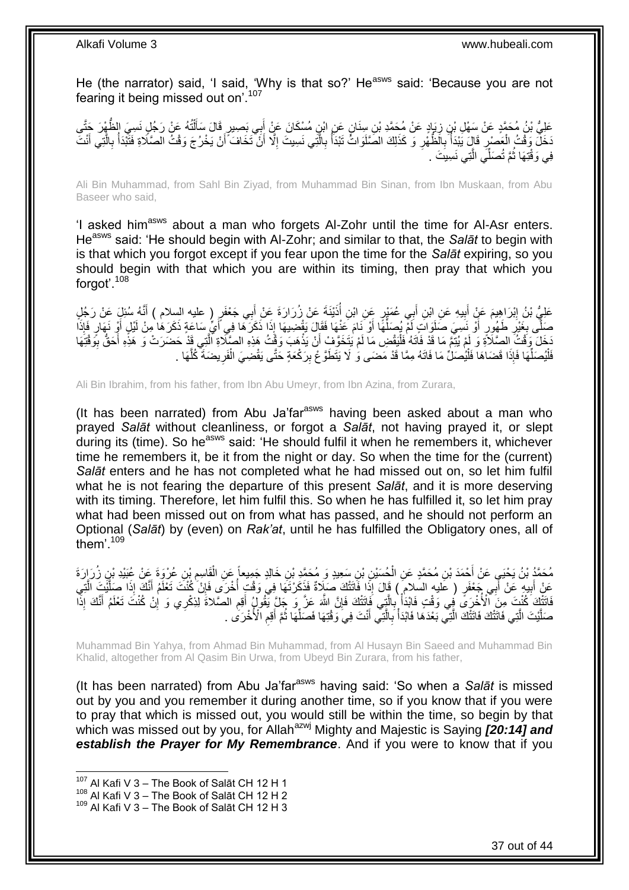He (the narrator) said, 'I said, 'Why is that so?' He[asws] said: 'Because you are not fearing it being missed out on'.[107]

عَلِيُّ بْنُ مُحَمَّدٍ عَنْ سَهْلِ بْنِ زِيَادٍ عَنْ مُحَمَّدِ بْنِ سِنَانٍ عَنِ ابْنِ مُسْكَانَ عَنْ أَبِي بَصِيرٍ قَالَ سَأَلْتُهُ عَنْ رَجُلٍ نَسِيَ الظُّهْرَ حَتَّى دَخَلَ وَقْتُ الْعَصْرِ قَالَ يَبْدَأُ بِالظُّهْرِ وَ كَذَلِكَ الصَّلَوَاتُ تَبْدَأُ بِالَّتِي نَسِيتَ إِلَّا أَنْ تَخَافَ أَنْ يَخْرُجَ وَقْتُ الصَّلَاةِ فَتَبْدَأُ بِالَّتِي أَنْتَ فِي وَقْتِهَا ثُمَّ تُصَلِّي الَّتِي نَسِيتَ .

Ali Bin Muhammad, from Sahl Bin Ziyad, from Muhammad Bin Sinan, from Ibn Muskaan, from Abu Baseer who said,

'I asked him[asws] about a man who forgets Al-Zohr until the time for Al-Asr enters. He[asws] said: 'He should begin with Al-Zohr; and similar to that, the *Salāt* to begin with is that which you forgot except if you fear upon the time for the *Salāt* expiring, so you should begin with that which you are within its timing, then pray that which you forgot'.[108]

عَلِيُّ بْنُ إِبْرَاهِيمَ عَنْ أَبِيهِ عَنِ ابْنِ أَبِي عُمَيْرٍ عَنِ ابْنِ أُذَيْنَةَ عَنْ زُرَارَةَ عَنْ أَبِي جَعْفَرٍ ( عليه السلام ) أَنَّهُ سُئِلَ عَنْ رَجُلٍ صَلَّى بِغَيْرِ طَهُورٍ أَوْ نَسِيَ صَلَوَاتٍ لَمْ يُصَلِّهَا أَوْ نَامَ عَنْهَا فَقَالَ يَقْضِيهَا إِذَا ذَكَرَهَا فِي أَيِّ سَاعَةٍ ذَكَرَهَا مِنْ لَيْلٍ أَوْ نَهَارٍ فَإِذَا دَخَلَ وَقْتُ الصَّلَاةِ وَ لَمْ يُتِمَّ مَا قَدْ فَاتَهُ فَلْيَقْضِ مَا لَمْ يَتَخَوَّفْ أَنْ يَذْهَبَ وَقْتُ هَذِهِ الصَّلَاةِ الَّتِي قَدْ حَضَرَتْ وَ هَذِهِ أَحَقُّ بِوَقْتِهَا فَلْيُصَلِّهَا فَإِذَا قَضَاهَا فَلْيُصَلِّ مَا فَاتَهُ مِمَّا قَدْ مَضَى وَ لَا يَتَطَوَّعْ بِرَكْعَةٍ حَتَّى يَقْضِيَ الْفَرِيضَةَ كُلَّهَا .

Ali Bin Ibrahim, from his father, from Ibn Abu Umeyr, from Ibn Azina, from Zurara,

(It has been narrated) from Abu Ja'far[asws] having been asked about a man who prayed *Salāt* without cleanliness, or forgot a *Salāt*, not having prayed it, or slept during its (time). So he[asws] said: 'He should fulfil it when he remembers it, whichever time he remembers it, be it from the night or day. So when the time for the (current) *Salāt* enters and he has not completed what he had missed out on, so let him fulfil what he is not fearing the departure of this present *Salāt*, and it is more deserving with its timing. Therefore, let him fulfil this. So when he has fulfilled it, so let him pray what had been missed out on from what has passed, and he should not perform an Optional (*Salāt*) by (even) on *Rak'at*, until he has fulfilled the Obligatory ones, all of them'.[109]

مُحَمَّدُ بْنُ يَحْيَى عَنْ أَحْمَدَ بْنِ مُحَمَّدٍ عَنِ الْحُسَيْنِ بْنِ سَعِيدٍ وَ مُحَمَّدِ بْنِ خَالِدٍ جَمِيعاً عَنِ الْقَاسِمِ بْنِ عُرْوَةَ عَنْ عُبَيْدِ بْنِ زُرَارَةَ عَنْ أَبِيهِ عَنْ أَبِي جَعْفَرٍ ( عليه السلام ) قَالَ إِذَا فَاتَتْكَ صَلَاةٌ فَذَكَرْتَهَا فِي وَقْتِ أُخْرَى فَإِنْ كُنْتَ تَعْلَمُ أَنَّكَ إِذَا صَلَّيْتَ الَّتِي فَاتَتْكَ كُنْتَ مِنَ الْأُخْرَى فِي وَقْتٍ فَابْدَأْ بِالَّتِي فَاتَتْكَ فَإِنَّ اللَّهَ عَزَّ وَ جَلَّ يَقُولُ أَقِمِ الصَّلاةَ لِذِكْرِي وَ إِنْ كُنْتَ تَعْلَمُ أَنَّكَ إِذَا صَلَّيْتَ الَّتِي فَاتَتْكَ فَاتَتْكَ الَّتِي بَعْدَهَا فَابْدَأْ بِالَّتِي أَنْتَ فِي وَقْتِهَا فَصَلِّهَا ثُمَّ أَقِمِ الْأُخْرَى .

Muhammad Bin Yahya, from Ahmad Bin Muhammad, from Al Husayn Bin Saeed and Muhammad Bin Khalid, altogether from Al Qasim Bin Urwa, from Ubeyd Bin Zurara, from his father,

(It has been narrated) from Abu Ja'far[asws] having said: 'So when a *Salāt* is missed out by you and you remember it during another time, so if you know that if you were to pray that which is missed out, you would still be within the time, so begin by that which was missed out by you, for Allah[azwj] Mighty and Majestic is Saying ***[20:14] and establish the Prayer for My Remembrance***. And if you were to know that if you

[107] Al Kafi V 3 – The Book of Salāt CH 12 H 1
[108] Al Kafi V 3 – The Book of Salāt CH 12 H 2
[109] Al Kafi V 3 – The Book of Salāt CH 12 H 3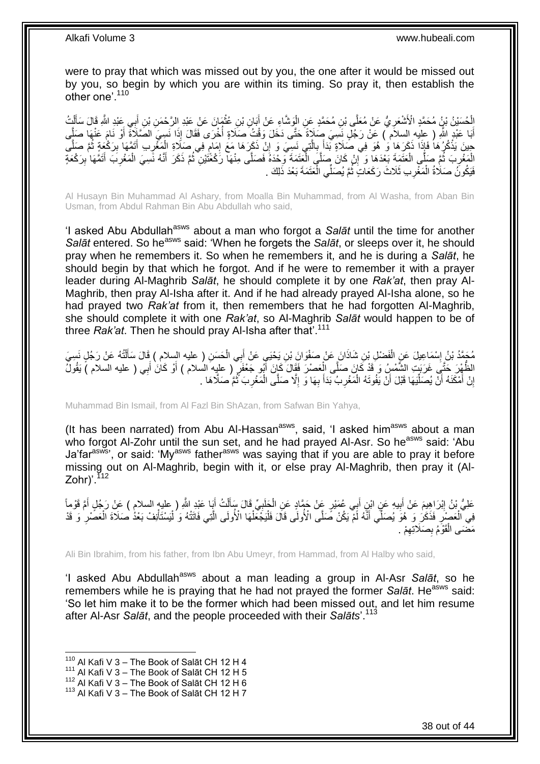were to pray that which was missed out by you, the one after it would be missed out by you, so begin by which you are within its timing. So pray it, then establish the other one'.[110]

الْحُسَيْنُ بْنُ مُحَمَّدٍ الْأَشْعَرِيُّ عَنْ مُعَلَّى بْنِ مُحَمَّدٍ عَنِ الْوَشَّاءِ عَنْ أَبَانِ بْنِ عُثْمَانَ عَنْ عَبْدِ الرَّحْمَنِ بْنِ أَبِي عَبْدِ اللَّهِ قَالَ سَأَلْتُ أَبَا عَبْدِ اللَّهِ ( عليه السلام ) عَنْ رَجُلٍ نَسِيَ صَلَاةً حَتَّى دَخَلَ وَقْتُ صَلَاةٍ أُخْرَى فَقَالَ إِذَا نَسِيَ الصَّلَاةَ أَوْ نَامَ عَنْهَا صَلَّى حِينَ يَذْكُرُهَا فَإِذَا ذَكَرَهَا وَ هُوَ فِي صَلَاةٍ بَدَأَ بِالَّتِي نَسِيَ وَ إِنْ ذَكَرَهَا مَعَ إِمَامٍ فِي صَلَاةِ الْمَغْرِبِ أَتَمَّهَا بِرَكْعَةٍ ثُمَّ صَلَّى الْمَغْرِبَ ثُمَّ صَلَّى الْعَتَمَةَ بَعْدَهَا وَ إِنْ كَانَ صَلَّى الْعَتَمَةَ وَحْدَهُ فَصَلَّى مِنْهَا رَكْعَتَيْنِ ثُمَّ ذَكَرَ أَنَّهُ نَسِيَ الْمَغْرِبَ أَتَمَّهَا بِرَكْعَةٍ فَيَكُونُ صَلَاةُ الْمَغْرِبِ ثَلَاثَ رَكَعَاتٍ ثُمَّ يُصَلِّي الْعَتَمَةَ بَعْدَ ذَلِكَ .

Al Husayn Bin Muhammad Al Ashary, from Moalla Bin Muhammad, from Al Washa, from Aban Bin Usman, from Abdul Rahman Bin Abu Abdullah who said,

'I asked Abu Abdullah[asws] about a man who forgot a *Salāt* until the time for another *Salāt* entered. So he[asws] said: 'When he forgets the *Salāt*, or sleeps over it, he should pray when he remembers it. So when he remembers it, and he is during a *Salāt*, he should begin by that which he forgot. And if he were to remember it with a prayer leader during Al-Maghrib *Salāt*, he should complete it by one *Rak'at*, then pray Al-Maghrib, then pray Al-Isha after it. And if he had already prayed Al-Isha alone, so he had prayed two *Rak'at* from it, then remembers that he had forgotten Al-Maghrib, she should complete it with one *Rak'at*, so Al-Maghrib *Salāt* would happen to be of three *Rak'at*. Then he should pray Al-Isha after that'.[111]

مُحَمَّدُ بْنُ إِسْمَاعِيلَ عَنِ الْفَضْلِ بْنِ شَاذَانَ عَنْ صَفْوَانَ بْنِ يَحْيَى عَنْ أَبِي الْحَسَنِ ( عليه السلام ) قَالَ سَأَلْتُهُ عَنْ رَجُلٍ نَسِيَ الظُّهْرَ حَتَّى غَرَبَتِ الشَّمْسُ وَ قَدْ كَانَ صَلَّى الْعَصْرَ فَقَالَ كَانَ أَبُو جَعْفَرٍ ( عليه السلام ) أَوْ كَانَ أَبِي ( عليه السلام ) يَقُولُ إِنْ أَمْكَنَهُ أَنْ يُصَلِّيَهَا قَبْلَ أَنْ يَفُوتَهُ الْمَغْرِبُ بَدَأَ بِهَا وَ إِلَّا صَلَّى الْمَغْرِبَ ثُمَّ صَلَّاهَا .

Muhammad Bin Ismail, from Al Fazl Bin ShAzan, from Safwan Bin Yahya,

(It has been narrated) from Abu Al-Hassan[asws], said, 'I asked him[asws] about a man who forgot Al-Zohr until the sun set, and he had prayed Al-Asr. So he[asws] said: 'Abu Ja'far[asws]', or said: 'My[asws] father[asws] was saying that if you are able to pray it before missing out on Al-Maghrib, begin with it, or else pray Al-Maghrib, then pray it (Al-Zohr)'.[112]

عَلِيُّ بْنُ إِبْرَاهِيمَ عَنْ أَبِيهِ عَنِ ابْنِ أَبِي عُمَيْرٍ عَنْ حَمَّادٍ عَنِ الْحَلَبِيِّ قَالَ سَأَلْتُ أَبَا عَبْدِ اللَّهِ ( عليه السلام ) عَنْ رَجُلٍ أَمَّ قَوْماً فِي الْعَصْرِ فَذَكَرَ وَ هُوَ يُصَلِّي أَنَّهُ لَمْ يَكُنْ صَلَّى الْأُولَى قَالَ فَلْيَجْعَلْهَا الْأُولَى الَّتِي فَاتَتْهُ وَ لْيَسْتَأْنِفْ بَعْدُ صَلَاةَ الْعَصْرِ وَ قَدْ مَضَى الْقَوْمُ بِصَلَاتِهِمْ .

Ali Bin Ibrahim, from his father, from Ibn Abu Umeyr, from Hammad, from Al Halby who said,

'I asked Abu Abdullah[asws] about a man leading a group in Al-Asr *Salāt*, so he remembers while he is praying that he had not prayed the former *Salāt*. He[asws] said: 'So let him make it to be the former which had been missed out, and let him resume after Al-Asr *Salāt*, and the people proceeded with their *Salāts*'.[113]

---

[110] Al Kafi V 3 – The Book of Salāt CH 12 H 4
[111] Al Kafi V 3 – The Book of Salāt CH 12 H 5
[112] Al Kafi V 3 – The Book of Salāt CH 12 H 6
[113] Al Kafi V 3 – The Book of Salāt CH 12 H 7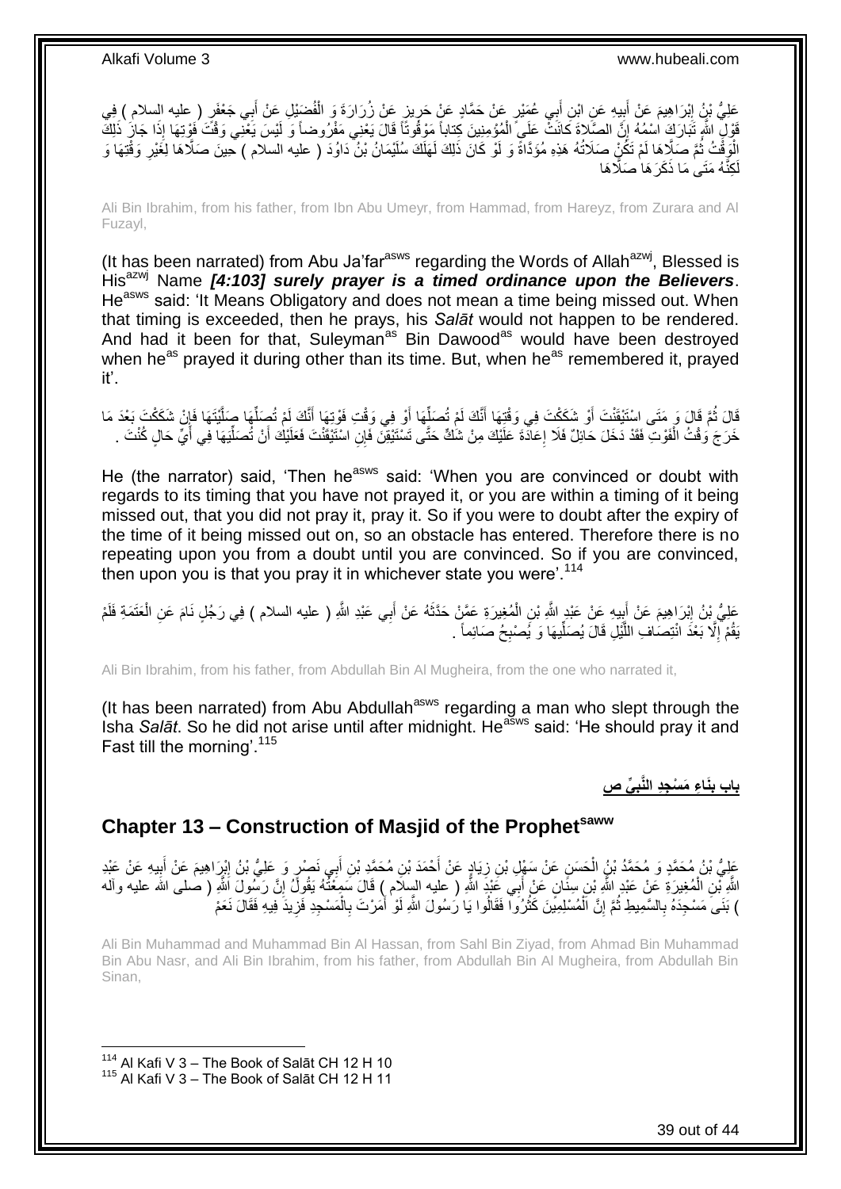عَلِيُّ بْنُ إِبْرَاهِيمَ عَنْ أَبِيهِ عَنِ ابْنِ أَبِي عُمَيْرٍ عَنْ حَمَّادٍ عَنْ حَرِيزٍ عَنْ زُرَارَةَ وَ الْفُضَيْلِ عَنْ أَبِي جَعْفَرٍ ( عليه السلام ) فِي قَوْلِ اللَّهِ تَبَارَكَ اسْمُهُ إِنَّ الصَّلاةَ كانَتْ عَلَى الْمُؤْمِنِينَ كِتاباً مَوْقُوتاً قَالَ يَعْنِي مَفْرُوضاً وَ لَيْسَ يَعْنِي وَقْتَ فَوْتِهَا إِذَا جَازَ ذَلِكَ الْوَقْتُ ثُمَّ صَلَّاهَا لَمْ تَكُنْ صَلَاتُهُ هَذِهِ مُؤَدَّاةً وَ لَوْ كَانَ ذَلِكَ لَهَلَكَ سُلَيْمَانُ بْنُ دَاوُدَ ( عليه السلام ) حِينَ صَلَّاهَا لِغَيْرِ وَقْتِهَا وَ لَكِنَّهُ مَتَى مَا ذَكَرَهَا صَلَّاهَا

Ali Bin Ibrahim, from his father, from Ibn Abu Umeyr, from Hammad, from Hareyz, from Zurara and Al Fuzayl,

(It has been narrated) from Abu Ja'far[asws] regarding the Words of Allah[azwj], Blessed is His[azwj] Name *[4:103] surely prayer is a timed ordinance upon the Believers*. He[asws] said: 'It Means Obligatory and does not mean a time being missed out. When that timing is exceeded, then he prays, his *Salāt* would not happen to be rendered. And had it been for that, Suleyman[as] Bin Dawood[as] would have been destroyed when he[as] prayed it during other than its time. But, when he[as] remembered it, prayed it'.

قَالَ ثُمَّ قَالَ وَ مَتَى اسْتَيْقَنْتَ أَوْ شَكَكْتَ فِي وَقْتِهَا أَنَّكَ لَمْ تُصَلِّهَا أَوْ فِي وَقْتِ فَوْتِهَا أَنَّكَ لَمْ تُصَلِّهَا صَلَّيْتَهَا فَإِنْ شَكَكْتَ بَعْدَ مَا خَرَجَ وَقْتُ الْفَوْتِ فَقَدْ دَخَلَ حَائِلٌ فَلَا إِعَادَةَ عَلَيْكَ مِنْ شَكٍّ حَتَّى تَسْتَيْقِنَ فَإِنِ اسْتَيْقَنْتَ فَعَلَيْكَ أَنْ تُصَلِّيَهَا فِي أَيِّ حَالٍ كُنْتَ .

He (the narrator) said, 'Then he[asws] said: 'When you are convinced or doubt with regards to its timing that you have not prayed it, or you are within a timing of it being missed out, that you did not pray it, pray it. So if you were to doubt after the expiry of the time of it being missed out on, so an obstacle has entered. Therefore there is no repeating upon you from a doubt until you are convinced. So if you are convinced, then upon you is that you pray it in whichever state you were'.[114]

عَلِيُّ بْنُ إِبْرَاهِيمَ عَنْ أَبِيهِ عَنْ عَبْدِ اللَّهِ بْنِ الْمُغِيرَةِ عَمَّنْ حَدَّثَهُ عَنْ أَبِي عَبْدِ اللَّهِ ( عليه السلام ) فِي رَجُلٍ نَامَ عَنِ الْعَتَمَةِ فَلَمْ يَقُمْ إِلَّا بَعْدَ انْتِصَافِ اللَّيْلِ قَالَ يُصَلِّيهَا وَ يُصْبِحُ صَائِماً .

Ali Bin Ibrahim, from his father, from Abdullah Bin Al Mugheira, from the one who narrated it,

(It has been narrated) from Abu Abdullah[asws] regarding a man who slept through the Isha *Salāt*. So he did not arise until after midnight. He[asws] said: 'He should pray it and Fast till the morning'.[115]

## باب بِنَاءِ مَسْجِدِ النَّبِيِّ ص

## Chapter 13 – Construction of Masjid of the Prophet[saww]

عَلِيُّ بْنُ مُحَمَّدٍ وَ مُحَمَّدُ بْنُ الْحَسَنِ عَنْ سَهْلِ بْنِ زِيَادٍ عَنْ أَحْمَدَ بْنِ مُحَمَّدِ بْنِ أَبِي نَصْرٍ وَ عَلِيُّ بْنُ إِبْرَاهِيمَ عَنْ أَبِيهِ عَنْ عَبْدِ اللَّهِ بْنِ الْمُغِيرَةِ عَنْ عَبْدِ اللَّهِ بْنِ سِنَانٍ عَنْ أَبِي عَبْدِ اللَّهِ ( عليه السلام ) قَالَ سَمِعْتُهُ يَقُولُ إِنَّ رَسُولَ اللَّهِ ( صلى الله عليه وآله ) بَنَى مَسْجِدَهُ بِالسَّمِيطِ ثُمَّ إِنَّ الْمُسْلِمِينَ كَثُرُوا فَقَالُوا يَا رَسُولَ اللَّهِ لَوْ أَمَرْتَ بِالْمَسْجِدِ فَزِيدَ فِيهِ فَقَالَ نَعَمْ

Ali Bin Muhammad and Muhammad Bin Al Hassan, from Sahl Bin Ziyad, from Ahmad Bin Muhammad Bin Abu Nasr, and Ali Bin Ibrahim, from his father, from Abdullah Bin Al Mugheira, from Abdullah Bin Sinan,

[114] Al Kafi V 3 – The Book of Salāt CH 12 H 10
[115] Al Kafi V 3 – The Book of Salāt CH 12 H 11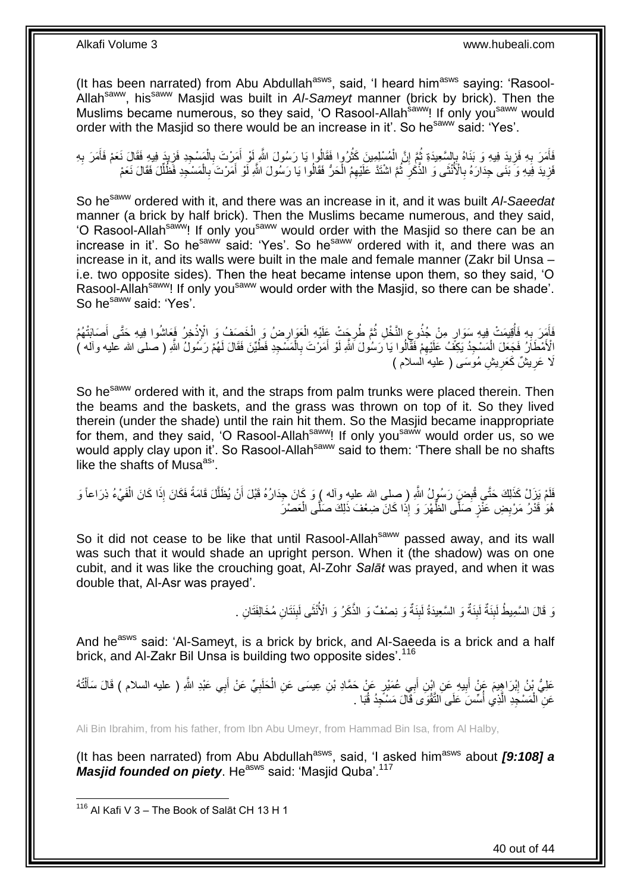(It has been narrated) from Abu Abdullah[asws], said, 'I heard him[asws] saying: 'Rasool-Allah[saww], his[saww] Masjid was built in *Al-Sameyt* manner (brick by brick). Then the Muslims became numerous, so they said, 'O Rasool-Allah[saww]! If only you[saww] would order with the Masjid so there would be an increase in it'. So he[saww] said: 'Yes'.

فَأَمَرَ بِهِ فَزِيدَ فِيهِ وَ بَنَاهُ بِالسَّعِيدَةِ ثُمَّ إِنَّ الْمُسْلِمِينَ كَثُرُوا فَقَالُوا يَا رَسُولَ اللَّهِ لَوْ أَمَرْتَ بِالْمَسْجِدِ فَزِيدَ فِيهِ فَقَالَ نَعَمْ فَأَمَرَ بِهِ فَزِيدَ فِيهِ وَ بَنَى جِدَارَهُ بِالْأُنْثَى وَ الذَّكَرِ ثُمَّ اشْتَدَّ عَلَيْهِمُ الْحَرُّ فَقَالُوا يَا رَسُولَ اللَّهِ لَوْ أَمَرْتَ بِالْمَسْجِدِ فَظُلِّلَ فَقَالَ نَعَمْ

So he[saww] ordered with it, and there was an increase in it, and it was built *Al-Saeedat* manner (a brick by half brick). Then the Muslims became numerous, and they said, 'O Rasool-Allah[saww]! If only you[saww] would order with the Masjid so there can be an increase in it'. So he[saww] said: 'Yes'. So he[saww] ordered with it, and there was an increase in it, and its walls were built in the male and female manner (Zakr bil Unsa – i.e. two opposite sides). Then the heat became intense upon them, so they said, 'O Rasool-Allah[saww]! If only you[saww] would order with the Masjid, so there can be shade'. So he[saww] said: 'Yes'.

فَأَمَرَ بِهِ فَأُقِيمَتْ فِيهِ سَوَارٍ مِنْ جُذُوعِ النَّخْلِ ثُمَّ طُرِحَتْ عَلَيْهِ الْعَوَارِضُ وَ الْخَصَفُ وَ الْإِذْخِرُ فَعَاشُوا فِيهِ حَتَّى أَصَابَتْهُمُ الْأَمْطَارُ فَجَعَلَ الْمَسْجِدُ يَكِفُ عَلَيْهِمْ فَقَالُوا يَا رَسُولَ اللَّهِ لَوْ أَمَرْتَ بِالْمَسْجِدِ فَطُيِّنَ فَقَالَ لَهُمْ رَسُولُ اللَّهِ ( صلى الله عليه وآله ) لَا عَرِيشٌ كَعَرِيشِ مُوسَى ( عليه السلام )

So he[saww] ordered with it, and the straps from palm trunks were placed therein. Then the beams and the baskets, and the grass was thrown on top of it. So they lived therein (under the shade) until the rain hit them. So the Masjid became inappropriate for them, and they said, 'O Rasool-Allah[saww]! If only you[saww] would order us, so we would apply clay upon it'. So Rasool-Allah[saww] said to them: 'There shall be no shafts like the shafts of Musa[as]'.

فَلَمْ يَزَلْ كَذَلِكَ حَتَّى قُبِضَ رَسُولُ اللَّهِ ( صلى الله عليه وآله ) وَ كَانَ جِدَارُهُ قَبْلَ أَنْ يُظَلَّلَ قَامَةً فَكَانَ إِذَا كَانَ الْفَيْءُ ذِرَاعاً وَ هُوَ قَدْرُ مَرْبِضِ عَنْزٍ صَلَّى الظُّهْرَ وَ إِذَا كَانَ ضِعْفَ ذَلِكَ صَلَّى الْعَصْرَ

So it did not cease to be like that until Rasool-Allah[saww] passed away, and its wall was such that it would shade an upright person. When it (the shadow) was on one cubit, and it was like the crouching goat, Al-Zohr *Salāt* was prayed, and when it was double that, Al-Asr was prayed'.

وَ قَالَ السَّمِيطُ لَبِنَةٌ لَبِنَةٌ وَ السَّعِيدَةُ لَبِنَةٌ وَ نِصْفٌ وَ الذَّكَرُ وَ الْأُنْثَى لَبِنَتَانِ مُخَالِفَتَانِ .

And he[asws] said: 'Al-Sameyt, is a brick by brick, and Al-Saeeda is a brick and a half brick, and Al-Zakr Bil Unsa is building two opposite sides'.[116]

عَلِيُّ بْنُ إِبْرَاهِيمَ عَنْ أَبِيهِ عَنِ ابْنِ أَبِي عُمَيْرٍ عَنْ حَمَّادِ بْنِ عِيسَى عَنِ الْحَلَبِيِّ عَنْ أَبِي عَبْدِ اللَّهِ ( عليه السلام ) قَالَ سَأَلْتُهُ عَنِ الْمَسْجِدِ الَّذِي أُسِّسَ عَلَى التَّقْوَى قَالَ مَسْجِدُ قُبَا .

Ali Bin Ibrahim, from his father, from Ibn Abu Umeyr, from Hammad Bin Isa, from Al Halby,

(It has been narrated) from Abu Abdullah[asws], said, 'I asked him[asws] about *[9:108] a Masjid founded on piety*. He[asws] said: 'Masjid Quba'.[117]

[116] Al Kafi V 3 – The Book of Salāt CH 13 H 1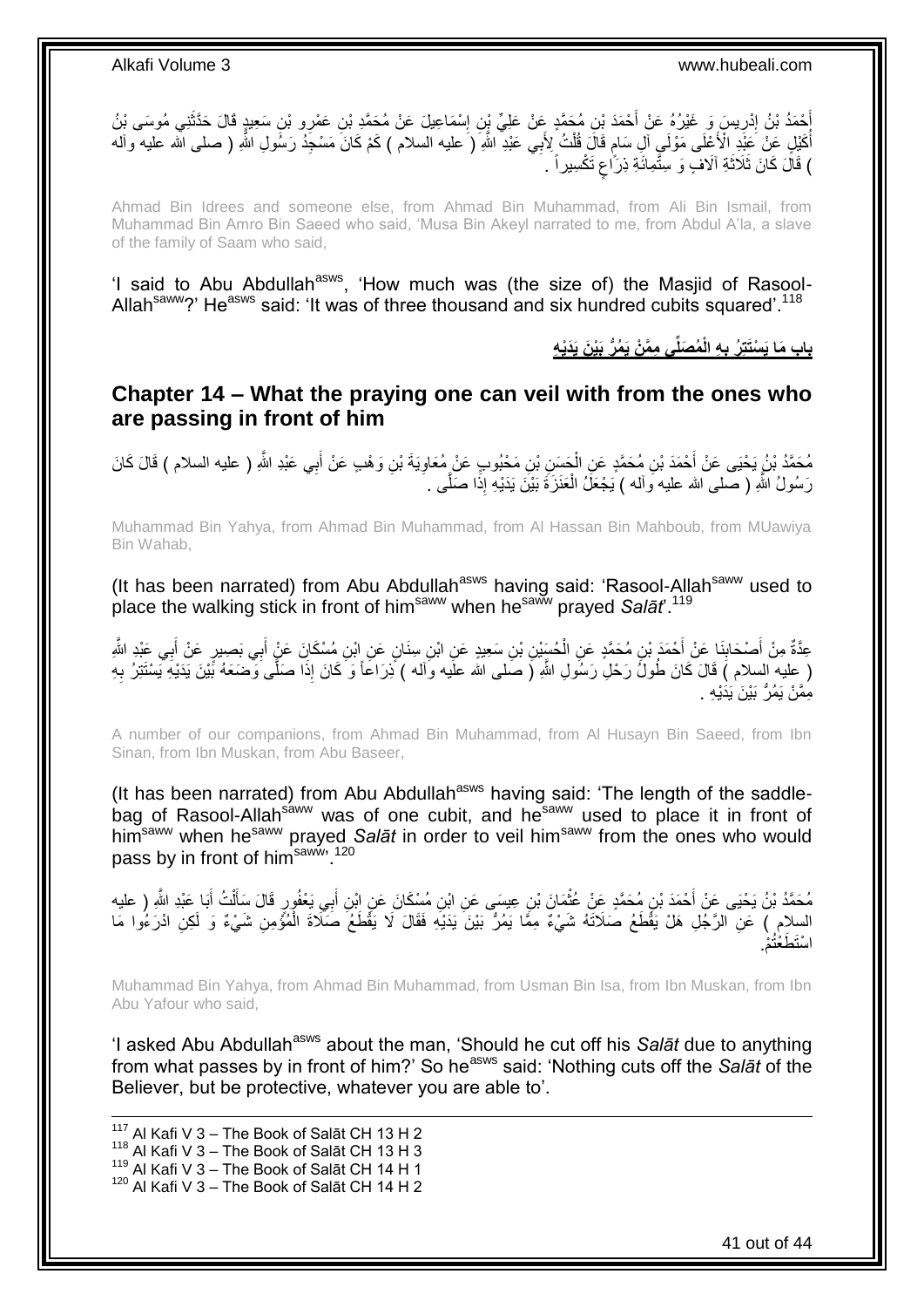أَحْمَدُ بْنُ إِدْرِيسَ وَ غَيْرُهُ عَنْ أَحْمَدَ بْنِ مُحَمَّدٍ عَنْ عَلِيِّ بْنِ إِسْمَاعِيلَ عَنْ مُحَمَّدِ بْنِ عَمْرِو بْنِ سَعِيدٍ قَالَ حَدَّثَنِي مُوسَى بْنُ أُكَيْلٍ عَنْ عَبْدِ الْأَعْلَى مَوْلَى آلِ سَامٍ قَالَ قُلْتُ لِأَبِي عَبْدِ اللَّهِ ( عليه السلام ) كَمْ كَانَ مَسْجِدُ رَسُولِ اللَّهِ ( صلى الله عليه وآله ) قَالَ كَانَ ثَلَاثَةَ آلَافٍ وَ سِتَّمِائَةِ ذِرَاعٍ تَكْسِيراً .

Ahmad Bin Idrees and someone else, from Ahmad Bin Muhammad, from Ali Bin Ismail, from Muhammad Bin Amro Bin Saeed who said, 'Musa Bin Akeyl narrated to me, from Abdul A'la, a slave of the family of Saam who said,

'I said to Abu Abdullah[asws], 'How much was (the size of) the Masjid of Rasool-Allah[saww]?' He[asws] said: 'It was of three thousand and six hundred cubits squared'.[118]

## باب مَا يَسْتَتِرُ بِهِ الْمُصَلِّي مِمَّنْ يَمُرُّ بَيْنَ يَدَيْهِ

## Chapter 14 – What the praying one can veil with from the ones who are passing in front of him

مُحَمَّدُ بْنُ يَحْيَى عَنْ أَحْمَدَ بْنِ مُحَمَّدٍ عَنِ الْحَسَنِ بْنِ مَحْبُوبٍ عَنْ مُعَاوِيَةَ بْنِ وَهْبٍ عَنْ أَبِي عَبْدِ اللَّهِ ( عليه السلام ) قَالَ كَانَ رَسُولُ اللَّهِ ( صلى الله عليه وآله ) يَجْعَلُ الْعَنَزَةَ بَيْنَ يَدَيْهِ إِذَا صَلَّى .

Muhammad Bin Yahya, from Ahmad Bin Muhammad, from Al Hassan Bin Mahboub, from MUawiya Bin Wahab,

(It has been narrated) from Abu Abdullah[asws] having said: 'Rasool-Allah[saww] used to place the walking stick in front of him[saww] when he[saww] prayed *Salāt*'.[119]

عِدَّةٌ مِنْ أَصْحَابِنَا عَنْ أَحْمَدَ بْنِ مُحَمَّدٍ عَنِ الْحُسَيْنِ بْنِ سَعِيدٍ عَنِ ابْنِ سِنَانٍ عَنِ ابْنِ مُسْكَانَ عَنْ أَبِي بَصِيرٍ عَنْ أَبِي عَبْدِ اللَّهِ ( عليه السلام ) قَالَ كَانَ طُولُ رَحْلِ رَسُولِ اللَّهِ ( صلى الله عليه وآله ) ذِرَاعاً وَ كَانَ إِذَا صَلَّى وَضَعَهُ بَيْنَ يَدَيْهِ يَسْتَتِرُ بِهِ مِمَّنْ يَمُرُّ بَيْنَ يَدَيْهِ .

A number of our companions, from Ahmad Bin Muhammad, from Al Husayn Bin Saeed, from Ibn Sinan, from Ibn Muskan, from Abu Baseer,

(It has been narrated) from Abu Abdullah[asws] having said: 'The length of the saddle-bag of Rasool-Allah[saww] was of one cubit, and he[saww] used to place it in front of him[saww] when he[saww] prayed *Salāt* in order to veil him[saww] from the ones who would pass by in front of him[saww]'.[120]

مُحَمَّدُ بْنُ يَحْيَى عَنْ أَحْمَدَ بْنِ مُحَمَّدٍ عَنْ عُثْمَانَ بْنِ عِيسَى عَنِ ابْنِ مُسْكَانَ عَنِ ابْنِ أَبِي يَعْفُورٍ قَالَ سَأَلْتُ أَبَا عَبْدِ اللَّهِ ( عليه السلام ) عَنِ الرَّجُلِ هَلْ يَقْطَعُ صَلَاتَهُ شَيْءٌ مِمَّا يَمُرُّ بَيْنَ يَدَيْهِ فَقَالَ لَا يَقْطَعُ صَلَاةَ الْمُؤْمِنِ شَيْءٌ وَ لَكِنِ ادْرَءُوا مَا اسْتَطَعْتُمْ.

Muhammad Bin Yahya, from Ahmad Bin Muhammad, from Usman Bin Isa, from Ibn Muskan, from Ibn Abu Yafour who said,

'I asked Abu Abdullah[asws] about the man, 'Should he cut off his *Salāt* due to anything from what passes by in front of him?' So he[asws] said: 'Nothing cuts off the *Salāt* of the Believer, but be protective, whatever you are able to'.

---

[117] Al Kafi V 3 – The Book of Salāt CH 13 H 2
[118] Al Kafi V 3 – The Book of Salāt CH 13 H 3
[119] Al Kafi V 3 – The Book of Salāt CH 14 H 1
[120] Al Kafi V 3 – The Book of Salāt CH 14 H 2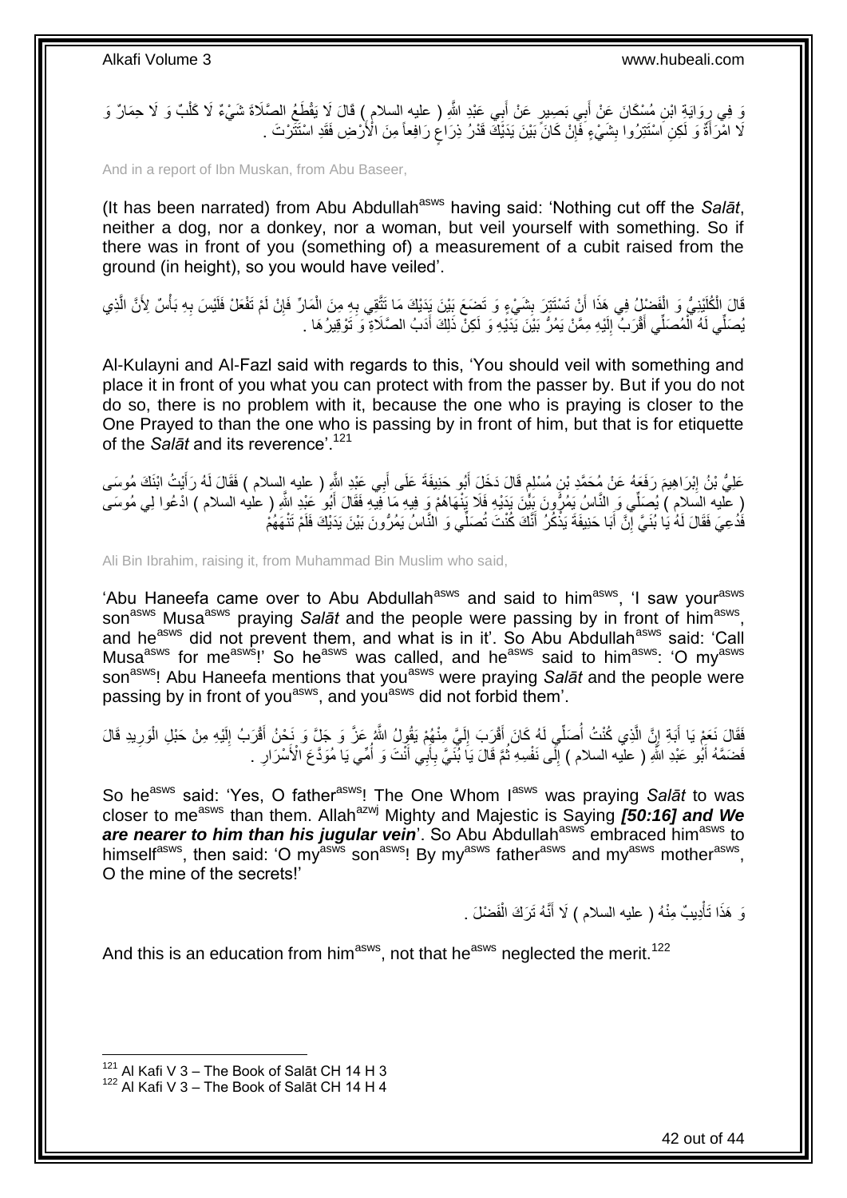وَ فِي رِوَايَةِ ابْنِ مُسْكَانَ عَنْ أَبِي بَصِيرٍ عَنْ أَبِي عَبْدِ اللَّهِ ( عليه السلام ) قَالَ لَا يَقْطَعُ الصَّلَاةَ شَيْءٌ لَا كَلْبٌ وَ لَا حِمَارٌ وَ لَا امْرَأَةٌ وَ لَكِنِ اسْتَتِرُوا بِشَيْءٍ فَإِنْ كَانَ بَيْنَ يَدَيْكَ قَدْرُ ذِرَاعٍ رَافِعاً مِنَ الْأَرْضِ فَقَدِ اسْتَتَرْتَ .

And in a report of Ibn Muskan, from Abu Baseer,

(It has been narrated) from Abu Abdullah[asws] having said: 'Nothing cut off the *Salāt*, neither a dog, nor a donkey, nor a woman, but veil yourself with something. So if there was in front of you (something of) a measurement of a cubit raised from the ground (in height), so you would have veiled'.

قَالَ الْكُلَيْنِيُّ وَ الْفَضْلُ فِي هَذَا أَنْ تَسْتَتِرَ بِشَيْءٍ وَ تَضَعَ بَيْنَ يَدَيْكَ مَا تَتَّقِي بِهِ مِنَ الْمَارِّ فَإِنْ لَمْ تَفْعَلْ فَلَيْسَ بِهِ بَأْسٌ لِأَنَّ الَّذِي يُصَلِّي لَهُ الْمُصَلِّي أَقْرَبُ إِلَيْهِ مِمَّنْ يَمُرُّ بَيْنَ يَدَيْهِ وَ لَكِنْ ذَلِكَ أَدَبُ الصَّلَاةِ وَ تَوْقِيرُهَا .

Al-Kulayni and Al-Fazl said with regards to this, 'You should veil with something and place it in front of you what you can protect with from the passer by. But if you do not do so, there is no problem with it, because the one who is praying is closer to the One Prayed to than the one who is passing by in front of him, but that is for etiquette of the *Salāt* and its reverence'.[121]

عَلِيُّ بْنُ إِبْرَاهِيمَ رَفَعَهُ عَنْ مُحَمَّدِ بْنِ مُسْلِمٍ قَالَ دَخَلَ أَبُو حَنِيفَةَ عَلَى أَبِي عَبْدِ اللَّهِ ( عليه السلام ) فَقَالَ لَهُ رَأَيْتُ ابْنَكَ مُوسَى ( عليه السلام ) يُصَلِّي وَ النَّاسُ يَمُرُّونَ بَيْنَ يَدَيْهِ فَلَا يَنْهَاهُمْ وَ فِيهِ مَا فِيهِ فَقَالَ أَبُو عَبْدِ اللَّهِ ( عليه السلام ) ادْعُوا لِي مُوسَى فَدُعِيَ فَقَالَ لَهُ يَا بُنَيَّ إِنَّ أَبَا حَنِيفَةَ يَذْكُرُ أَنَّكَ كُنْتَ تُصَلِّي وَ النَّاسُ يَمُرُّونَ بَيْنَ يَدَيْكَ فَلَمْ تَنْهَهُمْ

Ali Bin Ibrahim, raising it, from Muhammad Bin Muslim who said,

'Abu Haneefa came over to Abu Abdullah[asws] and said to him[asws], 'I saw your[asws] son[asws] Musa[asws] praying *Salāt* and the people were passing by in front of him[asws], and he[asws] did not prevent them, and what is in it'. So Abu Abdullah[asws] said: 'Call Musa[asws] for me[asws]!' So he[asws] was called, and he[asws] said to him[asws]: 'O my[asws] son[asws]! Abu Haneefa mentions that you[asws] were praying *Salāt* and the people were passing by in front of you[asws], and you[asws] did not forbid them'.

فَقَالَ نَعَمْ يَا أَبَةِ إِنَّ الَّذِي كُنْتُ أُصَلِّي لَهُ كَانَ أَقْرَبَ إِلَيَّ مِنْهُمْ يَقُولُ اللَّهُ عَزَّ وَ جَلَّ وَ نَحْنُ أَقْرَبُ إِلَيْهِ مِنْ حَبْلِ الْوَرِيدِ قَالَ فَضَمَّهُ أَبُو عَبْدِ اللَّهِ ( عليه السلام ) إِلَى نَفْسِهِ ثُمَّ قَالَ يَا بُنَيَّ بِأَبِي أَنْتَ وَ أُمِّي يَا مُودَعَ الْأَسْرَارِ .

So he[asws] said: 'Yes, O father[asws]! The One Whom I[asws] was praying *Salāt* to was closer to me[asws] than them. Allah[azwj] Mighty and Majestic is Saying ***[50:16] and We are nearer to him than his jugular vein***'. So Abu Abdullah[asws] embraced him[asws] to himself[asws], then said: 'O my[asws] son[asws]! By my[asws] father[asws] and my[asws] mother[asws], O the mine of the secrets!'

وَ هَذَا تَأْدِيبٌ مِنْهُ ( عليه السلام ) لَا أَنَّهُ تَرَكَ الْفَضْلَ .

And this is an education from him[asws], not that he[asws] neglected the merit.[122]

[121] Al Kafi V 3 – The Book of Salāt CH 14 H 3
[122] Al Kafi V 3 – The Book of Salāt CH 14 H 4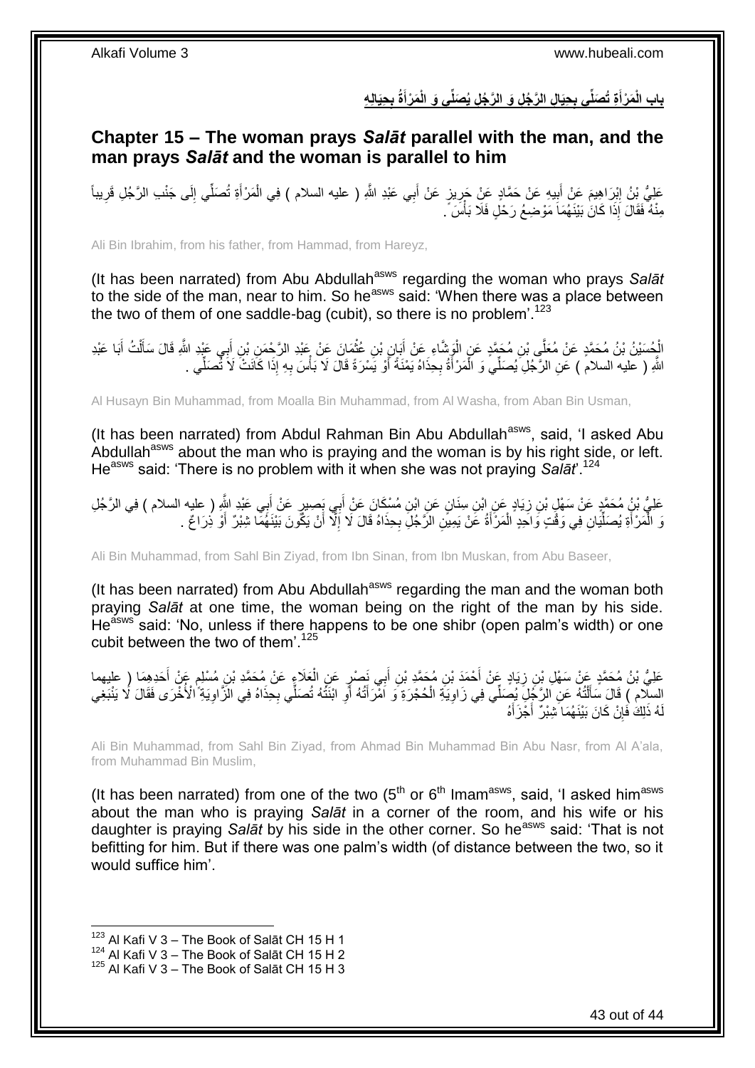## بابِ الْمَرْأَةِ تُصَلِّي بِحِيَالِ الرَّجُلِ وَ الرَّجُلِ يُصَلِّي وَ الْمَرْأَةُ بِحِيَالِهِ

## Chapter 15 – The woman prays *Salāt* parallel with the man, and the man prays *Salāt* and the woman is parallel to him

عَلِيُّ بْنُ إِبْرَاهِيمَ عَنْ أَبِيهِ عَنْ حَمَّادٍ عَنْ حَرِيزٍ عَنْ أَبِي عَبْدِ اللَّهِ ( عليه السلام ) فِي الْمَرْأَةِ تُصَلِّي إِلَى جَنْبِ الرَّجُلِ قَرِيباً مِنْهُ فَقَالَ إِذَا كَانَ بَيْنَهُمَا مَوْضِعُ رَحْلٍ فَلَا بَأْسَ .

Ali Bin Ibrahim, from his father, from Hammad, from Hareyz,

(It has been narrated) from Abu Abdullah[asws] regarding the woman who prays *Salāt* to the side of the man, near to him. So he[asws] said: 'When there was a place between the two of them of one saddle-bag (cubit), so there is no problem'.[123]

الْحُسَيْنُ بْنُ مُحَمَّدٍ عَنْ مُعَلَّى بْنِ مُحَمَّدٍ عَنِ الْوَشَّاءِ عَنْ أَبَانِ بْنِ عُثْمَانَ عَنْ عَبْدِ الرَّحْمَنِ بْنِ أَبِي عَبْدِ اللَّهِ قَالَ سَأَلْتُ أَبَا عَبْدِ اللَّهِ ( عليه السلام ) عَنِ الرَّجُلِ يُصَلِّي وَ الْمَرْأَةُ بِحِذَاهُ يَمْنَةً أَوْ يَسْرَةً قَالَ لَا بَأْسَ بِهِ إِذَا كَانَتْ لَا تُصَلِّي .

Al Husayn Bin Muhammad, from Moalla Bin Muhammad, from Al Washa, from Aban Bin Usman,

(It has been narrated) from Abdul Rahman Bin Abu Abdullah[asws], said, 'I asked Abu Abdullah[asws] about the man who is praying and the woman is by his right side, or left. He[asws] said: 'There is no problem with it when she was not praying *Salāt*'.[124]

عَلِيُّ بْنُ مُحَمَّدٍ عَنْ سَهْلِ بْنِ زِيَادٍ عَنِ ابْنِ سِنَانٍ عَنِ ابْنِ مُسْكَانَ عَنْ أَبِي بَصِيرٍ عَنْ أَبِي عَبْدِ اللَّهِ ( عليه السلام ) فِي الرَّجُلِ وَ الْمَرْأَةِ يُصَلِّيَانِ فِي وَقْتٍ وَاحِدٍ الْمَرْأَةُ عَنْ يَمِينِ الرَّجُلِ بِحِذَاهُ قَالَ لَا إِلَّا أَنْ يَكُونَ بَيْنَهُمَا شِبْرٌ أَوْ ذِرَاعٌ .

Ali Bin Muhammad, from Sahl Bin Ziyad, from Ibn Sinan, from Ibn Muskan, from Abu Baseer,

(It has been narrated) from Abu Abdullah[asws] regarding the man and the woman both praying *Salāt* at one time, the woman being on the right of the man by his side. He[asws] said: 'No, unless if there happens to be one shibr (open palm's width) or one cubit between the two of them'.[125]

عَلِيُّ بْنُ مُحَمَّدٍ عَنْ سَهْلِ بْنِ زِيَادٍ عَنْ أَحْمَدَ بْنِ مُحَمَّدِ بْنِ أَبِي نَصْرٍ عَنِ الْعَلَاءِ عَنْ مُحَمَّدِ بْنِ مُسْلِمٍ عَنْ أَحَدِهِمَا ( عليهما السلام ) قَالَ سَأَلْتُهُ عَنِ الرَّجُلِ يُصَلِّي فِي زَاوِيَةِ الْحُجْرَةِ وَ امْرَأَتُهُ أَوِ ابْنَتُهُ تُصَلِّي بِحِذَاهُ فِي الزَّاوِيَةِ الْأُخْرَى فَقَالَ لَا يَنْبَغِي لَهُ ذَلِكَ فَإِنْ كَانَ بَيْنَهُمَا شِبْرٌ أَجْزَأَهُ

Ali Bin Muhammad, from Sahl Bin Ziyad, from Ahmad Bin Muhammad Bin Abu Nasr, from Al A'ala, from Muhammad Bin Muslim,

(It has been narrated) from one of the two (5th or 6th Imam[asws], said, 'I asked him[asws] about the man who is praying *Salāt* in a corner of the room, and his wife or his daughter is praying *Salāt* by his side in the other corner. So he[asws] said: 'That is not befitting for him. But if there was one palm's width (of distance between the two, so it would suffice him'.

---

[123] Al Kafi V 3 – The Book of Salāt CH 15 H 1
[124] Al Kafi V 3 – The Book of Salāt CH 15 H 2
[125] Al Kafi V 3 – The Book of Salāt CH 15 H 3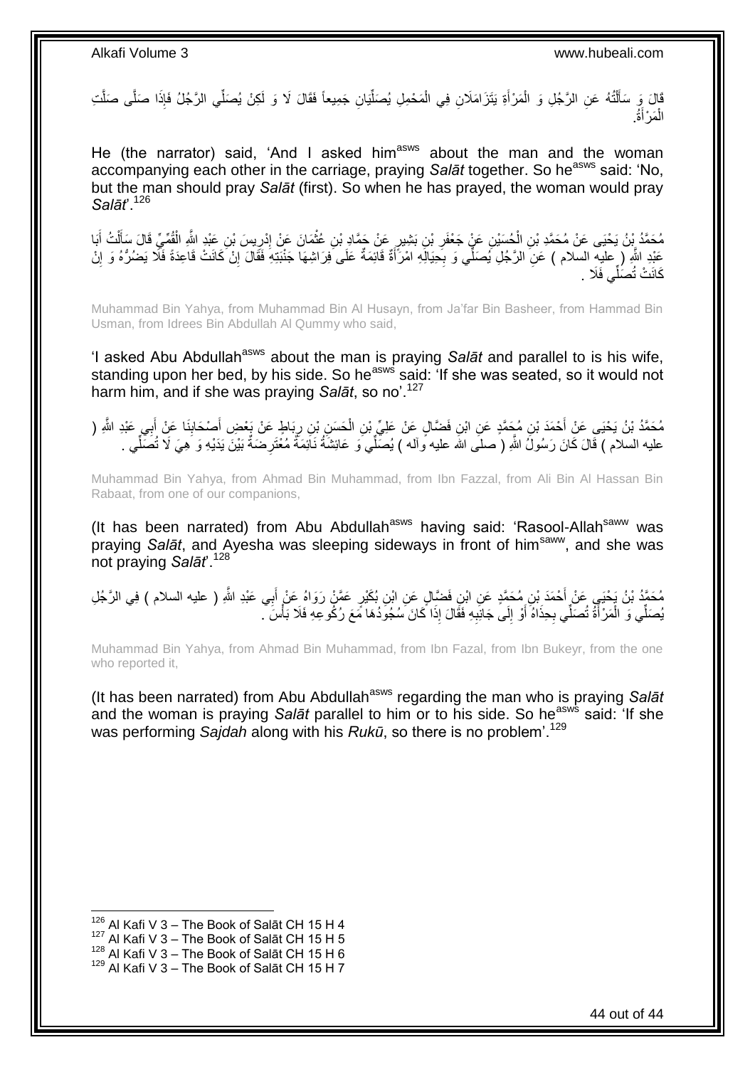قَالَ وَ سَأَلْتُهُ عَنِ الرَّجُلِ وَ الْمَرْأَةِ يَتَزَامَلَانِ فِي الْمَحْمِلِ يُصَلِّيَانِ جَمِيعاً فَقَالَ لَا وَ لَكِنْ يُصَلِّي الرَّجُلُ فَإِذَا صَلَّى صَلَّتِ الْمَرْأَةُ.

He (the narrator) said, 'And I asked him[asws] about the man and the woman accompanying each other in the carriage, praying *Salāt* together. So he[asws] said: 'No, but the man should pray *Salāt* (first). So when he has prayed, the woman would pray *Salāt*'.[126]

مُحَمَّدُ بْنُ يَحْيَى عَنْ مُحَمَّدِ بْنِ الْحُسَيْنِ عَنْ جَعْفَرِ بْنِ بَشِيرٍ عَنْ حَمَّادِ بْنِ عُثْمَانَ عَنْ إِدْرِيسَ بْنِ عَبْدِ اللَّهِ الْقُمِّيِّ قَالَ سَأَلْتُ أَبَا عَبْدِ اللَّهِ ( عليه السلام ) عَنِ الرَّجُلِ يُصَلِّي وَ بِحِيَالِهِ امْرَأَةٌ قَائِمَةٌ عَلَى فِرَاشِهَا جَنْبَتِهِ فَقَالَ إِنْ كَانَتْ قَاعِدَةً فَلَا يَضُرُّهُ وَ إِنْ كَانَتْ تُصَلِّي فَلَا .

Muhammad Bin Yahya, from Muhammad Bin Al Husayn, from Ja'far Bin Basheer, from Hammad Bin Usman, from Idrees Bin Abdullah Al Qummy who said,

'I asked Abu Abdullah[asws] about the man is praying *Salāt* and parallel to is his wife, standing upon her bed, by his side. So he[asws] said: 'If she was seated, so it would not harm him, and if she was praying *Salāt*, so no'.[127]

مُحَمَّدُ بْنُ يَحْيَى عَنْ أَحْمَدَ بْنِ مُحَمَّدٍ عَنِ ابْنِ فَضَّالٍ عَنْ عَلِيِّ بْنِ الْحَسَنِ بْنِ رِبَاطٍ عَنْ بَعْضِ أَصْحَابِنَا عَنْ أَبِي عَبْدِ اللَّهِ ( عليه السلام ) قَالَ كَانَ رَسُولُ اللَّهِ ( صلى الله عليه وآله ) يُصَلِّي وَ عَائِشَةُ نَائِمَةٌ مُعْتَرِضَةٌ بَيْنَ يَدَيْهِ وَ هِيَ لَا تُصَلِّي .

Muhammad Bin Yahya, from Ahmad Bin Muhammad, from Ibn Fazzal, from Ali Bin Al Hassan Bin Rabaat, from one of our companions,

(It has been narrated) from Abu Abdullah[asws] having said: 'Rasool-Allah[saww] was praying *Salāt*, and Ayesha was sleeping sideways in front of him[saww], and she was not praying *Salāt*'.[128]

مُحَمَّدُ بْنُ يَحْيَى عَنْ أَحْمَدَ بْنِ مُحَمَّدٍ عَنِ ابْنِ فَضَّالٍ عَنِ ابْنِ بُكَيْرٍ عَمَّنْ رَوَاهُ عَنْ أَبِي عَبْدِ اللَّهِ ( عليه السلام ) فِي الرَّجُلِ يُصَلِّي وَ الْمَرْأَةُ تُصَلِّي بِحِذَاهُ أَوْ إِلَى جَانِبِهِ فَقَالَ إِذَا كَانَ سُجُودُهَا مَعَ رُكُوعِهِ فَلَا بَأْسَ .

Muhammad Bin Yahya, from Ahmad Bin Muhammad, from Ibn Fazal, from Ibn Bukeyr, from the one who reported it,

(It has been narrated) from Abu Abdullah[asws] regarding the man who is praying *Salāt* and the woman is praying *Salāt* parallel to him or to his side. So he[asws] said: 'If she was performing *Sajdah* along with his *Rukū*, so there is no problem'.[129]

---

[126] Al Kafi V 3 – The Book of Salāt CH 15 H 4
[127] Al Kafi V 3 – The Book of Salāt CH 15 H 5
[128] Al Kafi V 3 – The Book of Salāt CH 15 H 6
[129] Al Kafi V 3 – The Book of Salāt CH 15 H 7